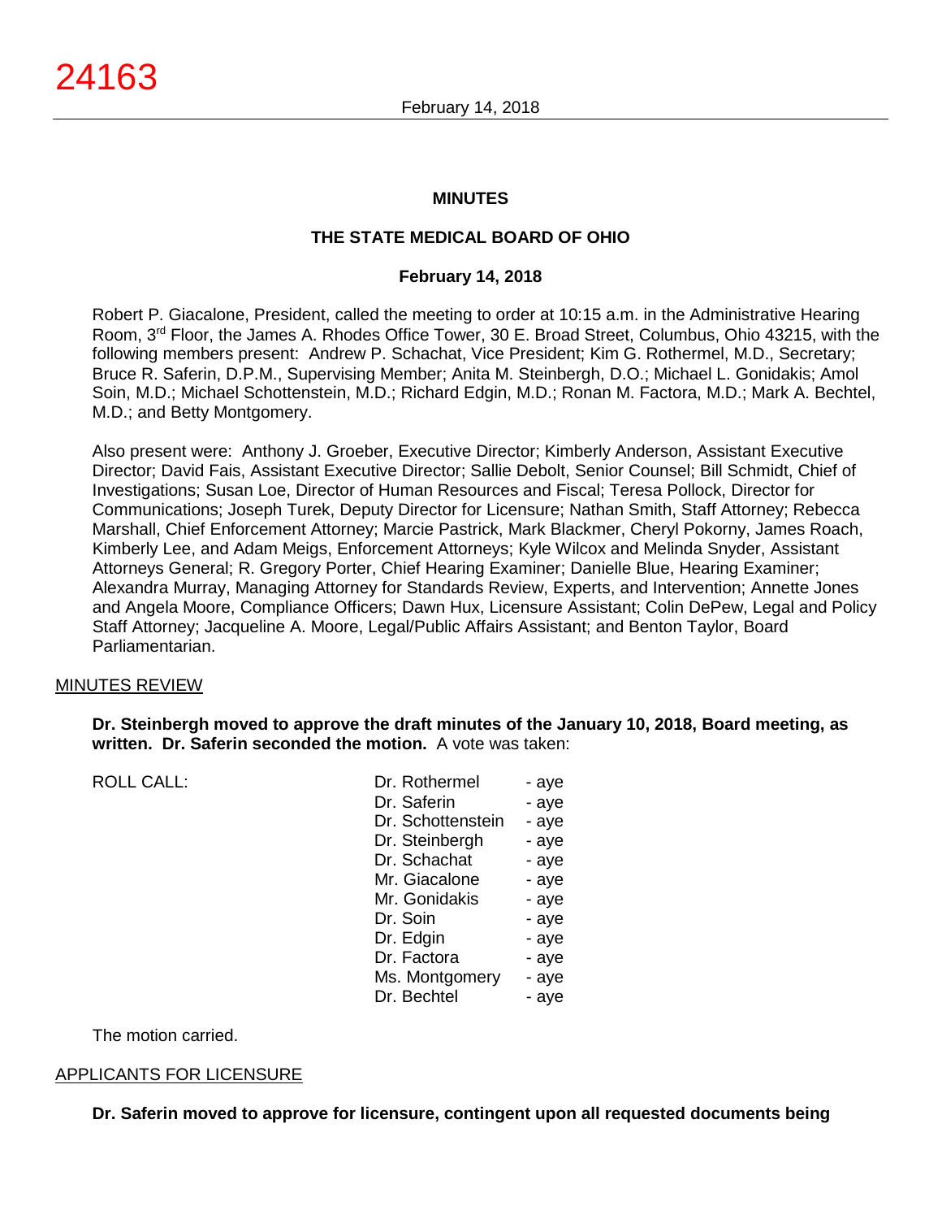# MINUTES

## THE STATE MEDICAL BOARD OF OHIO

### February 14, 2018

Robert P. Giacalone, President, called the meeting to order at 10:15 a.m. in the Administrative Hearing Room, 3rd Floor, the James A. Rhodes Office Tower, 30 E. Broad Street, Columbus, Ohio 43215, with the following members present: Andrew P. Schachat, Vice President; Kim G. Rothermel, M.D., Secretary; Bruce R. Saferin, D.P.M., Supervising Member; Anita M. Steinbergh, D.O.; Michael L. Gonidakis; Amol Soin, M.D.; Michael Schottenstein, M.D.; Richard Edgin, M.D.; Ronan M. Factora, M.D.; Mark A. Bechtel, M.D.; and Betty Montgomery.

Also present were: Anthony J. Groeber, Executive Director; Kimberly Anderson, Assistant Executive Director; David Fais, Assistant Executive Director; Sallie Debolt, Senior Counsel; Bill Schmidt, Chief of Investigations; Susan Loe, Director of Human Resources and Fiscal; Teresa Pollock, Director for Communications; Joseph Turek, Deputy Director for Licensure; Nathan Smith, Staff Attorney; Rebecca Marshall, Chief Enforcement Attorney; Marcie Pastrick, Mark Blackmer, Cheryl Pokorny, James Roach, Kimberly Lee, and Adam Meigs, Enforcement Attorneys; Kyle Wilcox and Melinda Snyder, Assistant Attorneys General; R. Gregory Porter, Chief Hearing Examiner; Danielle Blue, Hearing Examiner; Alexandra Murray, Managing Attorney for Standards Review, Experts, and Intervention; Annette Jones and Angela Moore, Compliance Officers; Dawn Hux, Licensure Assistant; Colin DePew, Legal and Policy Staff Attorney; Jacqueline A. Moore, Legal/Public Affairs Assistant; and Benton Taylor, Board Parliamentarian.

MINUTES REVIEW

**Dr. Steinbergh moved to approve the draft minutes of the January 10, 2018, Board meeting, as written. Dr. Saferin seconded the motion.** A vote was taken:

| ROLL CALL: | Dr. Rothermel | - aye |
|---|---|---|
| | Dr. Saferin | - aye |
| | Dr. Schottenstein | - aye |
| | Dr. Steinbergh | - aye |
| | Dr. Schachat | - aye |
| | Mr. Giacalone | - aye |
| | Mr. Gonidakis | - aye |
| | Dr. Soin | - aye |
| | Dr. Edgin | - aye |
| | Dr. Factora | - aye |
| | Ms. Montgomery | - aye |
| | Dr. Bechtel | - aye |

The motion carried.

APPLICANTS FOR LICENSURE

**Dr. Saferin moved to approve for licensure, contingent upon all requested documents being**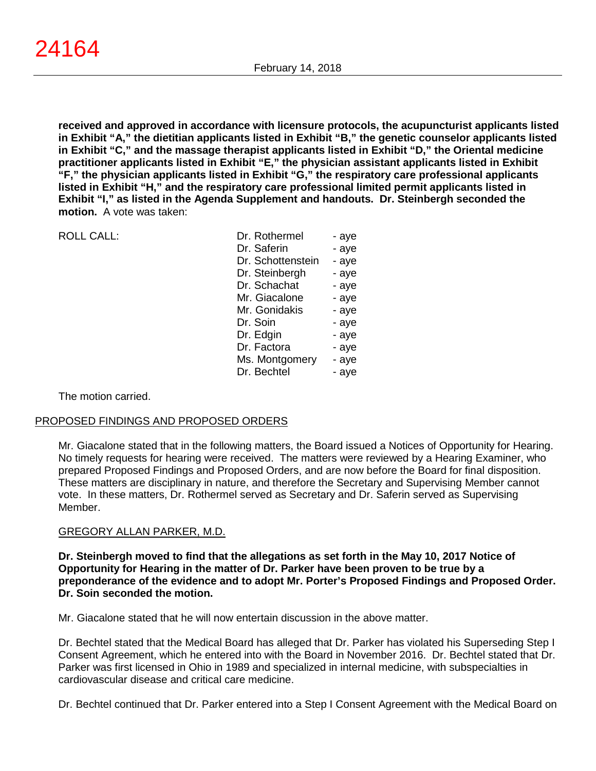**received and approved in accordance with licensure protocols, the acupuncturist applicants listed in Exhibit "A," the dietitian applicants listed in Exhibit "B," the genetic counselor applicants listed in Exhibit "C," and the massage therapist applicants listed in Exhibit "D," the Oriental medicine practitioner applicants listed in Exhibit "E," the physician assistant applicants listed in Exhibit "F," the physician applicants listed in Exhibit "G," the respiratory care professional applicants listed in Exhibit "H," and the respiratory care professional limited permit applicants listed in Exhibit "I," as listed in the Agenda Supplement and handouts. Dr. Steinbergh seconded the motion.** A vote was taken:

| ROLL CALL: | Dr. Rothermel | - aye |
|---|---|---|
| | Dr. Saferin | - aye |
| | Dr. Schottenstein | - aye |
| | Dr. Steinbergh | - aye |
| | Dr. Schachat | - aye |
| | Mr. Giacalone | - aye |
| | Mr. Gonidakis | - aye |
| | Dr. Soin | - aye |
| | Dr. Edgin | - aye |
| | Dr. Factora | - aye |
| | Ms. Montgomery | - aye |
| | Dr. Bechtel | - aye |

The motion carried.

## PROPOSED FINDINGS AND PROPOSED ORDERS

Mr. Giacalone stated that in the following matters, the Board issued a Notices of Opportunity for Hearing. No timely requests for hearing were received. The matters were reviewed by a Hearing Examiner, who prepared Proposed Findings and Proposed Orders, and are now before the Board for final disposition. These matters are disciplinary in nature, and therefore the Secretary and Supervising Member cannot vote. In these matters, Dr. Rothermel served as Secretary and Dr. Saferin served as Supervising Member.

### GREGORY ALLAN PARKER, M.D.

**Dr. Steinbergh moved to find that the allegations as set forth in the May 10, 2017 Notice of Opportunity for Hearing in the matter of Dr. Parker have been proven to be true by a preponderance of the evidence and to adopt Mr. Porter's Proposed Findings and Proposed Order. Dr. Soin seconded the motion.**

Mr. Giacalone stated that he will now entertain discussion in the above matter.

Dr. Bechtel stated that the Medical Board has alleged that Dr. Parker has violated his Superseding Step I Consent Agreement, which he entered into with the Board in November 2016. Dr. Bechtel stated that Dr. Parker was first licensed in Ohio in 1989 and specialized in internal medicine, with subspecialties in cardiovascular disease and critical care medicine.

Dr. Bechtel continued that Dr. Parker entered into a Step I Consent Agreement with the Medical Board on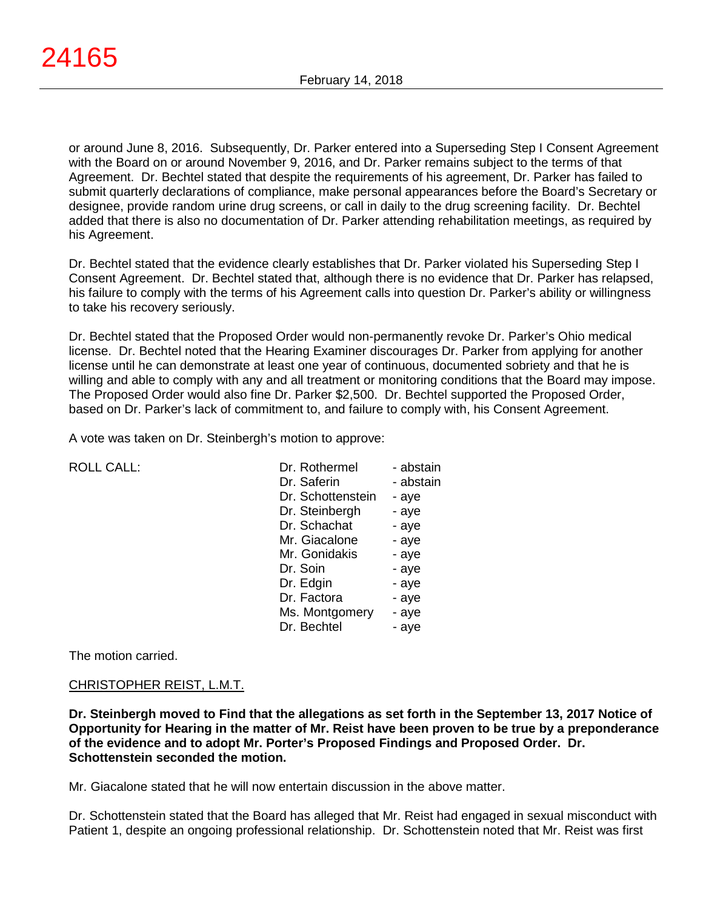or around June 8, 2016. Subsequently, Dr. Parker entered into a Superseding Step I Consent Agreement with the Board on or around November 9, 2016, and Dr. Parker remains subject to the terms of that Agreement. Dr. Bechtel stated that despite the requirements of his agreement, Dr. Parker has failed to submit quarterly declarations of compliance, make personal appearances before the Board's Secretary or designee, provide random urine drug screens, or call in daily to the drug screening facility. Dr. Bechtel added that there is also no documentation of Dr. Parker attending rehabilitation meetings, as required by his Agreement.

Dr. Bechtel stated that the evidence clearly establishes that Dr. Parker violated his Superseding Step I Consent Agreement. Dr. Bechtel stated that, although there is no evidence that Dr. Parker has relapsed, his failure to comply with the terms of his Agreement calls into question Dr. Parker's ability or willingness to take his recovery seriously.

Dr. Bechtel stated that the Proposed Order would non-permanently revoke Dr. Parker's Ohio medical license. Dr. Bechtel noted that the Hearing Examiner discourages Dr. Parker from applying for another license until he can demonstrate at least one year of continuous, documented sobriety and that he is willing and able to comply with any and all treatment or monitoring conditions that the Board may impose. The Proposed Order would also fine Dr. Parker $2,500. Dr. Bechtel supported the Proposed Order, based on Dr. Parker's lack of commitment to, and failure to comply with, his Consent Agreement.

A vote was taken on Dr. Steinbergh's motion to approve:

| ROLL CALL: | | |
|---|---|---|
| | Dr. Rothermel | - abstain |
| | Dr. Saferin | - abstain |
| | Dr. Schottenstein | - aye |
| | Dr. Steinbergh | - aye |
| | Dr. Schachat | - aye |
| | Mr. Giacalone | - aye |
| | Mr. Gonidakis | - aye |
| | Dr. Soin | - aye |
| | Dr. Edgin | - aye |
| | Dr. Factora | - aye |
| | Ms. Montgomery | - aye |
| | Dr. Bechtel | - aye |

The motion carried.

CHRISTOPHER REIST, L.M.T.

**Dr. Steinbergh moved to Find that the allegations as set forth in the September 13, 2017 Notice of Opportunity for Hearing in the matter of Mr. Reist have been proven to be true by a preponderance of the evidence and to adopt Mr. Porter's Proposed Findings and Proposed Order. Dr. Schottenstein seconded the motion.**

Mr. Giacalone stated that he will now entertain discussion in the above matter.

Dr. Schottenstein stated that the Board has alleged that Mr. Reist had engaged in sexual misconduct with Patient 1, despite an ongoing professional relationship. Dr. Schottenstein noted that Mr. Reist was first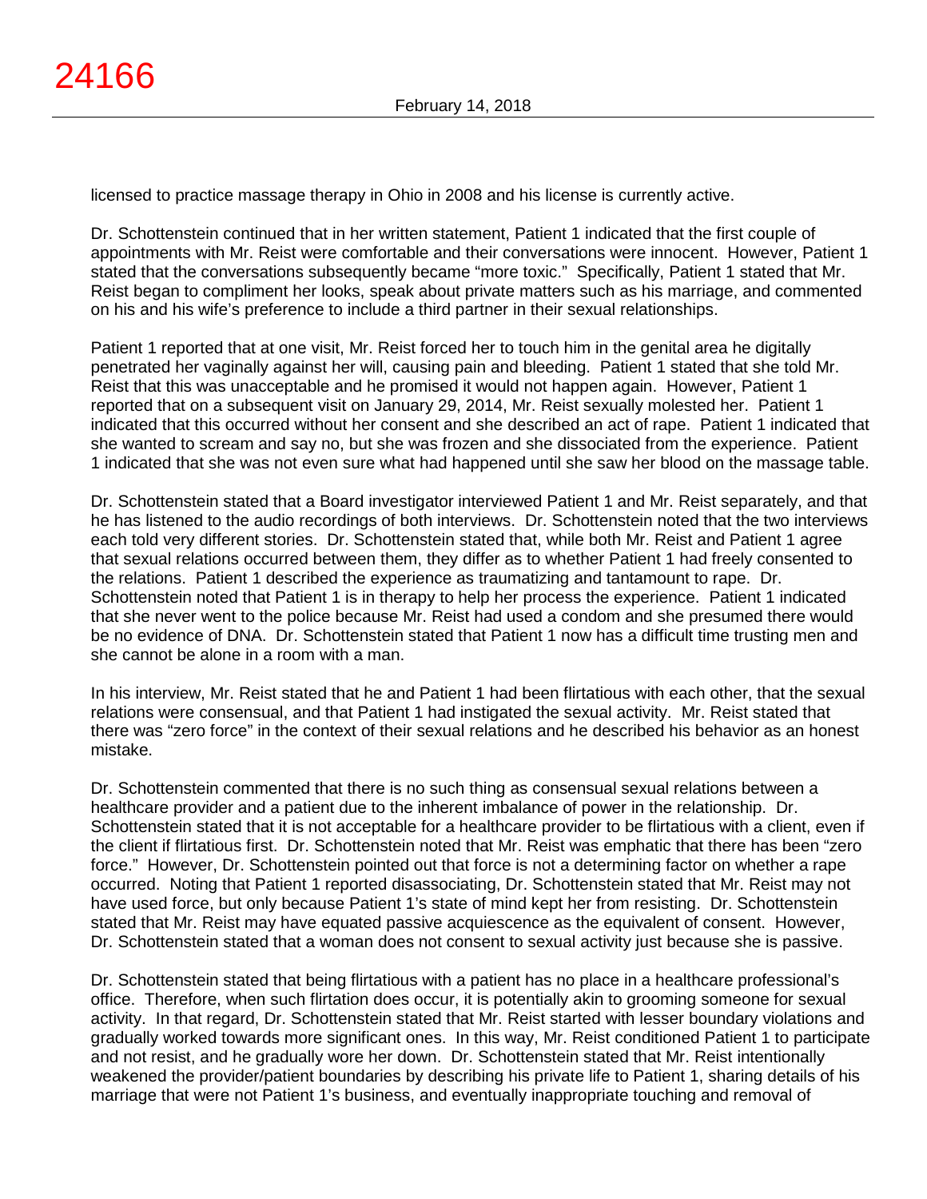licensed to practice massage therapy in Ohio in 2008 and his license is currently active.

Dr. Schottenstein continued that in her written statement, Patient 1 indicated that the first couple of appointments with Mr. Reist were comfortable and their conversations were innocent. However, Patient 1 stated that the conversations subsequently became "more toxic." Specifically, Patient 1 stated that Mr. Reist began to compliment her looks, speak about private matters such as his marriage, and commented on his and his wife's preference to include a third partner in their sexual relationships.

Patient 1 reported that at one visit, Mr. Reist forced her to touch him in the genital area he digitally penetrated her vaginally against her will, causing pain and bleeding. Patient 1 stated that she told Mr. Reist that this was unacceptable and he promised it would not happen again. However, Patient 1 reported that on a subsequent visit on January 29, 2014, Mr. Reist sexually molested her. Patient 1 indicated that this occurred without her consent and she described an act of rape. Patient 1 indicated that she wanted to scream and say no, but she was frozen and she dissociated from the experience. Patient 1 indicated that she was not even sure what had happened until she saw her blood on the massage table.

Dr. Schottenstein stated that a Board investigator interviewed Patient 1 and Mr. Reist separately, and that he has listened to the audio recordings of both interviews. Dr. Schottenstein noted that the two interviews each told very different stories. Dr. Schottenstein stated that, while both Mr. Reist and Patient 1 agree that sexual relations occurred between them, they differ as to whether Patient 1 had freely consented to the relations. Patient 1 described the experience as traumatizing and tantamount to rape. Dr. Schottenstein noted that Patient 1 is in therapy to help her process the experience. Patient 1 indicated that she never went to the police because Mr. Reist had used a condom and she presumed there would be no evidence of DNA. Dr. Schottenstein stated that Patient 1 now has a difficult time trusting men and she cannot be alone in a room with a man.

In his interview, Mr. Reist stated that he and Patient 1 had been flirtatious with each other, that the sexual relations were consensual, and that Patient 1 had instigated the sexual activity. Mr. Reist stated that there was "zero force" in the context of their sexual relations and he described his behavior as an honest mistake.

Dr. Schottenstein commented that there is no such thing as consensual sexual relations between a healthcare provider and a patient due to the inherent imbalance of power in the relationship. Dr. Schottenstein stated that it is not acceptable for a healthcare provider to be flirtatious with a client, even if the client if flirtatious first. Dr. Schottenstein noted that Mr. Reist was emphatic that there has been "zero force." However, Dr. Schottenstein pointed out that force is not a determining factor on whether a rape occurred. Noting that Patient 1 reported disassociating, Dr. Schottenstein stated that Mr. Reist may not have used force, but only because Patient 1's state of mind kept her from resisting. Dr. Schottenstein stated that Mr. Reist may have equated passive acquiescence as the equivalent of consent. However, Dr. Schottenstein stated that a woman does not consent to sexual activity just because she is passive.

Dr. Schottenstein stated that being flirtatious with a patient has no place in a healthcare professional's office. Therefore, when such flirtation does occur, it is potentially akin to grooming someone for sexual activity. In that regard, Dr. Schottenstein stated that Mr. Reist started with lesser boundary violations and gradually worked towards more significant ones. In this way, Mr. Reist conditioned Patient 1 to participate and not resist, and he gradually wore her down. Dr. Schottenstein stated that Mr. Reist intentionally weakened the provider/patient boundaries by describing his private life to Patient 1, sharing details of his marriage that were not Patient 1's business, and eventually inappropriate touching and removal of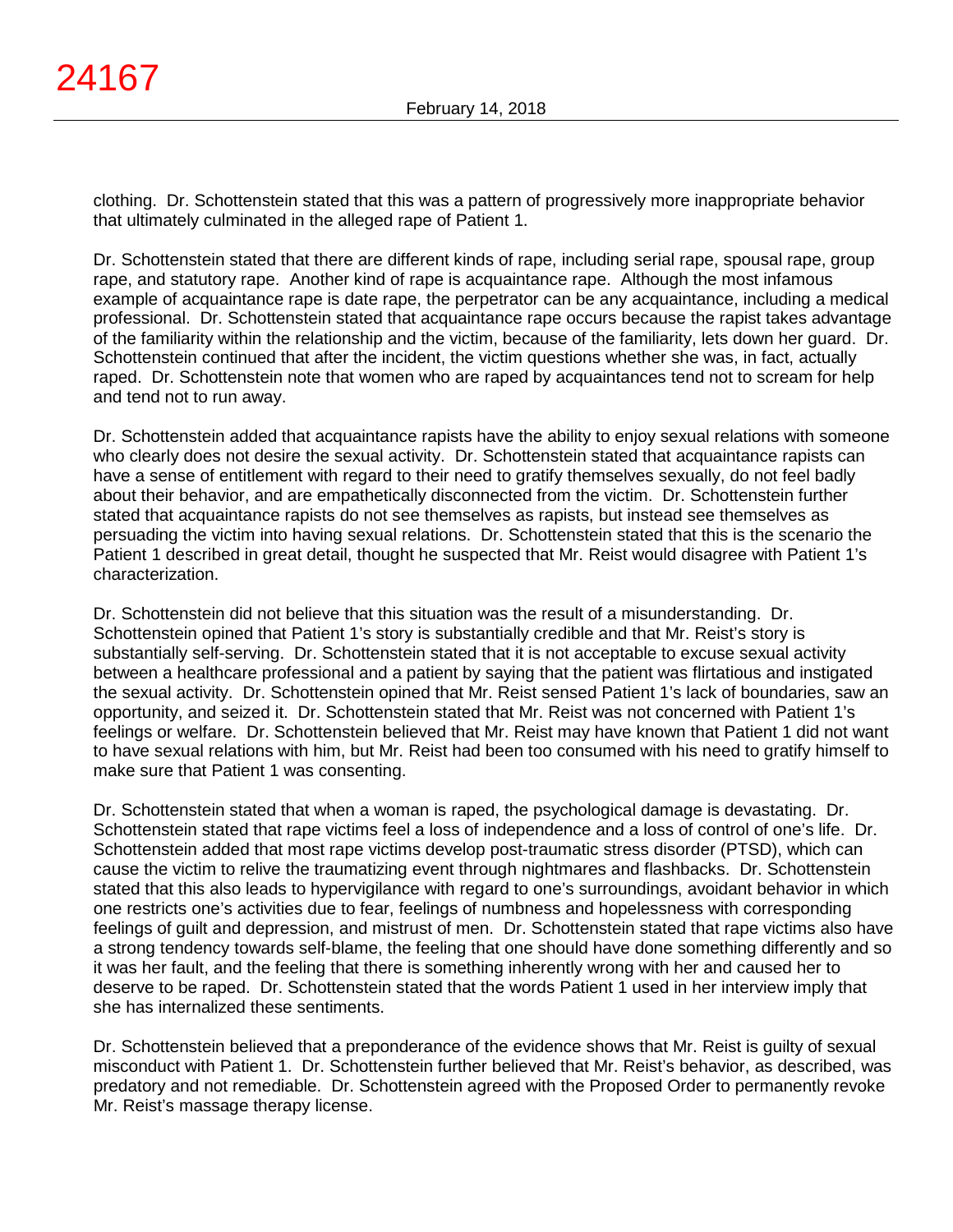clothing. Dr. Schottenstein stated that this was a pattern of progressively more inappropriate behavior that ultimately culminated in the alleged rape of Patient 1.

Dr. Schottenstein stated that there are different kinds of rape, including serial rape, spousal rape, group rape, and statutory rape. Another kind of rape is acquaintance rape. Although the most infamous example of acquaintance rape is date rape, the perpetrator can be any acquaintance, including a medical professional. Dr. Schottenstein stated that acquaintance rape occurs because the rapist takes advantage of the familiarity within the relationship and the victim, because of the familiarity, lets down her guard. Dr. Schottenstein continued that after the incident, the victim questions whether she was, in fact, actually raped. Dr. Schottenstein note that women who are raped by acquaintances tend not to scream for help and tend not to run away.

Dr. Schottenstein added that acquaintance rapists have the ability to enjoy sexual relations with someone who clearly does not desire the sexual activity. Dr. Schottenstein stated that acquaintance rapists can have a sense of entitlement with regard to their need to gratify themselves sexually, do not feel badly about their behavior, and are empathetically disconnected from the victim. Dr. Schottenstein further stated that acquaintance rapists do not see themselves as rapists, but instead see themselves as persuading the victim into having sexual relations. Dr. Schottenstein stated that this is the scenario the Patient 1 described in great detail, thought he suspected that Mr. Reist would disagree with Patient 1's characterization.

Dr. Schottenstein did not believe that this situation was the result of a misunderstanding. Dr. Schottenstein opined that Patient 1's story is substantially credible and that Mr. Reist's story is substantially self-serving. Dr. Schottenstein stated that it is not acceptable to excuse sexual activity between a healthcare professional and a patient by saying that the patient was flirtatious and instigated the sexual activity. Dr. Schottenstein opined that Mr. Reist sensed Patient 1's lack of boundaries, saw an opportunity, and seized it. Dr. Schottenstein stated that Mr. Reist was not concerned with Patient 1's feelings or welfare. Dr. Schottenstein believed that Mr. Reist may have known that Patient 1 did not want to have sexual relations with him, but Mr. Reist had been too consumed with his need to gratify himself to make sure that Patient 1 was consenting.

Dr. Schottenstein stated that when a woman is raped, the psychological damage is devastating. Dr. Schottenstein stated that rape victims feel a loss of independence and a loss of control of one's life. Dr. Schottenstein added that most rape victims develop post-traumatic stress disorder (PTSD), which can cause the victim to relive the traumatizing event through nightmares and flashbacks. Dr. Schottenstein stated that this also leads to hypervigilance with regard to one's surroundings, avoidant behavior in which one restricts one's activities due to fear, feelings of numbness and hopelessness with corresponding feelings of guilt and depression, and mistrust of men. Dr. Schottenstein stated that rape victims also have a strong tendency towards self-blame, the feeling that one should have done something differently and so it was her fault, and the feeling that there is something inherently wrong with her and caused her to deserve to be raped. Dr. Schottenstein stated that the words Patient 1 used in her interview imply that she has internalized these sentiments.

Dr. Schottenstein believed that a preponderance of the evidence shows that Mr. Reist is guilty of sexual misconduct with Patient 1. Dr. Schottenstein further believed that Mr. Reist's behavior, as described, was predatory and not remediable. Dr. Schottenstein agreed with the Proposed Order to permanently revoke Mr. Reist's massage therapy license.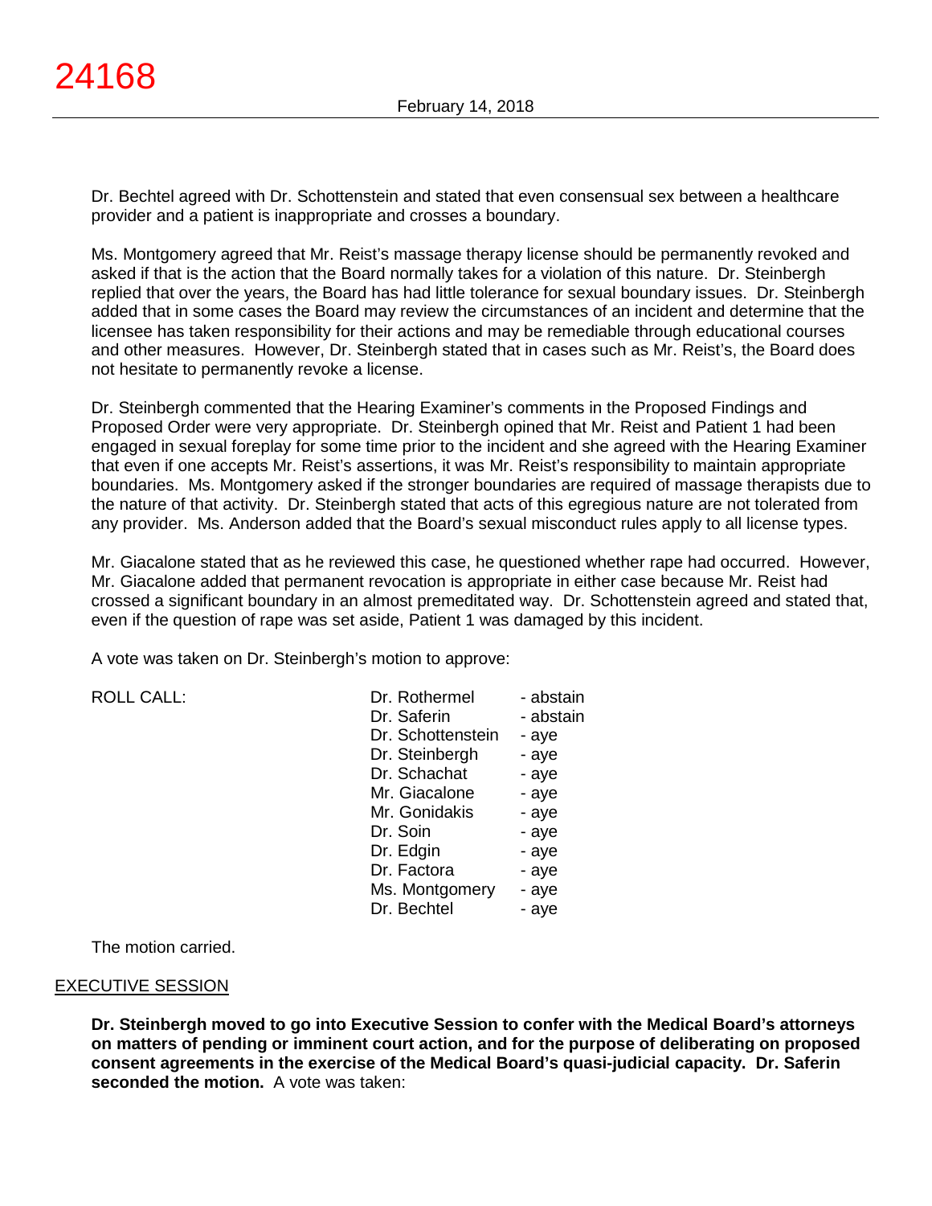Dr. Bechtel agreed with Dr. Schottenstein and stated that even consensual sex between a healthcare provider and a patient is inappropriate and crosses a boundary.

Ms. Montgomery agreed that Mr. Reist's massage therapy license should be permanently revoked and asked if that is the action that the Board normally takes for a violation of this nature. Dr. Steinbergh replied that over the years, the Board has had little tolerance for sexual boundary issues. Dr. Steinbergh added that in some cases the Board may review the circumstances of an incident and determine that the licensee has taken responsibility for their actions and may be remediable through educational courses and other measures. However, Dr. Steinbergh stated that in cases such as Mr. Reist's, the Board does not hesitate to permanently revoke a license.

Dr. Steinbergh commented that the Hearing Examiner's comments in the Proposed Findings and Proposed Order were very appropriate. Dr. Steinbergh opined that Mr. Reist and Patient 1 had been engaged in sexual foreplay for some time prior to the incident and she agreed with the Hearing Examiner that even if one accepts Mr. Reist's assertions, it was Mr. Reist's responsibility to maintain appropriate boundaries. Ms. Montgomery asked if the stronger boundaries are required of massage therapists due to the nature of that activity. Dr. Steinbergh stated that acts of this egregious nature are not tolerated from any provider. Ms. Anderson added that the Board's sexual misconduct rules apply to all license types.

Mr. Giacalone stated that as he reviewed this case, he questioned whether rape had occurred. However, Mr. Giacalone added that permanent revocation is appropriate in either case because Mr. Reist had crossed a significant boundary in an almost premeditated way. Dr. Schottenstein agreed and stated that, even if the question of rape was set aside, Patient 1 was damaged by this incident.

A vote was taken on Dr. Steinbergh's motion to approve:

| ROLL CALL: | | |
|---|---|---|
| | Dr. Rothermel | - abstain |
| | Dr. Saferin | - abstain |
| | Dr. Schottenstein | - aye |
| | Dr. Steinbergh | - aye |
| | Dr. Schachat | - aye |
| | Mr. Giacalone | - aye |
| | Mr. Gonidakis | - aye |
| | Dr. Soin | - aye |
| | Dr. Edgin | - aye |
| | Dr. Factora | - aye |
| | Ms. Montgomery | - aye |
| | Dr. Bechtel | - aye |

The motion carried.

## EXECUTIVE SESSION

**Dr. Steinbergh moved to go into Executive Session to confer with the Medical Board's attorneys on matters of pending or imminent court action, and for the purpose of deliberating on proposed consent agreements in the exercise of the Medical Board's quasi-judicial capacity. Dr. Saferin seconded the motion.** A vote was taken: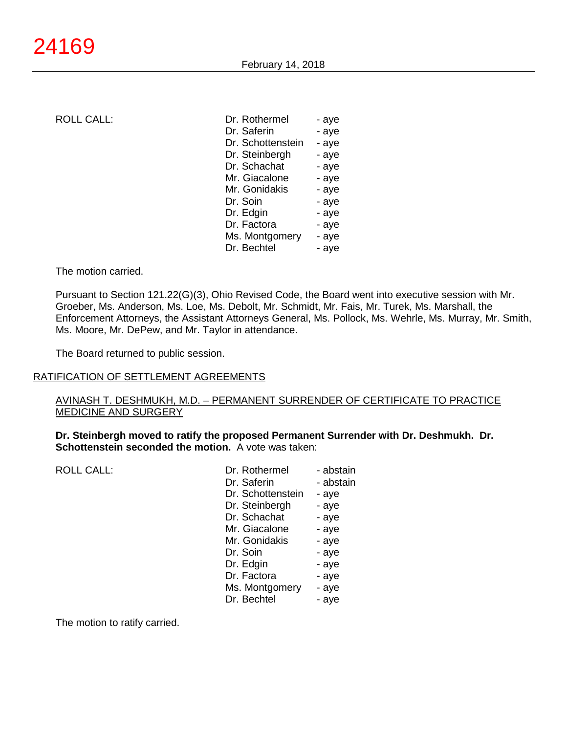ROLL CALL:

| | |
|---|---|
| Dr. Rothermel | - aye |
| Dr. Saferin | - aye |
| Dr. Schottenstein | - aye |
| Dr. Steinbergh | - aye |
| Dr. Schachat | - aye |
| Mr. Giacalone | - aye |
| Mr. Gonidakis | - aye |
| Dr. Soin | - aye |
| Dr. Edgin | - aye |
| Dr. Factora | - aye |
| Ms. Montgomery | - aye |
| Dr. Bechtel | - aye |

The motion carried.

Pursuant to Section 121.22(G)(3), Ohio Revised Code, the Board went into executive session with Mr. Groeber, Ms. Anderson, Ms. Loe, Ms. Debolt, Mr. Schmidt, Mr. Fais, Mr. Turek, Ms. Marshall, the Enforcement Attorneys, the Assistant Attorneys General, Ms. Pollock, Ms. Wehrle, Ms. Murray, Mr. Smith, Ms. Moore, Mr. DePew, and Mr. Taylor in attendance.

The Board returned to public session.

## RATIFICATION OF SETTLEMENT AGREEMENTS

### AVINASH T. DESHMUKH, M.D. – PERMANENT SURRENDER OF CERTIFICATE TO PRACTICE MEDICINE AND SURGERY

**Dr. Steinbergh moved to ratify the proposed Permanent Surrender with Dr. Deshmukh. Dr. Schottenstein seconded the motion.** A vote was taken:

ROLL CALL:

| | |
|---|---|
| Dr. Rothermel | - abstain |
| Dr. Saferin | - abstain |
| Dr. Schottenstein | - aye |
| Dr. Steinbergh | - aye |
| Dr. Schachat | - aye |
| Mr. Giacalone | - aye |
| Mr. Gonidakis | - aye |
| Dr. Soin | - aye |
| Dr. Edgin | - aye |
| Dr. Factora | - aye |
| Ms. Montgomery | - aye |
| Dr. Bechtel | - aye |

The motion to ratify carried.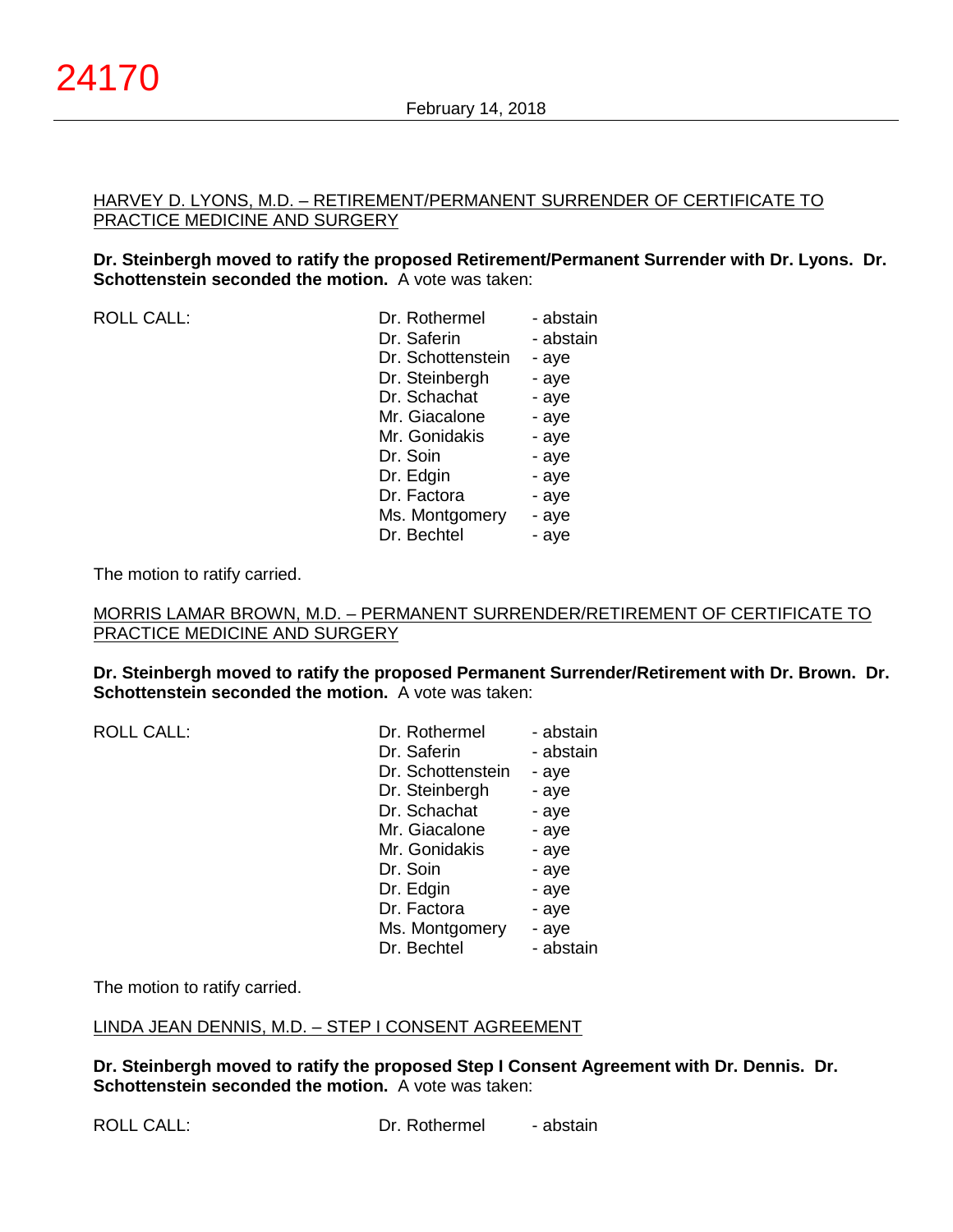HARVEY D. LYONS, M.D. – RETIREMENT/PERMANENT SURRENDER OF CERTIFICATE TO PRACTICE MEDICINE AND SURGERY

**Dr. Steinbergh moved to ratify the proposed Retirement/Permanent Surrender with Dr. Lyons. Dr. Schottenstein seconded the motion.** A vote was taken:

| ROLL CALL: | Dr. Rothermel | - abstain |
|---|---|---|
| | Dr. Saferin | - abstain |
| | Dr. Schottenstein | - aye |
| | Dr. Steinbergh | - aye |
| | Dr. Schachat | - aye |
| | Mr. Giacalone | - aye |
| | Mr. Gonidakis | - aye |
| | Dr. Soin | - aye |
| | Dr. Edgin | - aye |
| | Dr. Factora | - aye |
| | Ms. Montgomery | - aye |
| | Dr. Bechtel | - aye |

The motion to ratify carried.

MORRIS LAMAR BROWN, M.D. – PERMANENT SURRENDER/RETIREMENT OF CERTIFICATE TO PRACTICE MEDICINE AND SURGERY

**Dr. Steinbergh moved to ratify the proposed Permanent Surrender/Retirement with Dr. Brown. Dr. Schottenstein seconded the motion.** A vote was taken:

| ROLL CALL: | Dr. Rothermel | - abstain |
|---|---|---|
| | Dr. Saferin | - abstain |
| | Dr. Schottenstein | - aye |
| | Dr. Steinbergh | - aye |
| | Dr. Schachat | - aye |
| | Mr. Giacalone | - aye |
| | Mr. Gonidakis | - aye |
| | Dr. Soin | - aye |
| | Dr. Edgin | - aye |
| | Dr. Factora | - aye |
| | Ms. Montgomery | - aye |
| | Dr. Bechtel | - abstain |

The motion to ratify carried.

LINDA JEAN DENNIS, M.D. – STEP I CONSENT AGREEMENT

**Dr. Steinbergh moved to ratify the proposed Step I Consent Agreement with Dr. Dennis. Dr. Schottenstein seconded the motion.** A vote was taken:

| ROLL CALL: | Dr. Rothermel | - abstain |
|---|---|---|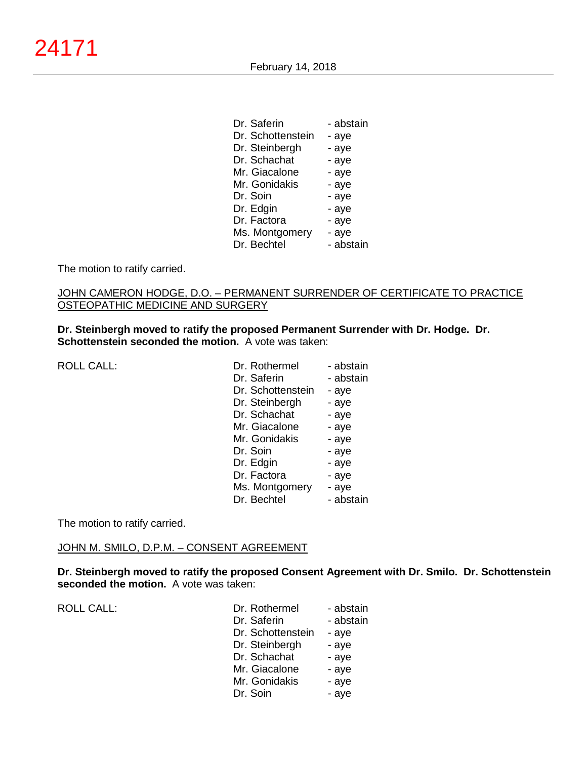| | |
|---|---|
| Dr. Saferin | - abstain |
| Dr. Schottenstein | - aye |
| Dr. Steinbergh | - aye |
| Dr. Schachat | - aye |
| Mr. Giacalone | - aye |
| Mr. Gonidakis | - aye |
| Dr. Soin | - aye |
| Dr. Edgin | - aye |
| Dr. Factora | - aye |
| Ms. Montgomery | - aye |
| Dr. Bechtel | - abstain |

The motion to ratify carried.

JOHN CAMERON HODGE, D.O. – PERMANENT SURRENDER OF CERTIFICATE TO PRACTICE OSTEOPATHIC MEDICINE AND SURGERY

**Dr. Steinbergh moved to ratify the proposed Permanent Surrender with Dr. Hodge. Dr. Schottenstein seconded the motion.** A vote was taken:

| ROLL CALL: | | |
|---|---|---|
| | Dr. Rothermel | - abstain |
| | Dr. Saferin | - abstain |
| | Dr. Schottenstein | - aye |
| | Dr. Steinbergh | - aye |
| | Dr. Schachat | - aye |
| | Mr. Giacalone | - aye |
| | Mr. Gonidakis | - aye |
| | Dr. Soin | - aye |
| | Dr. Edgin | - aye |
| | Dr. Factora | - aye |
| | Ms. Montgomery | - aye |
| | Dr. Bechtel | - abstain |

The motion to ratify carried.

JOHN M. SMILO, D.P.M. – CONSENT AGREEMENT

**Dr. Steinbergh moved to ratify the proposed Consent Agreement with Dr. Smilo. Dr. Schottenstein seconded the motion.** A vote was taken:

| ROLL CALL: | | |
|---|---|---|
| | Dr. Rothermel | - abstain |
| | Dr. Saferin | - abstain |
| | Dr. Schottenstein | - aye |
| | Dr. Steinbergh | - aye |
| | Dr. Schachat | - aye |
| | Mr. Giacalone | - aye |
| | Mr. Gonidakis | - aye |
| | Dr. Soin | - aye |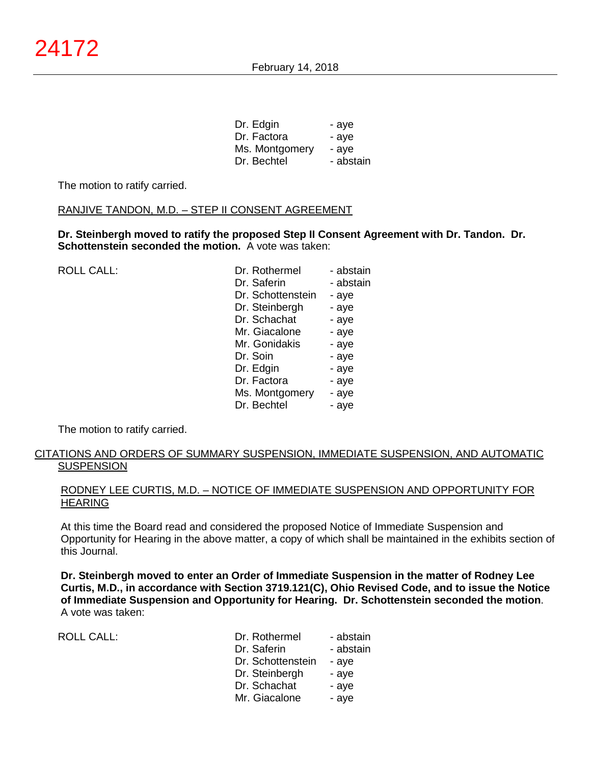| | | |
|---|---|---|
| | Dr. Edgin | - aye |
| | Dr. Factora | - aye |
| | Ms. Montgomery | - aye |
| | Dr. Bechtel | - abstain |

The motion to ratify carried.

RANJIVE TANDON, M.D. – STEP II CONSENT AGREEMENT

**Dr. Steinbergh moved to ratify the proposed Step II Consent Agreement with Dr. Tandon. Dr. Schottenstein seconded the motion.** A vote was taken:

| | | |
|---|---|---|
| ROLL CALL: | Dr. Rothermel | - abstain |
| | Dr. Saferin | - abstain |
| | Dr. Schottenstein | - aye |
| | Dr. Steinbergh | - aye |
| | Dr. Schachat | - aye |
| | Mr. Giacalone | - aye |
| | Mr. Gonidakis | - aye |
| | Dr. Soin | - aye |
| | Dr. Edgin | - aye |
| | Dr. Factora | - aye |
| | Ms. Montgomery | - aye |
| | Dr. Bechtel | - aye |

The motion to ratify carried.

CITATIONS AND ORDERS OF SUMMARY SUSPENSION, IMMEDIATE SUSPENSION, AND AUTOMATIC SUSPENSION

RODNEY LEE CURTIS, M.D. – NOTICE OF IMMEDIATE SUSPENSION AND OPPORTUNITY FOR HEARING

At this time the Board read and considered the proposed Notice of Immediate Suspension and Opportunity for Hearing in the above matter, a copy of which shall be maintained in the exhibits section of this Journal.

**Dr. Steinbergh moved to enter an Order of Immediate Suspension in the matter of Rodney Lee Curtis, M.D., in accordance with Section 3719.121(C), Ohio Revised Code, and to issue the Notice of Immediate Suspension and Opportunity for Hearing. Dr. Schottenstein seconded the motion**. A vote was taken:

| | | |
|---|---|---|
| ROLL CALL: | Dr. Rothermel | - abstain |
| | Dr. Saferin | - abstain |
| | Dr. Schottenstein | - aye |
| | Dr. Steinbergh | - aye |
| | Dr. Schachat | - aye |
| | Mr. Giacalone | - aye |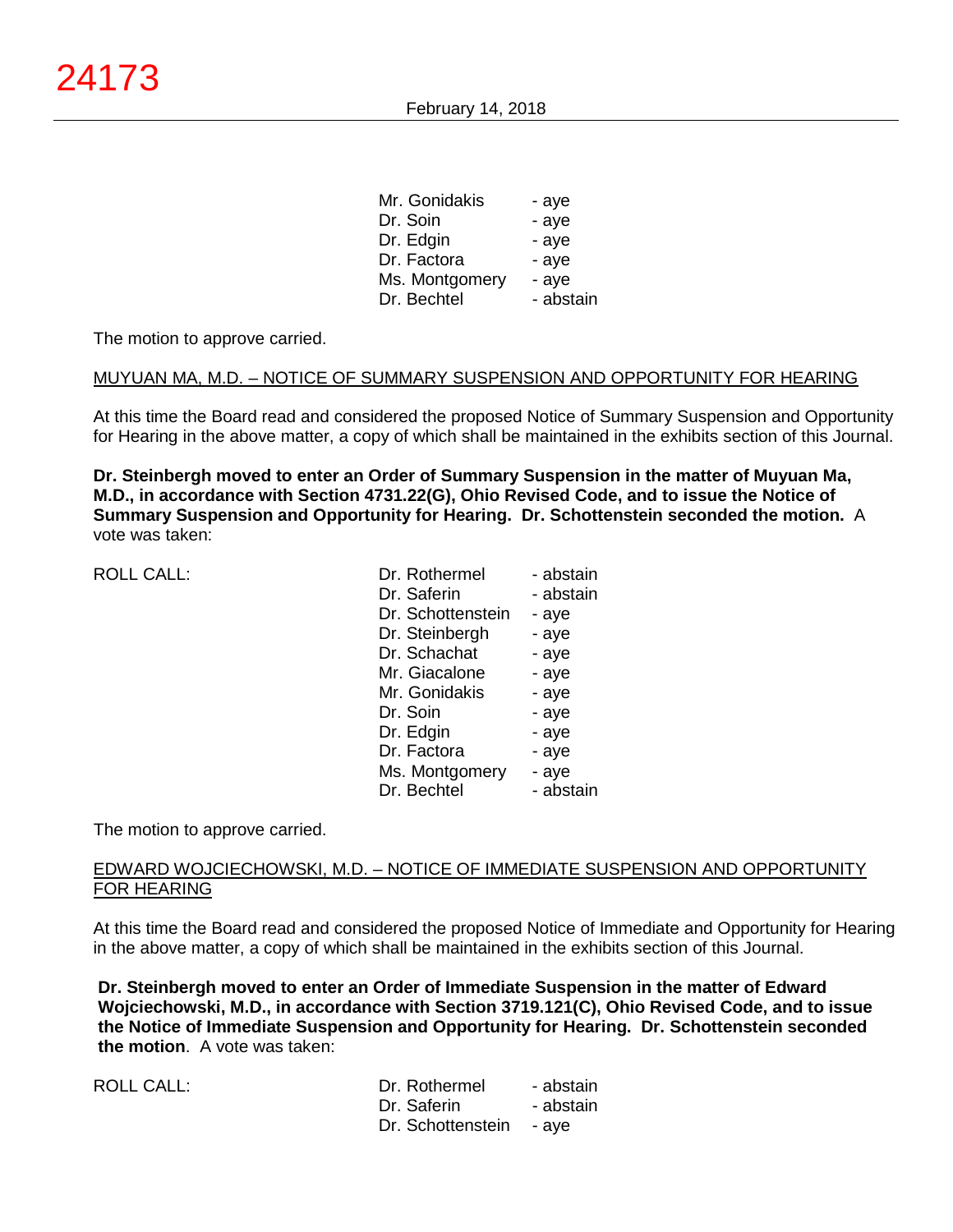| | |
|---|---|
| Mr. Gonidakis | - aye |
| Dr. Soin | - aye |
| Dr. Edgin | - aye |
| Dr. Factora | - aye |
| Ms. Montgomery | - aye |
| Dr. Bechtel | - abstain |

The motion to approve carried.

MUYUAN MA, M.D. – NOTICE OF SUMMARY SUSPENSION AND OPPORTUNITY FOR HEARING

At this time the Board read and considered the proposed Notice of Summary Suspension and Opportunity for Hearing in the above matter, a copy of which shall be maintained in the exhibits section of this Journal.

**Dr. Steinbergh moved to enter an Order of Summary Suspension in the matter of Muyuan Ma, M.D., in accordance with Section 4731.22(G), Ohio Revised Code, and to issue the Notice of Summary Suspension and Opportunity for Hearing. Dr. Schottenstein seconded the motion.** A vote was taken:

| ROLL CALL: | | |
|---|---|---|
| | Dr. Rothermel | - abstain |
| | Dr. Saferin | - abstain |
| | Dr. Schottenstein | - aye |
| | Dr. Steinbergh | - aye |
| | Dr. Schachat | - aye |
| | Mr. Giacalone | - aye |
| | Mr. Gonidakis | - aye |
| | Dr. Soin | - aye |
| | Dr. Edgin | - aye |
| | Dr. Factora | - aye |
| | Ms. Montgomery | - aye |
| | Dr. Bechtel | - abstain |

The motion to approve carried.

EDWARD WOJCIECHOWSKI, M.D. – NOTICE OF IMMEDIATE SUSPENSION AND OPPORTUNITY FOR HEARING

At this time the Board read and considered the proposed Notice of Immediate and Opportunity for Hearing in the above matter, a copy of which shall be maintained in the exhibits section of this Journal.

**Dr. Steinbergh moved to enter an Order of Immediate Suspension in the matter of Edward Wojciechowski, M.D., in accordance with Section 3719.121(C), Ohio Revised Code, and to issue the Notice of Immediate Suspension and Opportunity for Hearing. Dr. Schottenstein seconded the motion**. A vote was taken:

| ROLL CALL: | | |
|---|---|---|
| | Dr. Rothermel | - abstain |
| | Dr. Saferin | - abstain |
| | Dr. Schottenstein | - aye |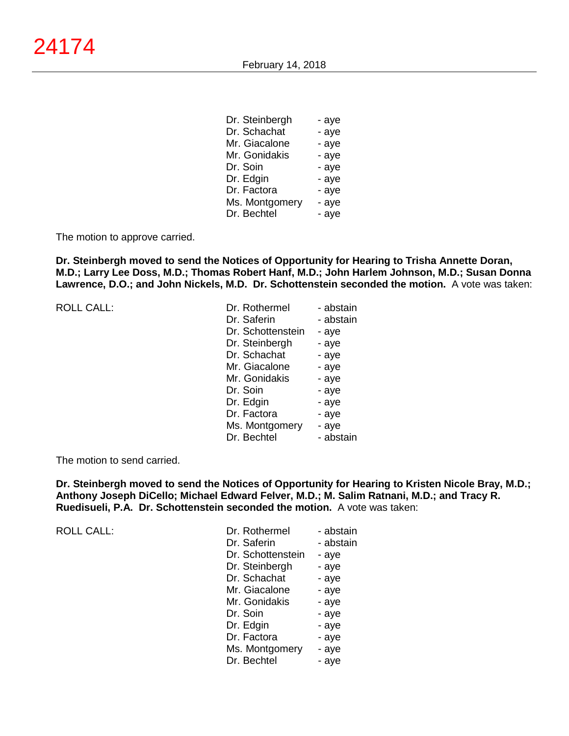| | |
|---|---|
| Dr. Steinbergh | - aye |
| Dr. Schachat | - aye |
| Mr. Giacalone | - aye |
| Mr. Gonidakis | - aye |
| Dr. Soin | - aye |
| Dr. Edgin | - aye |
| Dr. Factora | - aye |
| Ms. Montgomery | - aye |
| Dr. Bechtel | - aye |

The motion to approve carried.

**Dr. Steinbergh moved to send the Notices of Opportunity for Hearing to Trisha Annette Doran, M.D.; Larry Lee Doss, M.D.; Thomas Robert Hanf, M.D.; John Harlem Johnson, M.D.; Susan Donna Lawrence, D.O.; and John Nickels, M.D. Dr. Schottenstein seconded the motion.** A vote was taken:

| ROLL CALL: | | |
|---|---|---|
| | Dr. Rothermel | - abstain |
| | Dr. Saferin | - abstain |
| | Dr. Schottenstein | - aye |
| | Dr. Steinbergh | - aye |
| | Dr. Schachat | - aye |
| | Mr. Giacalone | - aye |
| | Mr. Gonidakis | - aye |
| | Dr. Soin | - aye |
| | Dr. Edgin | - aye |
| | Dr. Factora | - aye |
| | Ms. Montgomery | - aye |
| | Dr. Bechtel | - abstain |

The motion to send carried.

**Dr. Steinbergh moved to send the Notices of Opportunity for Hearing to Kristen Nicole Bray, M.D.; Anthony Joseph DiCello; Michael Edward Felver, M.D.; M. Salim Ratnani, M.D.; and Tracy R. Ruedisueli, P.A. Dr. Schottenstein seconded the motion.** A vote was taken:

| ROLL CALL: | | |
|---|---|---|
| | Dr. Rothermel | - abstain |
| | Dr. Saferin | - abstain |
| | Dr. Schottenstein | - aye |
| | Dr. Steinbergh | - aye |
| | Dr. Schachat | - aye |
| | Mr. Giacalone | - aye |
| | Mr. Gonidakis | - aye |
| | Dr. Soin | - aye |
| | Dr. Edgin | - aye |
| | Dr. Factora | - aye |
| | Ms. Montgomery | - aye |
| | Dr. Bechtel | - aye |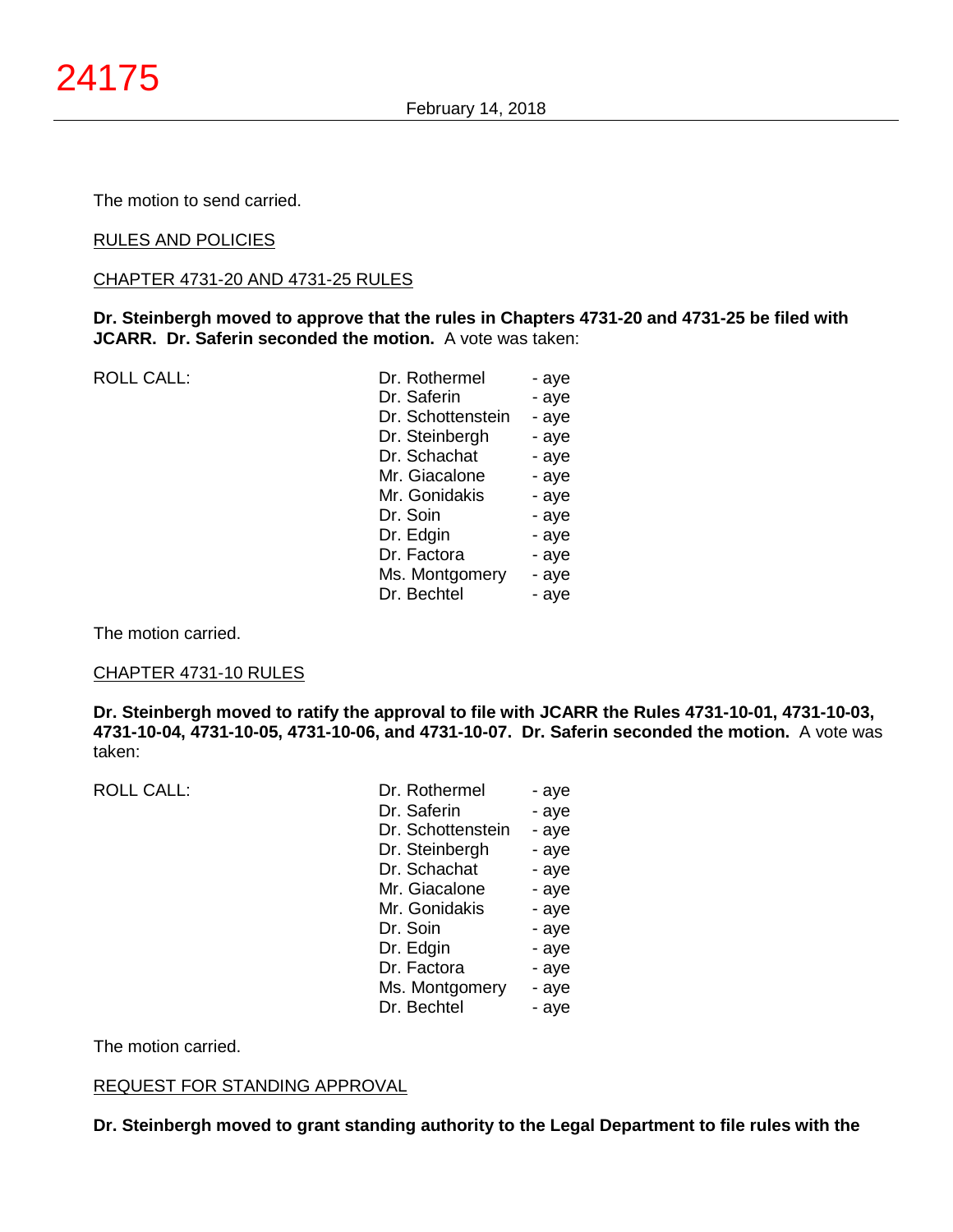The motion to send carried.

RULES AND POLICIES

CHAPTER 4731-20 AND 4731-25 RULES

**Dr. Steinbergh moved to approve that the rules in Chapters 4731-20 and 4731-25 be filed with JCARR. Dr. Saferin seconded the motion.** A vote was taken:

| ROLL CALL: | | |
|---|---|---|
| | Dr. Rothermel | - aye |
| | Dr. Saferin | - aye |
| | Dr. Schottenstein | - aye |
| | Dr. Steinbergh | - aye |
| | Dr. Schachat | - aye |
| | Mr. Giacalone | - aye |
| | Mr. Gonidakis | - aye |
| | Dr. Soin | - aye |
| | Dr. Edgin | - aye |
| | Dr. Factora | - aye |
| | Ms. Montgomery | - aye |
| | Dr. Bechtel | - aye |

The motion carried.

CHAPTER 4731-10 RULES

**Dr. Steinbergh moved to ratify the approval to file with JCARR the Rules 4731-10-01, 4731-10-03, 4731-10-04, 4731-10-05, 4731-10-06, and 4731-10-07. Dr. Saferin seconded the motion.** A vote was taken:

| ROLL CALL: | | |
|---|---|---|
| | Dr. Rothermel | - aye |
| | Dr. Saferin | - aye |
| | Dr. Schottenstein | - aye |
| | Dr. Steinbergh | - aye |
| | Dr. Schachat | - aye |
| | Mr. Giacalone | - aye |
| | Mr. Gonidakis | - aye |
| | Dr. Soin | - aye |
| | Dr. Edgin | - aye |
| | Dr. Factora | - aye |
| | Ms. Montgomery | - aye |
| | Dr. Bechtel | - aye |

The motion carried.

REQUEST FOR STANDING APPROVAL

**Dr. Steinbergh moved to grant standing authority to the Legal Department to file rules with the**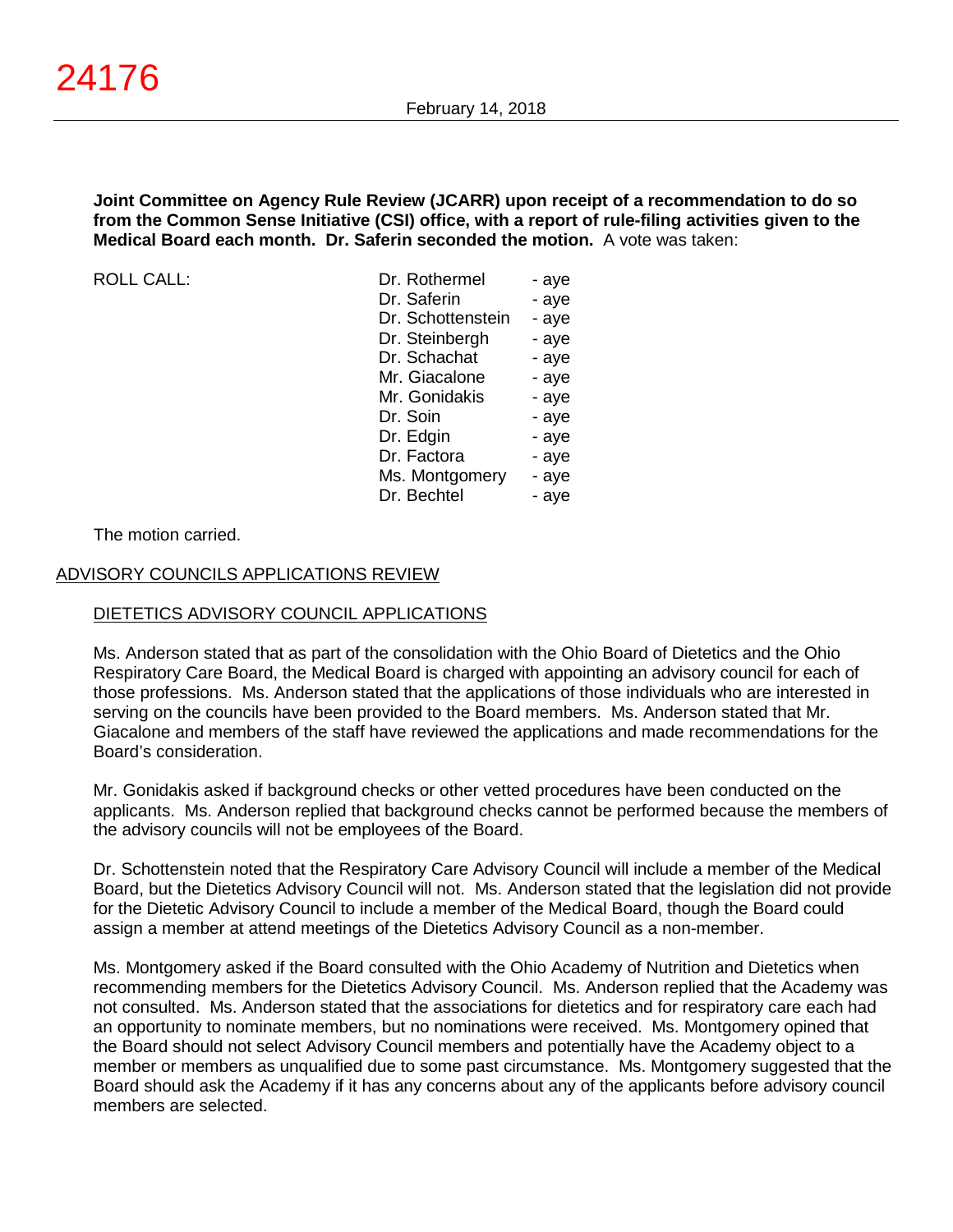**Joint Committee on Agency Rule Review (JCARR) upon receipt of a recommendation to do so from the Common Sense Initiative (CSI) office, with a report of rule-filing activities given to the Medical Board each month. Dr. Saferin seconded the motion.** A vote was taken:

| ROLL CALL: | | |
|---|---|---|
| | Dr. Rothermel | - aye |
| | Dr. Saferin | - aye |
| | Dr. Schottenstein | - aye |
| | Dr. Steinbergh | - aye |
| | Dr. Schachat | - aye |
| | Mr. Giacalone | - aye |
| | Mr. Gonidakis | - aye |
| | Dr. Soin | - aye |
| | Dr. Edgin | - aye |
| | Dr. Factora | - aye |
| | Ms. Montgomery | - aye |
| | Dr. Bechtel | - aye |

The motion carried.

## ADVISORY COUNCILS APPLICATIONS REVIEW

### DIETETICS ADVISORY COUNCIL APPLICATIONS

Ms. Anderson stated that as part of the consolidation with the Ohio Board of Dietetics and the Ohio Respiratory Care Board, the Medical Board is charged with appointing an advisory council for each of those professions. Ms. Anderson stated that the applications of those individuals who are interested in serving on the councils have been provided to the Board members. Ms. Anderson stated that Mr. Giacalone and members of the staff have reviewed the applications and made recommendations for the Board's consideration.

Mr. Gonidakis asked if background checks or other vetted procedures have been conducted on the applicants. Ms. Anderson replied that background checks cannot be performed because the members of the advisory councils will not be employees of the Board.

Dr. Schottenstein noted that the Respiratory Care Advisory Council will include a member of the Medical Board, but the Dietetics Advisory Council will not. Ms. Anderson stated that the legislation did not provide for the Dietetic Advisory Council to include a member of the Medical Board, though the Board could assign a member at attend meetings of the Dietetics Advisory Council as a non-member.

Ms. Montgomery asked if the Board consulted with the Ohio Academy of Nutrition and Dietetics when recommending members for the Dietetics Advisory Council. Ms. Anderson replied that the Academy was not consulted. Ms. Anderson stated that the associations for dietetics and for respiratory care each had an opportunity to nominate members, but no nominations were received. Ms. Montgomery opined that the Board should not select Advisory Council members and potentially have the Academy object to a member or members as unqualified due to some past circumstance. Ms. Montgomery suggested that the Board should ask the Academy if it has any concerns about any of the applicants before advisory council members are selected.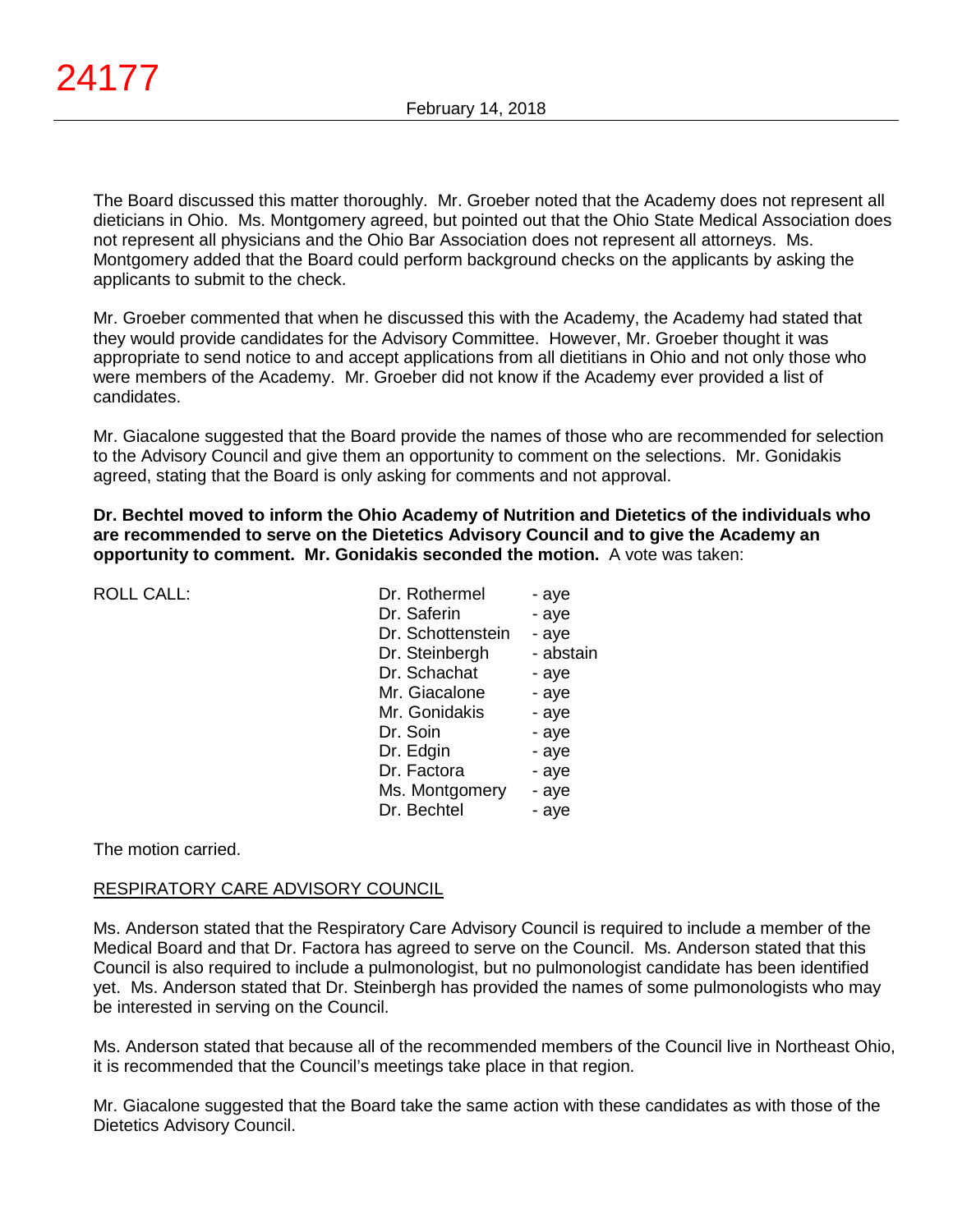The Board discussed this matter thoroughly. Mr. Groeber noted that the Academy does not represent all dieticians in Ohio. Ms. Montgomery agreed, but pointed out that the Ohio State Medical Association does not represent all physicians and the Ohio Bar Association does not represent all attorneys. Ms. Montgomery added that the Board could perform background checks on the applicants by asking the applicants to submit to the check.

Mr. Groeber commented that when he discussed this with the Academy, the Academy had stated that they would provide candidates for the Advisory Committee. However, Mr. Groeber thought it was appropriate to send notice to and accept applications from all dietitians in Ohio and not only those who were members of the Academy. Mr. Groeber did not know if the Academy ever provided a list of candidates.

Mr. Giacalone suggested that the Board provide the names of those who are recommended for selection to the Advisory Council and give them an opportunity to comment on the selections. Mr. Gonidakis agreed, stating that the Board is only asking for comments and not approval.

**Dr. Bechtel moved to inform the Ohio Academy of Nutrition and Dietetics of the individuals who are recommended to serve on the Dietetics Advisory Council and to give the Academy an opportunity to comment. Mr. Gonidakis seconded the motion.** A vote was taken:

| ROLL CALL: | | |
|---|---|---|
| | Dr. Rothermel | - aye |
| | Dr. Saferin | - aye |
| | Dr. Schottenstein | - aye |
| | Dr. Steinbergh | - abstain |
| | Dr. Schachat | - aye |
| | Mr. Giacalone | - aye |
| | Mr. Gonidakis | - aye |
| | Dr. Soin | - aye |
| | Dr. Edgin | - aye |
| | Dr. Factora | - aye |
| | Ms. Montgomery | - aye |
| | Dr. Bechtel | - aye |

The motion carried.

RESPIRATORY CARE ADVISORY COUNCIL

Ms. Anderson stated that the Respiratory Care Advisory Council is required to include a member of the Medical Board and that Dr. Factora has agreed to serve on the Council. Ms. Anderson stated that this Council is also required to include a pulmonologist, but no pulmonologist candidate has been identified yet. Ms. Anderson stated that Dr. Steinbergh has provided the names of some pulmonologists who may be interested in serving on the Council.

Ms. Anderson stated that because all of the recommended members of the Council live in Northeast Ohio, it is recommended that the Council's meetings take place in that region.

Mr. Giacalone suggested that the Board take the same action with these candidates as with those of the Dietetics Advisory Council.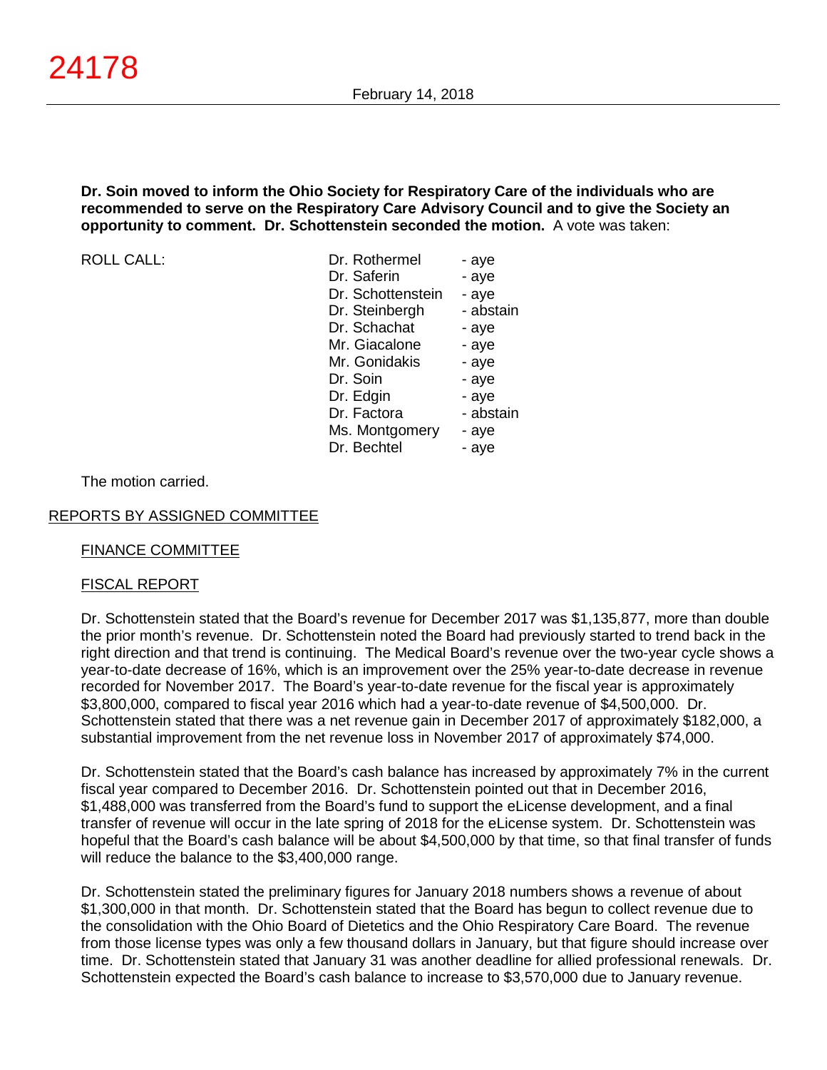**Dr. Soin moved to inform the Ohio Society for Respiratory Care of the individuals who are recommended to serve on the Respiratory Care Advisory Council and to give the Society an opportunity to comment. Dr. Schottenstein seconded the motion.** A vote was taken:

| ROLL CALL: | | |
|---|---|---|
| | Dr. Rothermel | - aye |
| | Dr. Saferin | - aye |
| | Dr. Schottenstein | - aye |
| | Dr. Steinbergh | - abstain |
| | Dr. Schachat | - aye |
| | Mr. Giacalone | - aye |
| | Mr. Gonidakis | - aye |
| | Dr. Soin | - aye |
| | Dr. Edgin | - aye |
| | Dr. Factora | - abstain |
| | Ms. Montgomery | - aye |
| | Dr. Bechtel | - aye |

The motion carried.

## REPORTS BY ASSIGNED COMMITTEE

### FINANCE COMMITTEE

### FISCAL REPORT

Dr. Schottenstein stated that the Board's revenue for December 2017 was $1,135,877, more than double the prior month's revenue. Dr. Schottenstein noted the Board had previously started to trend back in the right direction and that trend is continuing. The Medical Board's revenue over the two-year cycle shows a year-to-date decrease of 16%, which is an improvement over the 25% year-to-date decrease in revenue recorded for November 2017. The Board's year-to-date revenue for the fiscal year is approximately $3,800,000, compared to fiscal year 2016 which had a year-to-date revenue of $4,500,000. Dr. Schottenstein stated that there was a net revenue gain in December 2017 of approximately $182,000, a substantial improvement from the net revenue loss in November 2017 of approximately $74,000.

Dr. Schottenstein stated that the Board's cash balance has increased by approximately 7% in the current fiscal year compared to December 2016. Dr. Schottenstein pointed out that in December 2016, $1,488,000 was transferred from the Board's fund to support the eLicense development, and a final transfer of revenue will occur in the late spring of 2018 for the eLicense system. Dr. Schottenstein was hopeful that the Board's cash balance will be about $4,500,000 by that time, so that final transfer of funds will reduce the balance to the $3,400,000 range.

Dr. Schottenstein stated the preliminary figures for January 2018 numbers shows a revenue of about $1,300,000 in that month. Dr. Schottenstein stated that the Board has begun to collect revenue due to the consolidation with the Ohio Board of Dietetics and the Ohio Respiratory Care Board. The revenue from those license types was only a few thousand dollars in January, but that figure should increase over time. Dr. Schottenstein stated that January 31 was another deadline for allied professional renewals. Dr. Schottenstein expected the Board's cash balance to increase to $3,570,000 due to January revenue.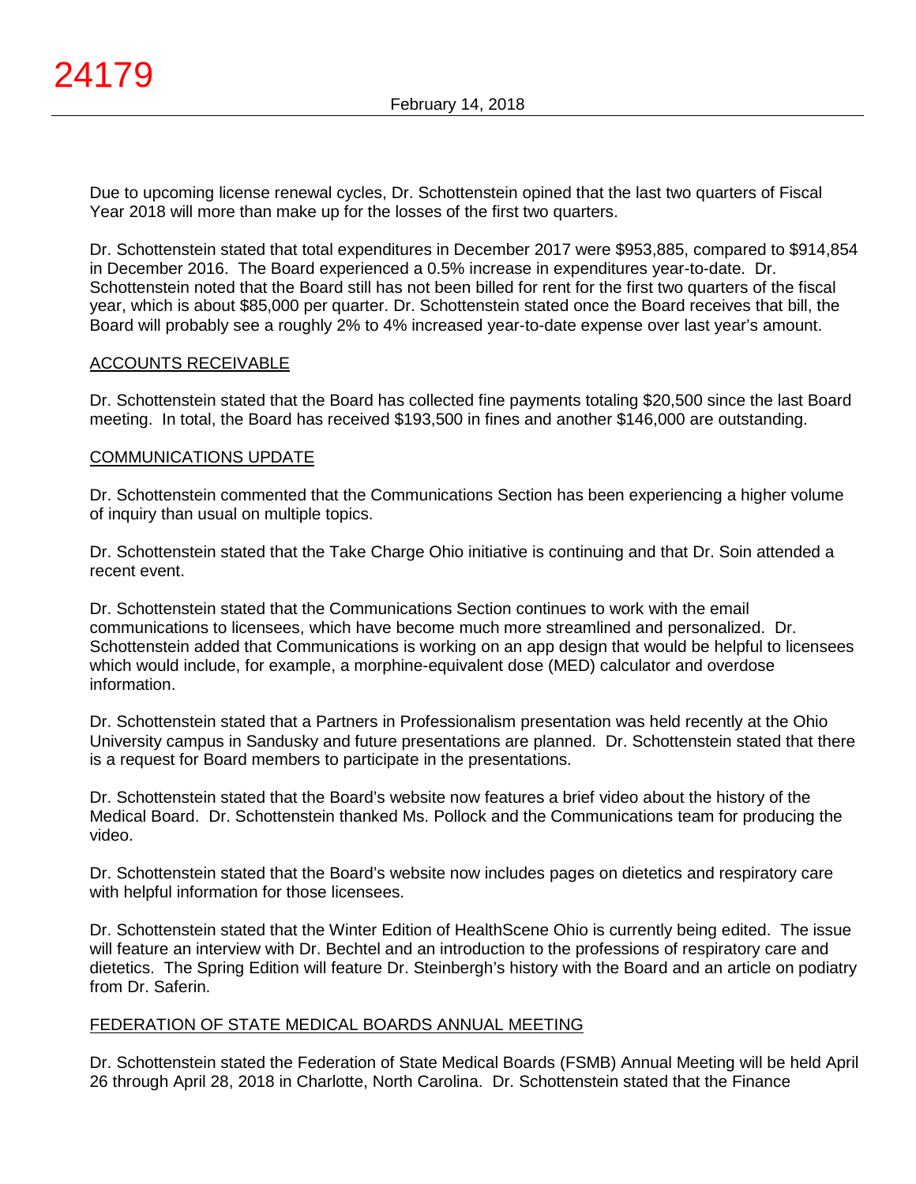Due to upcoming license renewal cycles, Dr. Schottenstein opined that the last two quarters of Fiscal Year 2018 will more than make up for the losses of the first two quarters.

Dr. Schottenstein stated that total expenditures in December 2017 were $953,885, compared to $914,854 in December 2016. The Board experienced a 0.5% increase in expenditures year-to-date. Dr. Schottenstein noted that the Board still has not been billed for rent for the first two quarters of the fiscal year, which is about $85,000 per quarter. Dr. Schottenstein stated once the Board receives that bill, the Board will probably see a roughly 2% to 4% increased year-to-date expense over last year's amount.

ACCOUNTS RECEIVABLE

Dr. Schottenstein stated that the Board has collected fine payments totaling $20,500 since the last Board meeting. In total, the Board has received $193,500 in fines and another $146,000 are outstanding.

COMMUNICATIONS UPDATE

Dr. Schottenstein commented that the Communications Section has been experiencing a higher volume of inquiry than usual on multiple topics.

Dr. Schottenstein stated that the Take Charge Ohio initiative is continuing and that Dr. Soin attended a recent event.

Dr. Schottenstein stated that the Communications Section continues to work with the email communications to licensees, which have become much more streamlined and personalized. Dr. Schottenstein added that Communications is working on an app design that would be helpful to licensees which would include, for example, a morphine-equivalent dose (MED) calculator and overdose information.

Dr. Schottenstein stated that a Partners in Professionalism presentation was held recently at the Ohio University campus in Sandusky and future presentations are planned. Dr. Schottenstein stated that there is a request for Board members to participate in the presentations.

Dr. Schottenstein stated that the Board's website now features a brief video about the history of the Medical Board. Dr. Schottenstein thanked Ms. Pollock and the Communications team for producing the video.

Dr. Schottenstein stated that the Board's website now includes pages on dietetics and respiratory care with helpful information for those licensees.

Dr. Schottenstein stated that the Winter Edition of HealthScene Ohio is currently being edited. The issue will feature an interview with Dr. Bechtel and an introduction to the professions of respiratory care and dietetics. The Spring Edition will feature Dr. Steinbergh's history with the Board and an article on podiatry from Dr. Saferin.

FEDERATION OF STATE MEDICAL BOARDS ANNUAL MEETING

Dr. Schottenstein stated the Federation of State Medical Boards (FSMB) Annual Meeting will be held April 26 through April 28, 2018 in Charlotte, North Carolina. Dr. Schottenstein stated that the Finance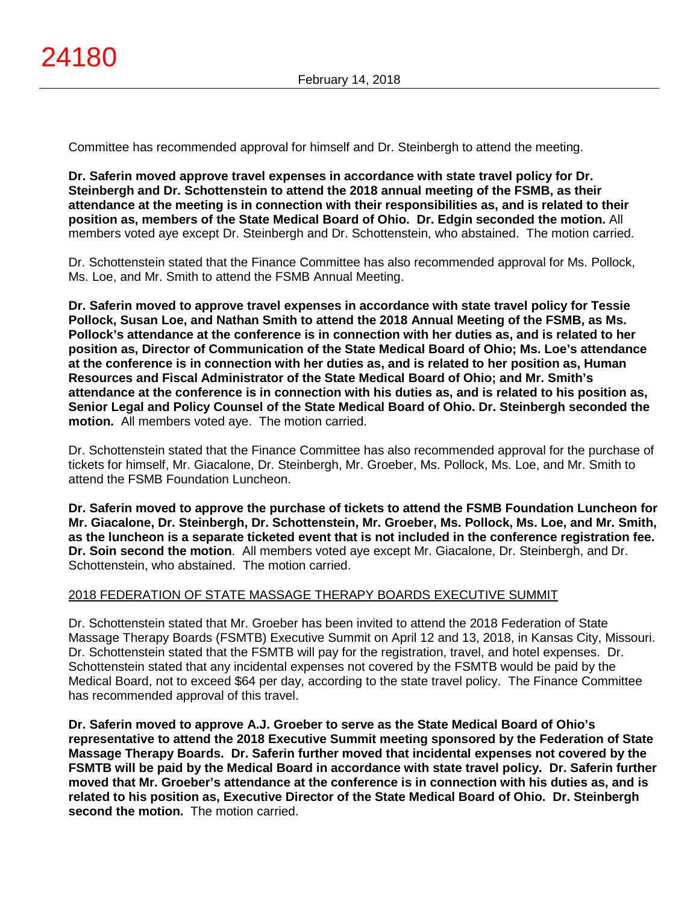Committee has recommended approval for himself and Dr. Steinbergh to attend the meeting.

**Dr. Saferin moved approve travel expenses in accordance with state travel policy for Dr. Steinbergh and Dr. Schottenstein to attend the 2018 annual meeting of the FSMB, as their attendance at the meeting is in connection with their responsibilities as, and is related to their position as, members of the State Medical Board of Ohio. Dr. Edgin seconded the motion.** All members voted aye except Dr. Steinbergh and Dr. Schottenstein, who abstained. The motion carried.

Dr. Schottenstein stated that the Finance Committee has also recommended approval for Ms. Pollock, Ms. Loe, and Mr. Smith to attend the FSMB Annual Meeting.

**Dr. Saferin moved to approve travel expenses in accordance with state travel policy for Tessie Pollock, Susan Loe, and Nathan Smith to attend the 2018 Annual Meeting of the FSMB, as Ms. Pollock's attendance at the conference is in connection with her duties as, and is related to her position as, Director of Communication of the State Medical Board of Ohio; Ms. Loe's attendance at the conference is in connection with her duties as, and is related to her position as, Human Resources and Fiscal Administrator of the State Medical Board of Ohio; and Mr. Smith's attendance at the conference is in connection with his duties as, and is related to his position as, Senior Legal and Policy Counsel of the State Medical Board of Ohio. Dr. Steinbergh seconded the motion.** All members voted aye. The motion carried.

Dr. Schottenstein stated that the Finance Committee has also recommended approval for the purchase of tickets for himself, Mr. Giacalone, Dr. Steinbergh, Mr. Groeber, Ms. Pollock, Ms. Loe, and Mr. Smith to attend the FSMB Foundation Luncheon.

**Dr. Saferin moved to approve the purchase of tickets to attend the FSMB Foundation Luncheon for Mr. Giacalone, Dr. Steinbergh, Dr. Schottenstein, Mr. Groeber, Ms. Pollock, Ms. Loe, and Mr. Smith, as the luncheon is a separate ticketed event that is not included in the conference registration fee. Dr. Soin second the motion**. All members voted aye except Mr. Giacalone, Dr. Steinbergh, and Dr. Schottenstein, who abstained. The motion carried.

2018 FEDERATION OF STATE MASSAGE THERAPY BOARDS EXECUTIVE SUMMIT

Dr. Schottenstein stated that Mr. Groeber has been invited to attend the 2018 Federation of State Massage Therapy Boards (FSMTB) Executive Summit on April 12 and 13, 2018, in Kansas City, Missouri. Dr. Schottenstein stated that the FSMTB will pay for the registration, travel, and hotel expenses. Dr. Schottenstein stated that any incidental expenses not covered by the FSMTB would be paid by the Medical Board, not to exceed $64 per day, according to the state travel policy. The Finance Committee has recommended approval of this travel.

**Dr. Saferin moved to approve A.J. Groeber to serve as the State Medical Board of Ohio's representative to attend the 2018 Executive Summit meeting sponsored by the Federation of State Massage Therapy Boards. Dr. Saferin further moved that incidental expenses not covered by the FSMTB will be paid by the Medical Board in accordance with state travel policy. Dr. Saferin further moved that Mr. Groeber's attendance at the conference is in connection with his duties as, and is related to his position as, Executive Director of the State Medical Board of Ohio. Dr. Steinbergh second the motion.** The motion carried.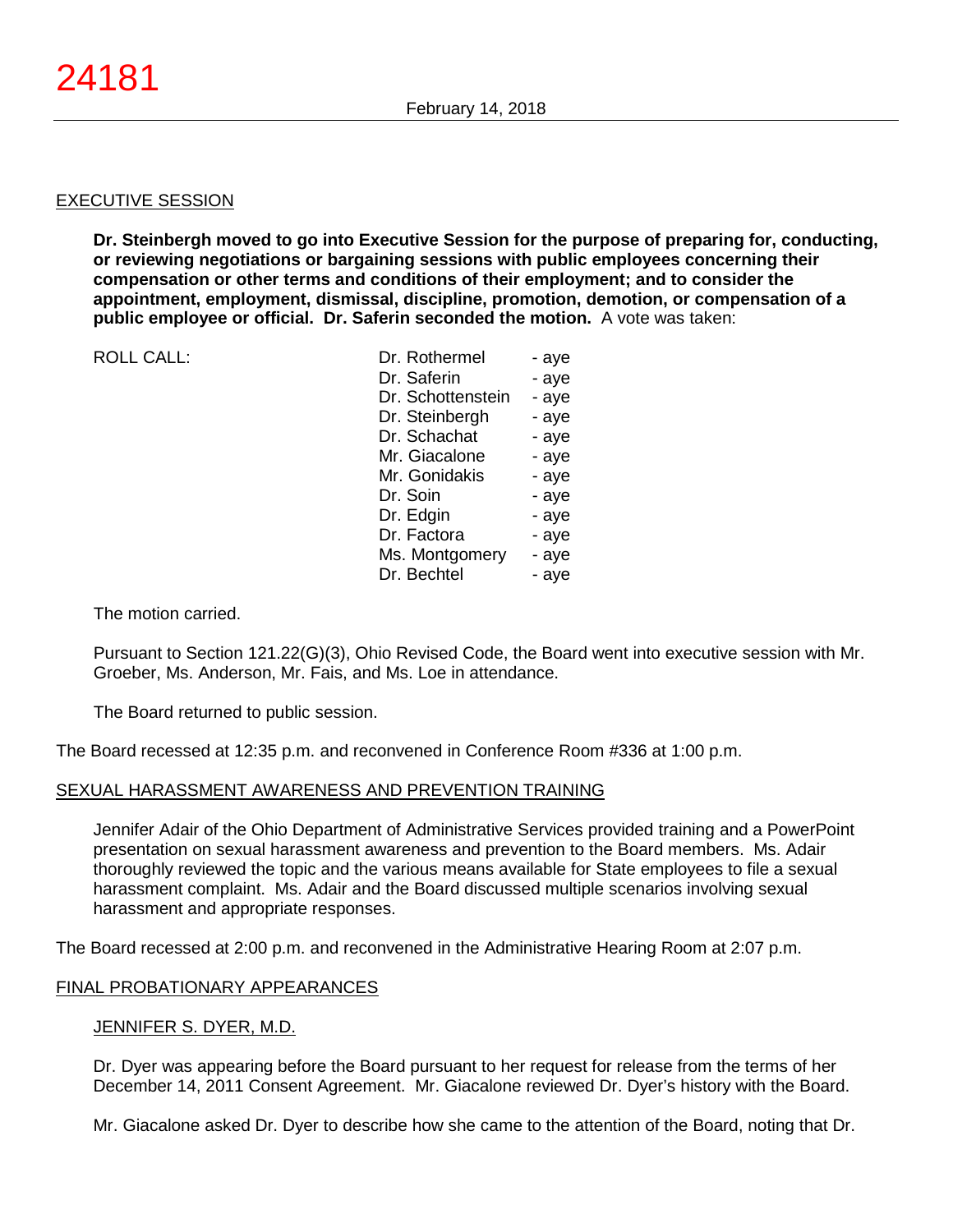## EXECUTIVE SESSION

**Dr. Steinbergh moved to go into Executive Session for the purpose of preparing for, conducting, or reviewing negotiations or bargaining sessions with public employees concerning their compensation or other terms and conditions of their employment; and to consider the appointment, employment, dismissal, discipline, promotion, demotion, or compensation of a public employee or official. Dr. Saferin seconded the motion.** A vote was taken:

| ROLL CALL: | | |
|---|---|---|
| | Dr. Rothermel | - aye |
| | Dr. Saferin | - aye |
| | Dr. Schottenstein | - aye |
| | Dr. Steinbergh | - aye |
| | Dr. Schachat | - aye |
| | Mr. Giacalone | - aye |
| | Mr. Gonidakis | - aye |
| | Dr. Soin | - aye |
| | Dr. Edgin | - aye |
| | Dr. Factora | - aye |
| | Ms. Montgomery | - aye |
| | Dr. Bechtel | - aye |

The motion carried.

Pursuant to Section 121.22(G)(3), Ohio Revised Code, the Board went into executive session with Mr. Groeber, Ms. Anderson, Mr. Fais, and Ms. Loe in attendance.

The Board returned to public session.

The Board recessed at 12:35 p.m. and reconvened in Conference Room #336 at 1:00 p.m.

## SEXUAL HARASSMENT AWARENESS AND PREVENTION TRAINING

Jennifer Adair of the Ohio Department of Administrative Services provided training and a PowerPoint presentation on sexual harassment awareness and prevention to the Board members. Ms. Adair thoroughly reviewed the topic and the various means available for State employees to file a sexual harassment complaint. Ms. Adair and the Board discussed multiple scenarios involving sexual harassment and appropriate responses.

The Board recessed at 2:00 p.m. and reconvened in the Administrative Hearing Room at 2:07 p.m.

## FINAL PROBATIONARY APPEARANCES

### JENNIFER S. DYER, M.D.

Dr. Dyer was appearing before the Board pursuant to her request for release from the terms of her December 14, 2011 Consent Agreement. Mr. Giacalone reviewed Dr. Dyer's history with the Board.

Mr. Giacalone asked Dr. Dyer to describe how she came to the attention of the Board, noting that Dr.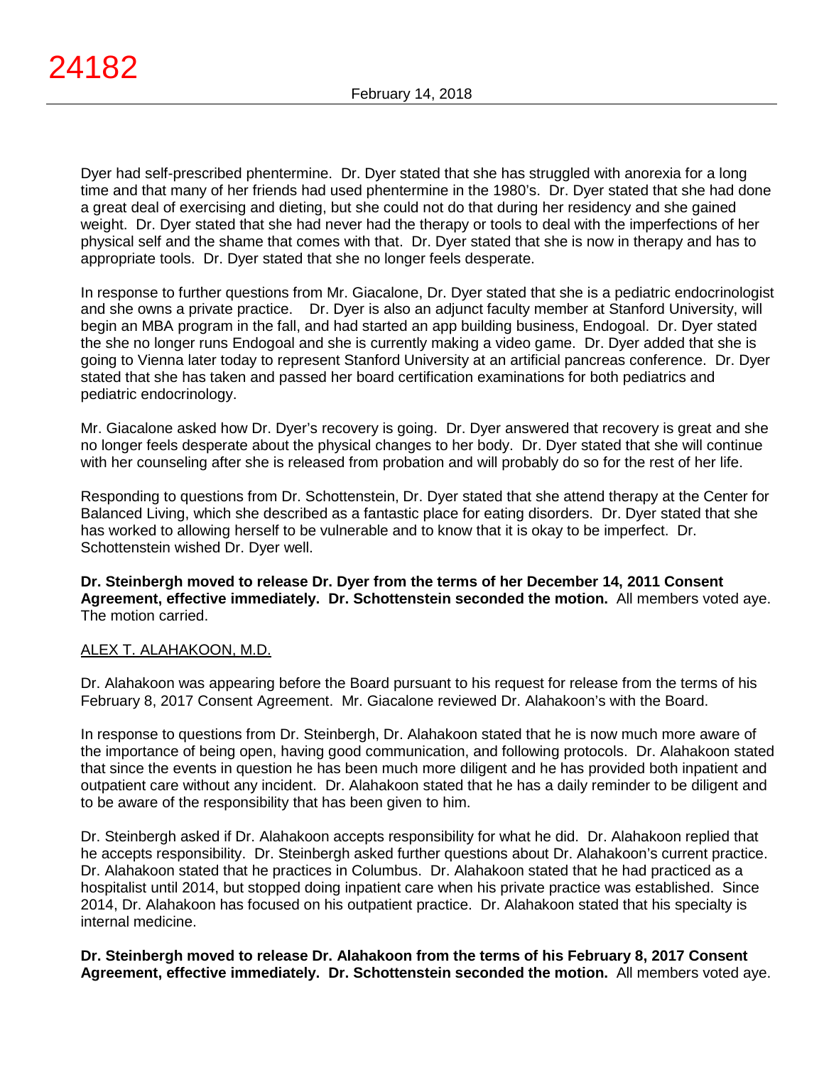Dyer had self-prescribed phentermine. Dr. Dyer stated that she has struggled with anorexia for a long time and that many of her friends had used phentermine in the 1980's. Dr. Dyer stated that she had done a great deal of exercising and dieting, but she could not do that during her residency and she gained weight. Dr. Dyer stated that she had never had the therapy or tools to deal with the imperfections of her physical self and the shame that comes with that. Dr. Dyer stated that she is now in therapy and has to appropriate tools. Dr. Dyer stated that she no longer feels desperate.

In response to further questions from Mr. Giacalone, Dr. Dyer stated that she is a pediatric endocrinologist and she owns a private practice. Dr. Dyer is also an adjunct faculty member at Stanford University, will begin an MBA program in the fall, and had started an app building business, Endogoal. Dr. Dyer stated the she no longer runs Endogoal and she is currently making a video game. Dr. Dyer added that she is going to Vienna later today to represent Stanford University at an artificial pancreas conference. Dr. Dyer stated that she has taken and passed her board certification examinations for both pediatrics and pediatric endocrinology.

Mr. Giacalone asked how Dr. Dyer's recovery is going. Dr. Dyer answered that recovery is great and she no longer feels desperate about the physical changes to her body. Dr. Dyer stated that she will continue with her counseling after she is released from probation and will probably do so for the rest of her life.

Responding to questions from Dr. Schottenstein, Dr. Dyer stated that she attend therapy at the Center for Balanced Living, which she described as a fantastic place for eating disorders. Dr. Dyer stated that she has worked to allowing herself to be vulnerable and to know that it is okay to be imperfect. Dr. Schottenstein wished Dr. Dyer well.

**Dr. Steinbergh moved to release Dr. Dyer from the terms of her December 14, 2011 Consent Agreement, effective immediately. Dr. Schottenstein seconded the motion.** All members voted aye. The motion carried.

ALEX T. ALAHAKOON, M.D.

Dr. Alahakoon was appearing before the Board pursuant to his request for release from the terms of his February 8, 2017 Consent Agreement. Mr. Giacalone reviewed Dr. Alahakoon's with the Board.

In response to questions from Dr. Steinbergh, Dr. Alahakoon stated that he is now much more aware of the importance of being open, having good communication, and following protocols. Dr. Alahakoon stated that since the events in question he has been much more diligent and he has provided both inpatient and outpatient care without any incident. Dr. Alahakoon stated that he has a daily reminder to be diligent and to be aware of the responsibility that has been given to him.

Dr. Steinbergh asked if Dr. Alahakoon accepts responsibility for what he did. Dr. Alahakoon replied that he accepts responsibility. Dr. Steinbergh asked further questions about Dr. Alahakoon's current practice. Dr. Alahakoon stated that he practices in Columbus. Dr. Alahakoon stated that he had practiced as a hospitalist until 2014, but stopped doing inpatient care when his private practice was established. Since 2014, Dr. Alahakoon has focused on his outpatient practice. Dr. Alahakoon stated that his specialty is internal medicine.

**Dr. Steinbergh moved to release Dr. Alahakoon from the terms of his February 8, 2017 Consent Agreement, effective immediately. Dr. Schottenstein seconded the motion.** All members voted aye.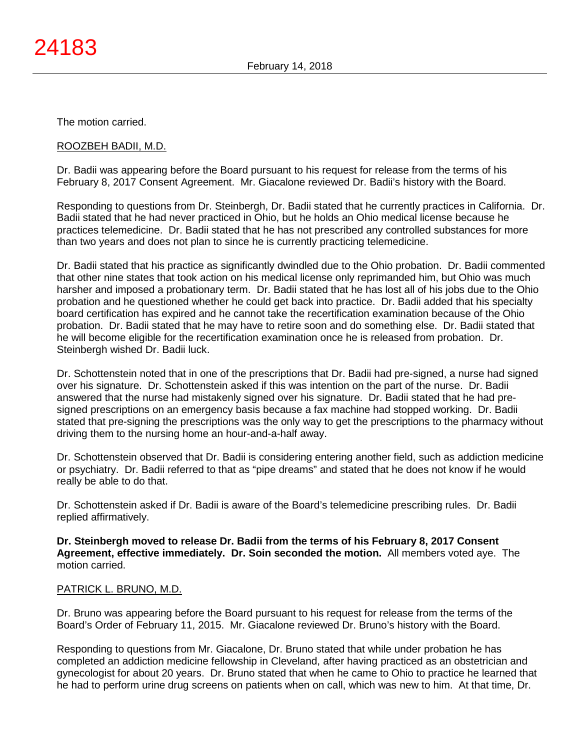The motion carried.

ROOZBEH BADII, M.D.

Dr. Badii was appearing before the Board pursuant to his request for release from the terms of his February 8, 2017 Consent Agreement. Mr. Giacalone reviewed Dr. Badii's history with the Board.

Responding to questions from Dr. Steinbergh, Dr. Badii stated that he currently practices in California. Dr. Badii stated that he had never practiced in Ohio, but he holds an Ohio medical license because he practices telemedicine. Dr. Badii stated that he has not prescribed any controlled substances for more than two years and does not plan to since he is currently practicing telemedicine.

Dr. Badii stated that his practice as significantly dwindled due to the Ohio probation. Dr. Badii commented that other nine states that took action on his medical license only reprimanded him, but Ohio was much harsher and imposed a probationary term. Dr. Badii stated that he has lost all of his jobs due to the Ohio probation and he questioned whether he could get back into practice. Dr. Badii added that his specialty board certification has expired and he cannot take the recertification examination because of the Ohio probation. Dr. Badii stated that he may have to retire soon and do something else. Dr. Badii stated that he will become eligible for the recertification examination once he is released from probation. Dr. Steinbergh wished Dr. Badii luck.

Dr. Schottenstein noted that in one of the prescriptions that Dr. Badii had pre-signed, a nurse had signed over his signature. Dr. Schottenstein asked if this was intention on the part of the nurse. Dr. Badii answered that the nurse had mistakenly signed over his signature. Dr. Badii stated that he had pre-signed prescriptions on an emergency basis because a fax machine had stopped working. Dr. Badii stated that pre-signing the prescriptions was the only way to get the prescriptions to the pharmacy without driving them to the nursing home an hour-and-a-half away.

Dr. Schottenstein observed that Dr. Badii is considering entering another field, such as addiction medicine or psychiatry. Dr. Badii referred to that as "pipe dreams" and stated that he does not know if he would really be able to do that.

Dr. Schottenstein asked if Dr. Badii is aware of the Board's telemedicine prescribing rules. Dr. Badii replied affirmatively.

**Dr. Steinbergh moved to release Dr. Badii from the terms of his February 8, 2017 Consent Agreement, effective immediately. Dr. Soin seconded the motion.** All members voted aye. The motion carried.

PATRICK L. BRUNO, M.D.

Dr. Bruno was appearing before the Board pursuant to his request for release from the terms of the Board's Order of February 11, 2015. Mr. Giacalone reviewed Dr. Bruno's history with the Board.

Responding to questions from Mr. Giacalone, Dr. Bruno stated that while under probation he has completed an addiction medicine fellowship in Cleveland, after having practiced as an obstetrician and gynecologist for about 20 years. Dr. Bruno stated that when he came to Ohio to practice he learned that he had to perform urine drug screens on patients when on call, which was new to him. At that time, Dr.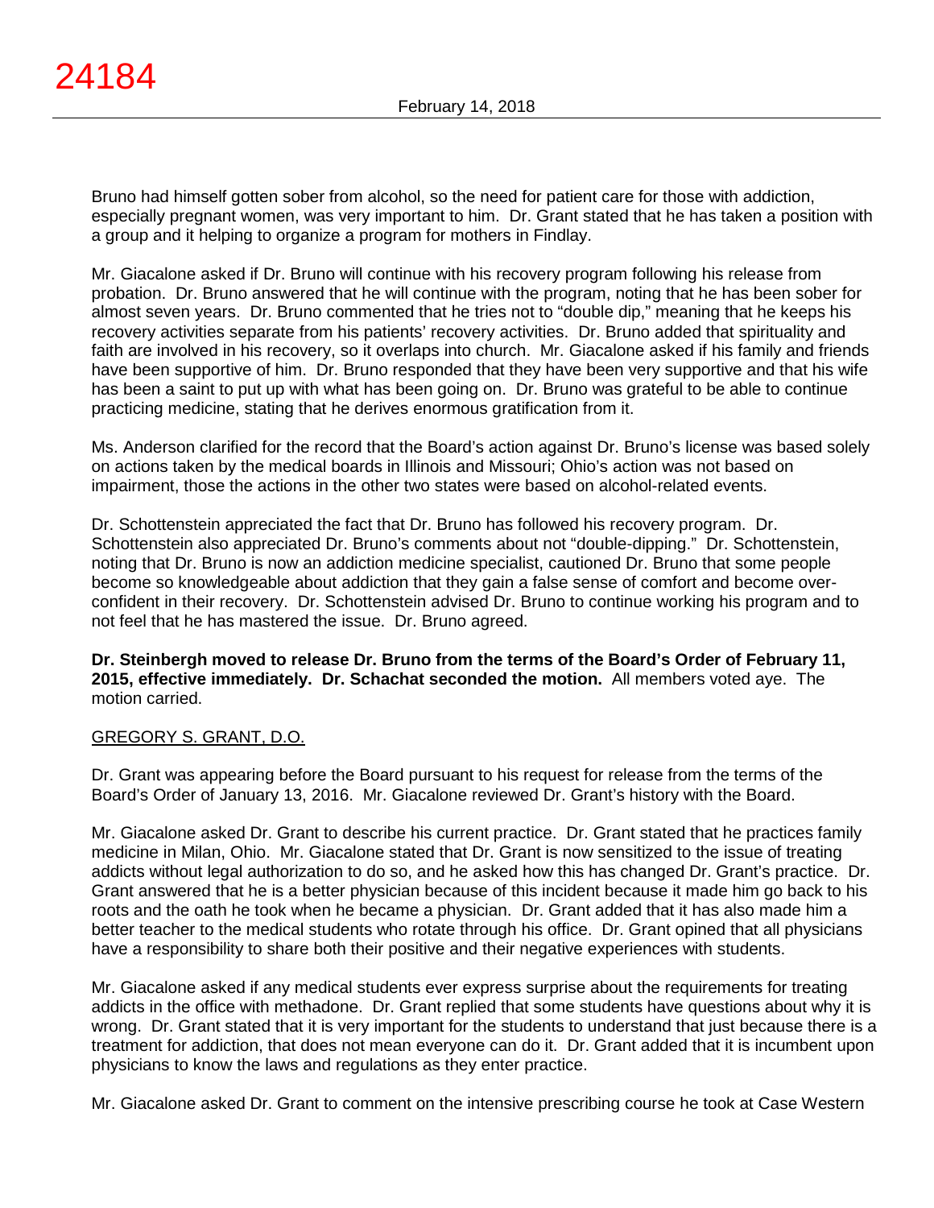Bruno had himself gotten sober from alcohol, so the need for patient care for those with addiction, especially pregnant women, was very important to him. Dr. Grant stated that he has taken a position with a group and it helping to organize a program for mothers in Findlay.

Mr. Giacalone asked if Dr. Bruno will continue with his recovery program following his release from probation. Dr. Bruno answered that he will continue with the program, noting that he has been sober for almost seven years. Dr. Bruno commented that he tries not to "double dip," meaning that he keeps his recovery activities separate from his patients' recovery activities. Dr. Bruno added that spirituality and faith are involved in his recovery, so it overlaps into church. Mr. Giacalone asked if his family and friends have been supportive of him. Dr. Bruno responded that they have been very supportive and that his wife has been a saint to put up with what has been going on. Dr. Bruno was grateful to be able to continue practicing medicine, stating that he derives enormous gratification from it.

Ms. Anderson clarified for the record that the Board's action against Dr. Bruno's license was based solely on actions taken by the medical boards in Illinois and Missouri; Ohio's action was not based on impairment, those the actions in the other two states were based on alcohol-related events.

Dr. Schottenstein appreciated the fact that Dr. Bruno has followed his recovery program. Dr. Schottenstein also appreciated Dr. Bruno's comments about not "double-dipping." Dr. Schottenstein, noting that Dr. Bruno is now an addiction medicine specialist, cautioned Dr. Bruno that some people become so knowledgeable about addiction that they gain a false sense of comfort and become over-confident in their recovery. Dr. Schottenstein advised Dr. Bruno to continue working his program and to not feel that he has mastered the issue. Dr. Bruno agreed.

**Dr. Steinbergh moved to release Dr. Bruno from the terms of the Board's Order of February 11, 2015, effective immediately. Dr. Schachat seconded the motion.** All members voted aye. The motion carried.

GREGORY S. GRANT, D.O.

Dr. Grant was appearing before the Board pursuant to his request for release from the terms of the Board's Order of January 13, 2016. Mr. Giacalone reviewed Dr. Grant's history with the Board.

Mr. Giacalone asked Dr. Grant to describe his current practice. Dr. Grant stated that he practices family medicine in Milan, Ohio. Mr. Giacalone stated that Dr. Grant is now sensitized to the issue of treating addicts without legal authorization to do so, and he asked how this has changed Dr. Grant's practice. Dr. Grant answered that he is a better physician because of this incident because it made him go back to his roots and the oath he took when he became a physician. Dr. Grant added that it has also made him a better teacher to the medical students who rotate through his office. Dr. Grant opined that all physicians have a responsibility to share both their positive and their negative experiences with students.

Mr. Giacalone asked if any medical students ever express surprise about the requirements for treating addicts in the office with methadone. Dr. Grant replied that some students have questions about why it is wrong. Dr. Grant stated that it is very important for the students to understand that just because there is a treatment for addiction, that does not mean everyone can do it. Dr. Grant added that it is incumbent upon physicians to know the laws and regulations as they enter practice.

Mr. Giacalone asked Dr. Grant to comment on the intensive prescribing course he took at Case Western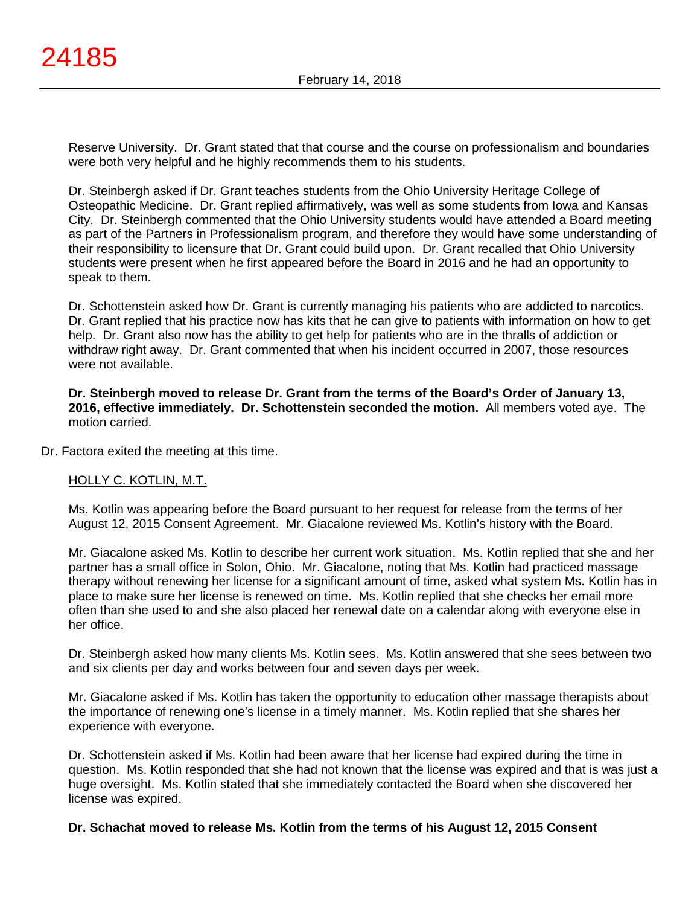Reserve University. Dr. Grant stated that that course and the course on professionalism and boundaries were both very helpful and he highly recommends them to his students.

Dr. Steinbergh asked if Dr. Grant teaches students from the Ohio University Heritage College of Osteopathic Medicine. Dr. Grant replied affirmatively, was well as some students from Iowa and Kansas City. Dr. Steinbergh commented that the Ohio University students would have attended a Board meeting as part of the Partners in Professionalism program, and therefore they would have some understanding of their responsibility to licensure that Dr. Grant could build upon. Dr. Grant recalled that Ohio University students were present when he first appeared before the Board in 2016 and he had an opportunity to speak to them.

Dr. Schottenstein asked how Dr. Grant is currently managing his patients who are addicted to narcotics. Dr. Grant replied that his practice now has kits that he can give to patients with information on how to get help. Dr. Grant also now has the ability to get help for patients who are in the thralls of addiction or withdraw right away. Dr. Grant commented that when his incident occurred in 2007, those resources were not available.

**Dr. Steinbergh moved to release Dr. Grant from the terms of the Board's Order of January 13, 2016, effective immediately. Dr. Schottenstein seconded the motion.** All members voted aye. The motion carried.

Dr. Factora exited the meeting at this time.

HOLLY C. KOTLIN, M.T.

Ms. Kotlin was appearing before the Board pursuant to her request for release from the terms of her August 12, 2015 Consent Agreement. Mr. Giacalone reviewed Ms. Kotlin's history with the Board.

Mr. Giacalone asked Ms. Kotlin to describe her current work situation. Ms. Kotlin replied that she and her partner has a small office in Solon, Ohio. Mr. Giacalone, noting that Ms. Kotlin had practiced massage therapy without renewing her license for a significant amount of time, asked what system Ms. Kotlin has in place to make sure her license is renewed on time. Ms. Kotlin replied that she checks her email more often than she used to and she also placed her renewal date on a calendar along with everyone else in her office.

Dr. Steinbergh asked how many clients Ms. Kotlin sees. Ms. Kotlin answered that she sees between two and six clients per day and works between four and seven days per week.

Mr. Giacalone asked if Ms. Kotlin has taken the opportunity to education other massage therapists about the importance of renewing one's license in a timely manner. Ms. Kotlin replied that she shares her experience with everyone.

Dr. Schottenstein asked if Ms. Kotlin had been aware that her license had expired during the time in question. Ms. Kotlin responded that she had not known that the license was expired and that is was just a huge oversight. Ms. Kotlin stated that she immediately contacted the Board when she discovered her license was expired.

**Dr. Schachat moved to release Ms. Kotlin from the terms of his August 12, 2015 Consent**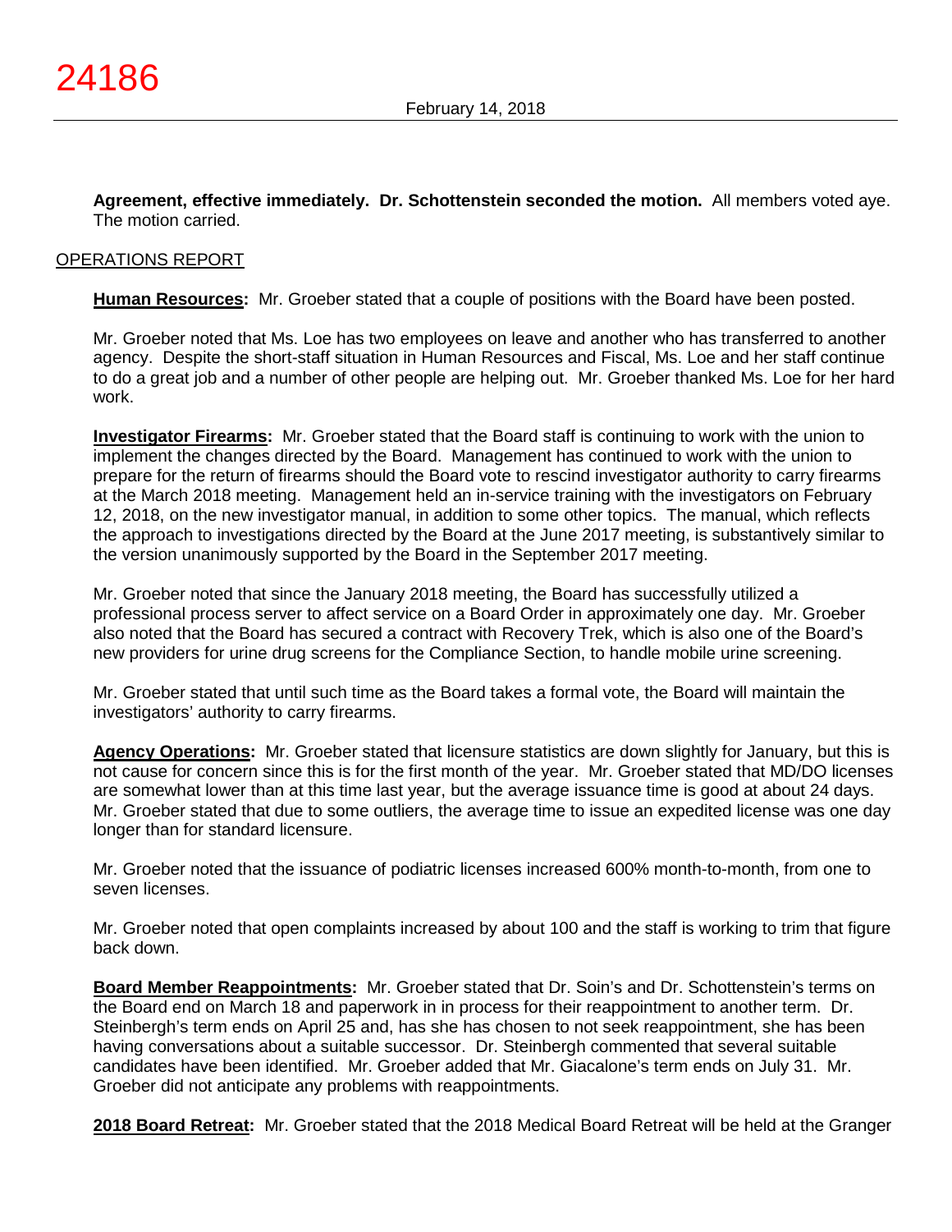**Agreement, effective immediately. Dr. Schottenstein seconded the motion.** All members voted aye. The motion carried.

OPERATIONS REPORT

**Human Resources:** Mr. Groeber stated that a couple of positions with the Board have been posted.

Mr. Groeber noted that Ms. Loe has two employees on leave and another who has transferred to another agency. Despite the short-staff situation in Human Resources and Fiscal, Ms. Loe and her staff continue to do a great job and a number of other people are helping out. Mr. Groeber thanked Ms. Loe for her hard work.

**Investigator Firearms:** Mr. Groeber stated that the Board staff is continuing to work with the union to implement the changes directed by the Board. Management has continued to work with the union to prepare for the return of firearms should the Board vote to rescind investigator authority to carry firearms at the March 2018 meeting. Management held an in-service training with the investigators on February 12, 2018, on the new investigator manual, in addition to some other topics. The manual, which reflects the approach to investigations directed by the Board at the June 2017 meeting, is substantively similar to the version unanimously supported by the Board in the September 2017 meeting.

Mr. Groeber noted that since the January 2018 meeting, the Board has successfully utilized a professional process server to affect service on a Board Order in approximately one day. Mr. Groeber also noted that the Board has secured a contract with Recovery Trek, which is also one of the Board's new providers for urine drug screens for the Compliance Section, to handle mobile urine screening.

Mr. Groeber stated that until such time as the Board takes a formal vote, the Board will maintain the investigators' authority to carry firearms.

**Agency Operations:** Mr. Groeber stated that licensure statistics are down slightly for January, but this is not cause for concern since this is for the first month of the year. Mr. Groeber stated that MD/DO licenses are somewhat lower than at this time last year, but the average issuance time is good at about 24 days. Mr. Groeber stated that due to some outliers, the average time to issue an expedited license was one day longer than for standard licensure.

Mr. Groeber noted that the issuance of podiatric licenses increased 600% month-to-month, from one to seven licenses.

Mr. Groeber noted that open complaints increased by about 100 and the staff is working to trim that figure back down.

**Board Member Reappointments:** Mr. Groeber stated that Dr. Soin's and Dr. Schottenstein's terms on the Board end on March 18 and paperwork in in process for their reappointment to another term. Dr. Steinbergh's term ends on April 25 and, has she has chosen to not seek reappointment, she has been having conversations about a suitable successor. Dr. Steinbergh commented that several suitable candidates have been identified. Mr. Groeber added that Mr. Giacalone's term ends on July 31. Mr. Groeber did not anticipate any problems with reappointments.

**2018 Board Retreat:** Mr. Groeber stated that the 2018 Medical Board Retreat will be held at the Granger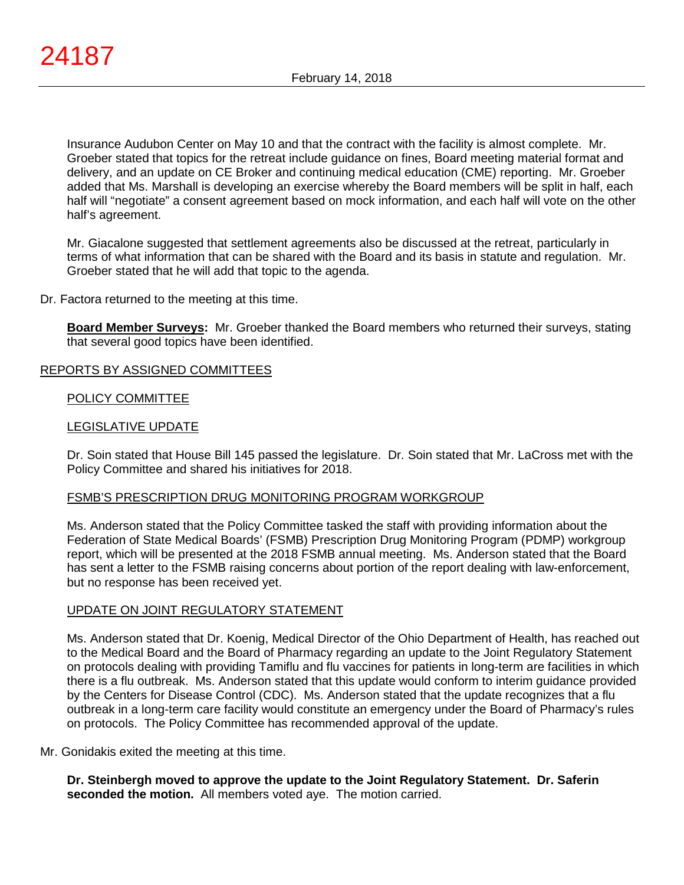Insurance Audubon Center on May 10 and that the contract with the facility is almost complete. Mr. Groeber stated that topics for the retreat include guidance on fines, Board meeting material format and delivery, and an update on CE Broker and continuing medical education (CME) reporting. Mr. Groeber added that Ms. Marshall is developing an exercise whereby the Board members will be split in half, each half will "negotiate" a consent agreement based on mock information, and each half will vote on the other half's agreement.

Mr. Giacalone suggested that settlement agreements also be discussed at the retreat, particularly in terms of what information that can be shared with the Board and its basis in statute and regulation. Mr. Groeber stated that he will add that topic to the agenda.

Dr. Factora returned to the meeting at this time.

**Board Member Surveys:** Mr. Groeber thanked the Board members who returned their surveys, stating that several good topics have been identified.

REPORTS BY ASSIGNED COMMITTEES

POLICY COMMITTEE

LEGISLATIVE UPDATE

Dr. Soin stated that House Bill 145 passed the legislature. Dr. Soin stated that Mr. LaCross met with the Policy Committee and shared his initiatives for 2018.

FSMB'S PRESCRIPTION DRUG MONITORING PROGRAM WORKGROUP

Ms. Anderson stated that the Policy Committee tasked the staff with providing information about the Federation of State Medical Boards' (FSMB) Prescription Drug Monitoring Program (PDMP) workgroup report, which will be presented at the 2018 FSMB annual meeting. Ms. Anderson stated that the Board has sent a letter to the FSMB raising concerns about portion of the report dealing with law-enforcement, but no response has been received yet.

UPDATE ON JOINT REGULATORY STATEMENT

Ms. Anderson stated that Dr. Koenig, Medical Director of the Ohio Department of Health, has reached out to the Medical Board and the Board of Pharmacy regarding an update to the Joint Regulatory Statement on protocols dealing with providing Tamiflu and flu vaccines for patients in long-term are facilities in which there is a flu outbreak. Ms. Anderson stated that this update would conform to interim guidance provided by the Centers for Disease Control (CDC). Ms. Anderson stated that the update recognizes that a flu outbreak in a long-term care facility would constitute an emergency under the Board of Pharmacy's rules on protocols. The Policy Committee has recommended approval of the update.

Mr. Gonidakis exited the meeting at this time.

**Dr. Steinbergh moved to approve the update to the Joint Regulatory Statement. Dr. Saferin seconded the motion.** All members voted aye. The motion carried.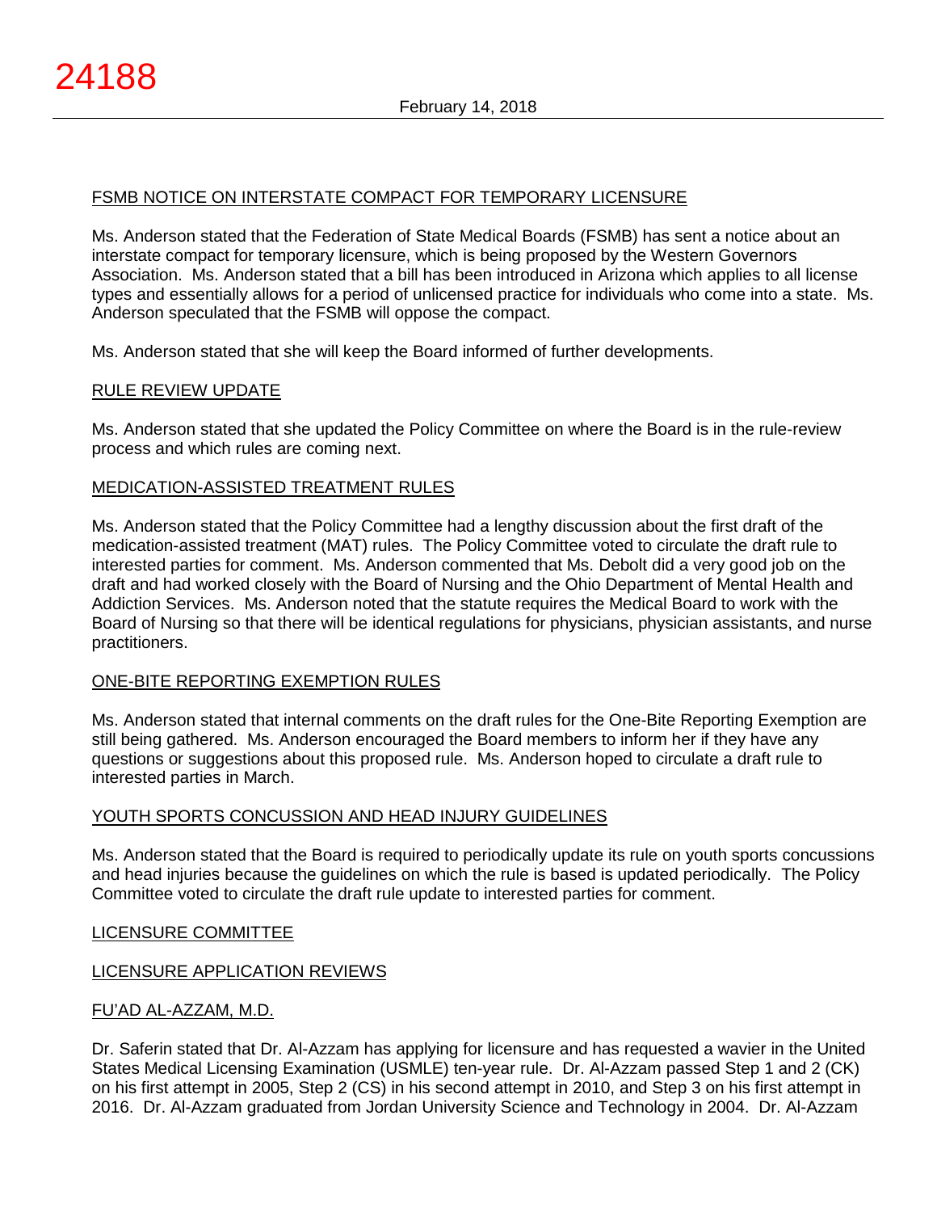## FSMB NOTICE ON INTERSTATE COMPACT FOR TEMPORARY LICENSURE

Ms. Anderson stated that the Federation of State Medical Boards (FSMB) has sent a notice about an interstate compact for temporary licensure, which is being proposed by the Western Governors Association. Ms. Anderson stated that a bill has been introduced in Arizona which applies to all license types and essentially allows for a period of unlicensed practice for individuals who come into a state. Ms. Anderson speculated that the FSMB will oppose the compact.

Ms. Anderson stated that she will keep the Board informed of further developments.

## RULE REVIEW UPDATE

Ms. Anderson stated that she updated the Policy Committee on where the Board is in the rule-review process and which rules are coming next.

## MEDICATION-ASSISTED TREATMENT RULES

Ms. Anderson stated that the Policy Committee had a lengthy discussion about the first draft of the medication-assisted treatment (MAT) rules. The Policy Committee voted to circulate the draft rule to interested parties for comment. Ms. Anderson commented that Ms. Debolt did a very good job on the draft and had worked closely with the Board of Nursing and the Ohio Department of Mental Health and Addiction Services. Ms. Anderson noted that the statute requires the Medical Board to work with the Board of Nursing so that there will be identical regulations for physicians, physician assistants, and nurse practitioners.

## ONE-BITE REPORTING EXEMPTION RULES

Ms. Anderson stated that internal comments on the draft rules for the One-Bite Reporting Exemption are still being gathered. Ms. Anderson encouraged the Board members to inform her if they have any questions or suggestions about this proposed rule. Ms. Anderson hoped to circulate a draft rule to interested parties in March.

## YOUTH SPORTS CONCUSSION AND HEAD INJURY GUIDELINES

Ms. Anderson stated that the Board is required to periodically update its rule on youth sports concussions and head injuries because the guidelines on which the rule is based is updated periodically. The Policy Committee voted to circulate the draft rule update to interested parties for comment.

## LICENSURE COMMITTEE

## LICENSURE APPLICATION REVIEWS

### FU'AD AL-AZZAM, M.D.

Dr. Saferin stated that Dr. Al-Azzam has applying for licensure and has requested a wavier in the United States Medical Licensing Examination (USMLE) ten-year rule. Dr. Al-Azzam passed Step 1 and 2 (CK) on his first attempt in 2005, Step 2 (CS) in his second attempt in 2010, and Step 3 on his first attempt in 2016. Dr. Al-Azzam graduated from Jordan University Science and Technology in 2004. Dr. Al-Azzam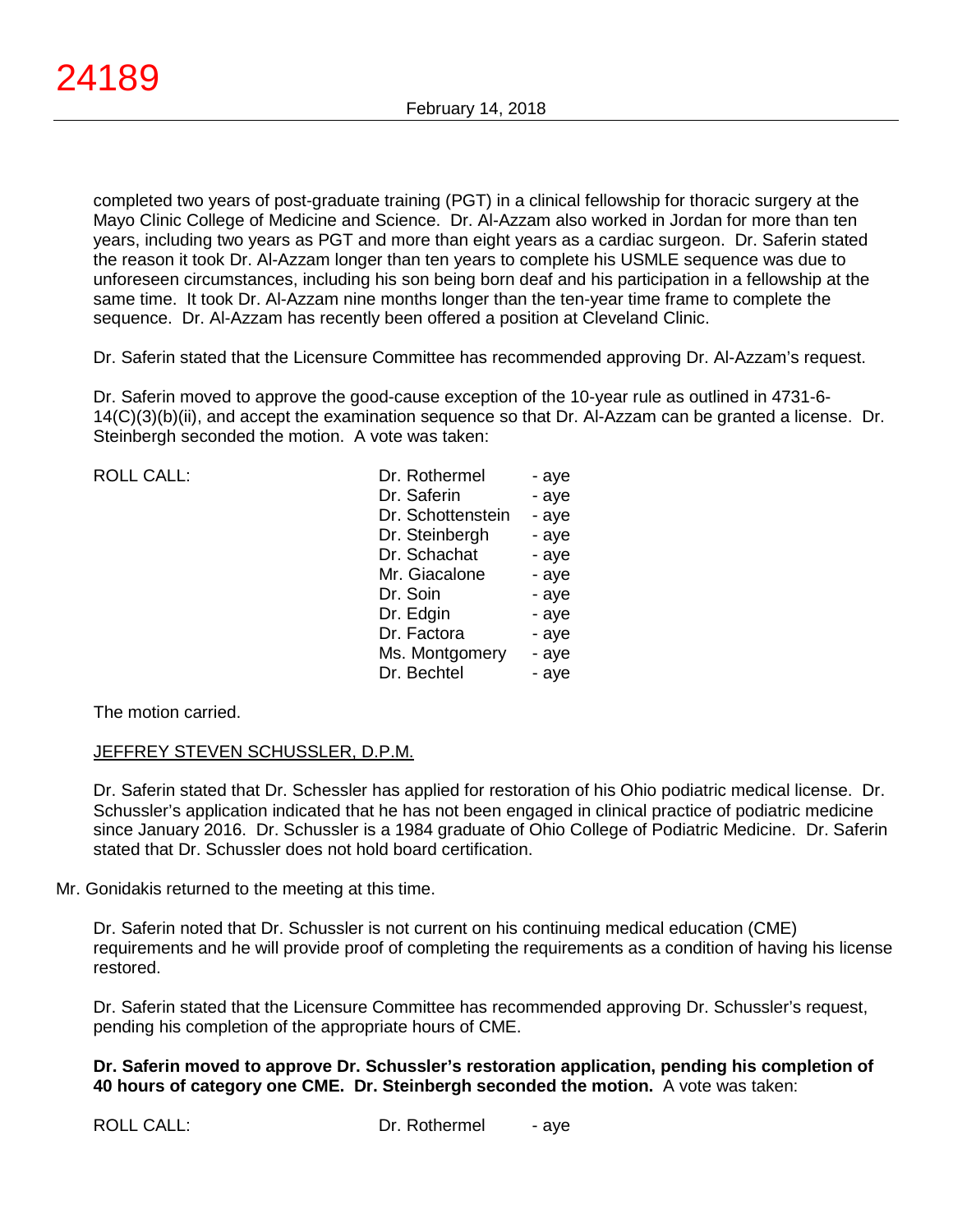completed two years of post-graduate training (PGT) in a clinical fellowship for thoracic surgery at the Mayo Clinic College of Medicine and Science. Dr. Al-Azzam also worked in Jordan for more than ten years, including two years as PGT and more than eight years as a cardiac surgeon. Dr. Saferin stated the reason it took Dr. Al-Azzam longer than ten years to complete his USMLE sequence was due to unforeseen circumstances, including his son being born deaf and his participation in a fellowship at the same time. It took Dr. Al-Azzam nine months longer than the ten-year time frame to complete the sequence. Dr. Al-Azzam has recently been offered a position at Cleveland Clinic.

Dr. Saferin stated that the Licensure Committee has recommended approving Dr. Al-Azzam's request.

Dr. Saferin moved to approve the good-cause exception of the 10-year rule as outlined in 4731-6-14(C)(3)(b)(ii), and accept the examination sequence so that Dr. Al-Azzam can be granted a license. Dr. Steinbergh seconded the motion. A vote was taken:

| ROLL CALL: | Dr. Rothermel | - aye |
|---|---|---|
| | Dr. Saferin | - aye |
| | Dr. Schottenstein | - aye |
| | Dr. Steinbergh | - aye |
| | Dr. Schachat | - aye |
| | Mr. Giacalone | - aye |
| | Dr. Soin | - aye |
| | Dr. Edgin | - aye |
| | Dr. Factora | - aye |
| | Ms. Montgomery | - aye |
| | Dr. Bechtel | - aye |

The motion carried.

JEFFREY STEVEN SCHUSSLER, D.P.M.

Dr. Saferin stated that Dr. Schessler has applied for restoration of his Ohio podiatric medical license. Dr. Schussler's application indicated that he has not been engaged in clinical practice of podiatric medicine since January 2016. Dr. Schussler is a 1984 graduate of Ohio College of Podiatric Medicine. Dr. Saferin stated that Dr. Schussler does not hold board certification.

Mr. Gonidakis returned to the meeting at this time.

Dr. Saferin noted that Dr. Schussler is not current on his continuing medical education (CME) requirements and he will provide proof of completing the requirements as a condition of having his license restored.

Dr. Saferin stated that the Licensure Committee has recommended approving Dr. Schussler's request, pending his completion of the appropriate hours of CME.

**Dr. Saferin moved to approve Dr. Schussler's restoration application, pending his completion of 40 hours of category one CME. Dr. Steinbergh seconded the motion.** A vote was taken:

| ROLL CALL: | Dr. Rothermel | - aye |
|---|---|---|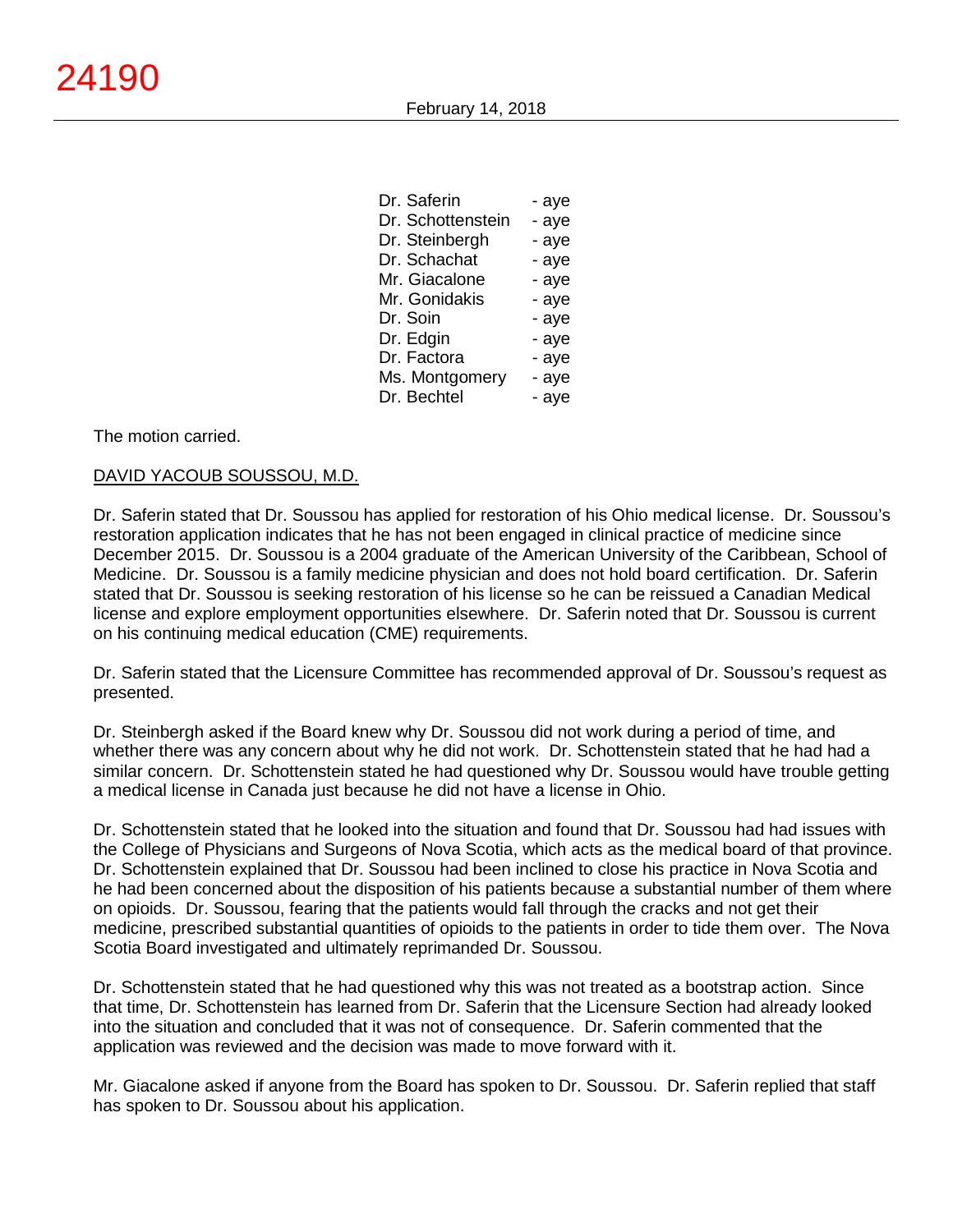| | |
|---|---|
| Dr. Saferin | - aye |
| Dr. Schottenstein | - aye |
| Dr. Steinbergh | - aye |
| Dr. Schachat | - aye |
| Mr. Giacalone | - aye |
| Mr. Gonidakis | - aye |
| Dr. Soin | - aye |
| Dr. Edgin | - aye |
| Dr. Factora | - aye |
| Ms. Montgomery | - aye |
| Dr. Bechtel | - aye |

The motion carried.

DAVID YACOUB SOUSSOU, M.D.

Dr. Saferin stated that Dr. Soussou has applied for restoration of his Ohio medical license. Dr. Soussou's restoration application indicates that he has not been engaged in clinical practice of medicine since December 2015. Dr. Soussou is a 2004 graduate of the American University of the Caribbean, School of Medicine. Dr. Soussou is a family medicine physician and does not hold board certification. Dr. Saferin stated that Dr. Soussou is seeking restoration of his license so he can be reissued a Canadian Medical license and explore employment opportunities elsewhere. Dr. Saferin noted that Dr. Soussou is current on his continuing medical education (CME) requirements.

Dr. Saferin stated that the Licensure Committee has recommended approval of Dr. Soussou's request as presented.

Dr. Steinbergh asked if the Board knew why Dr. Soussou did not work during a period of time, and whether there was any concern about why he did not work. Dr. Schottenstein stated that he had had a similar concern. Dr. Schottenstein stated he had questioned why Dr. Soussou would have trouble getting a medical license in Canada just because he did not have a license in Ohio.

Dr. Schottenstein stated that he looked into the situation and found that Dr. Soussou had had issues with the College of Physicians and Surgeons of Nova Scotia, which acts as the medical board of that province. Dr. Schottenstein explained that Dr. Soussou had been inclined to close his practice in Nova Scotia and he had been concerned about the disposition of his patients because a substantial number of them where on opioids. Dr. Soussou, fearing that the patients would fall through the cracks and not get their medicine, prescribed substantial quantities of opioids to the patients in order to tide them over. The Nova Scotia Board investigated and ultimately reprimanded Dr. Soussou.

Dr. Schottenstein stated that he had questioned why this was not treated as a bootstrap action. Since that time, Dr. Schottenstein has learned from Dr. Saferin that the Licensure Section had already looked into the situation and concluded that it was not of consequence. Dr. Saferin commented that the application was reviewed and the decision was made to move forward with it.

Mr. Giacalone asked if anyone from the Board has spoken to Dr. Soussou. Dr. Saferin replied that staff has spoken to Dr. Soussou about his application.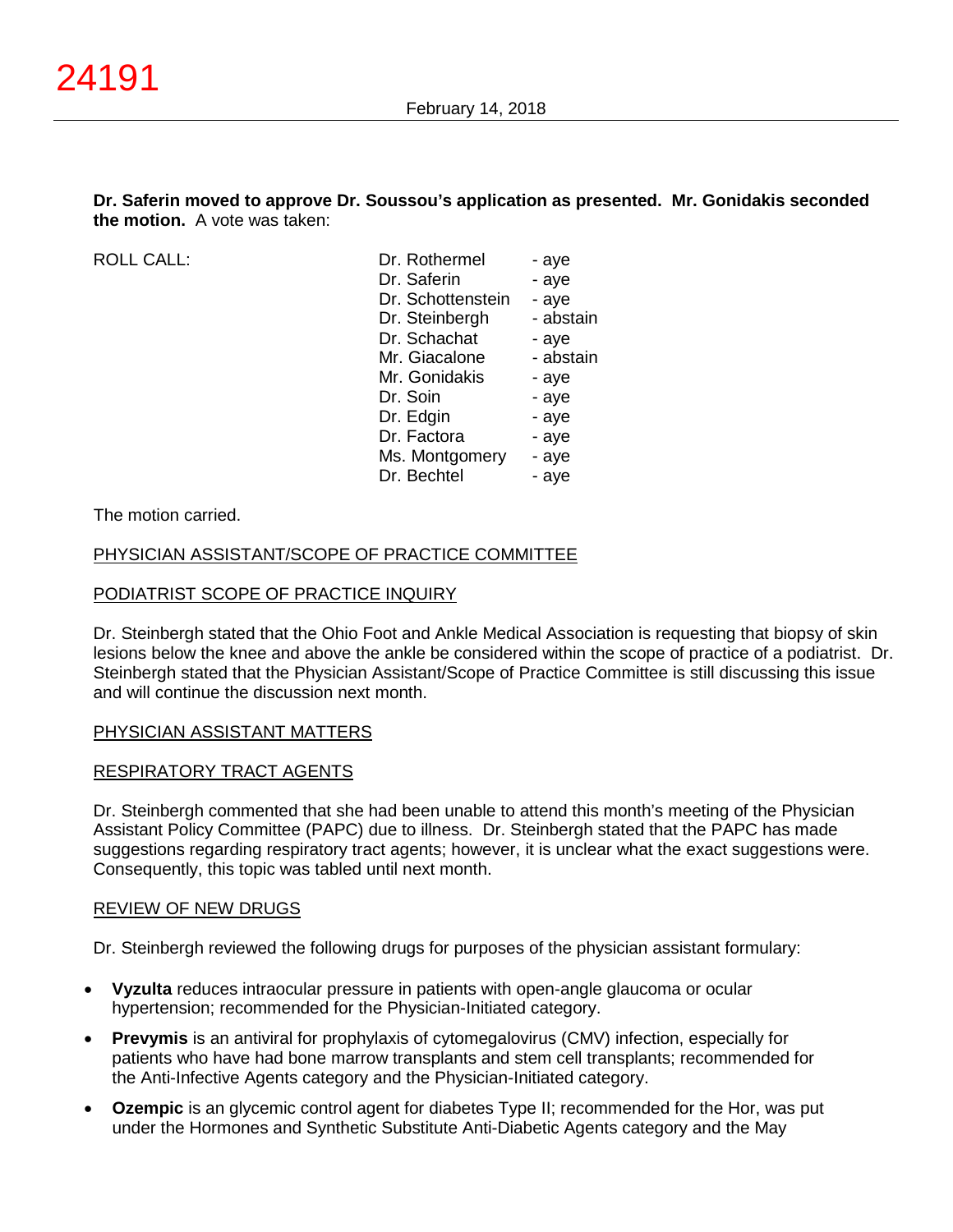**Dr. Saferin moved to approve Dr. Soussou's application as presented. Mr. Gonidakis seconded the motion.** A vote was taken:

| ROLL CALL: | | |
|---|---|---|
| | Dr. Rothermel | - aye |
| | Dr. Saferin | - aye |
| | Dr. Schottenstein | - aye |
| | Dr. Steinbergh | - abstain |
| | Dr. Schachat | - aye |
| | Mr. Giacalone | - abstain |
| | Mr. Gonidakis | - aye |
| | Dr. Soin | - aye |
| | Dr. Edgin | - aye |
| | Dr. Factora | - aye |
| | Ms. Montgomery | - aye |
| | Dr. Bechtel | - aye |

The motion carried.

PHYSICIAN ASSISTANT/SCOPE OF PRACTICE COMMITTEE

PODIATRIST SCOPE OF PRACTICE INQUIRY

Dr. Steinbergh stated that the Ohio Foot and Ankle Medical Association is requesting that biopsy of skin lesions below the knee and above the ankle be considered within the scope of practice of a podiatrist. Dr. Steinbergh stated that the Physician Assistant/Scope of Practice Committee is still discussing this issue and will continue the discussion next month.

PHYSICIAN ASSISTANT MATTERS

RESPIRATORY TRACT AGENTS

Dr. Steinbergh commented that she had been unable to attend this month's meeting of the Physician Assistant Policy Committee (PAPC) due to illness. Dr. Steinbergh stated that the PAPC has made suggestions regarding respiratory tract agents; however, it is unclear what the exact suggestions were. Consequently, this topic was tabled until next month.

REVIEW OF NEW DRUGS

Dr. Steinbergh reviewed the following drugs for purposes of the physician assistant formulary:

- **Vyzulta** reduces intraocular pressure in patients with open-angle glaucoma or ocular hypertension; recommended for the Physician-Initiated category.
- **Prevymis** is an antiviral for prophylaxis of cytomegalovirus (CMV) infection, especially for patients who have had bone marrow transplants and stem cell transplants; recommended for the Anti-Infective Agents category and the Physician-Initiated category.
- **Ozempic** is an glycemic control agent for diabetes Type II; recommended for the Hor, was put under the Hormones and Synthetic Substitute Anti-Diabetic Agents category and the May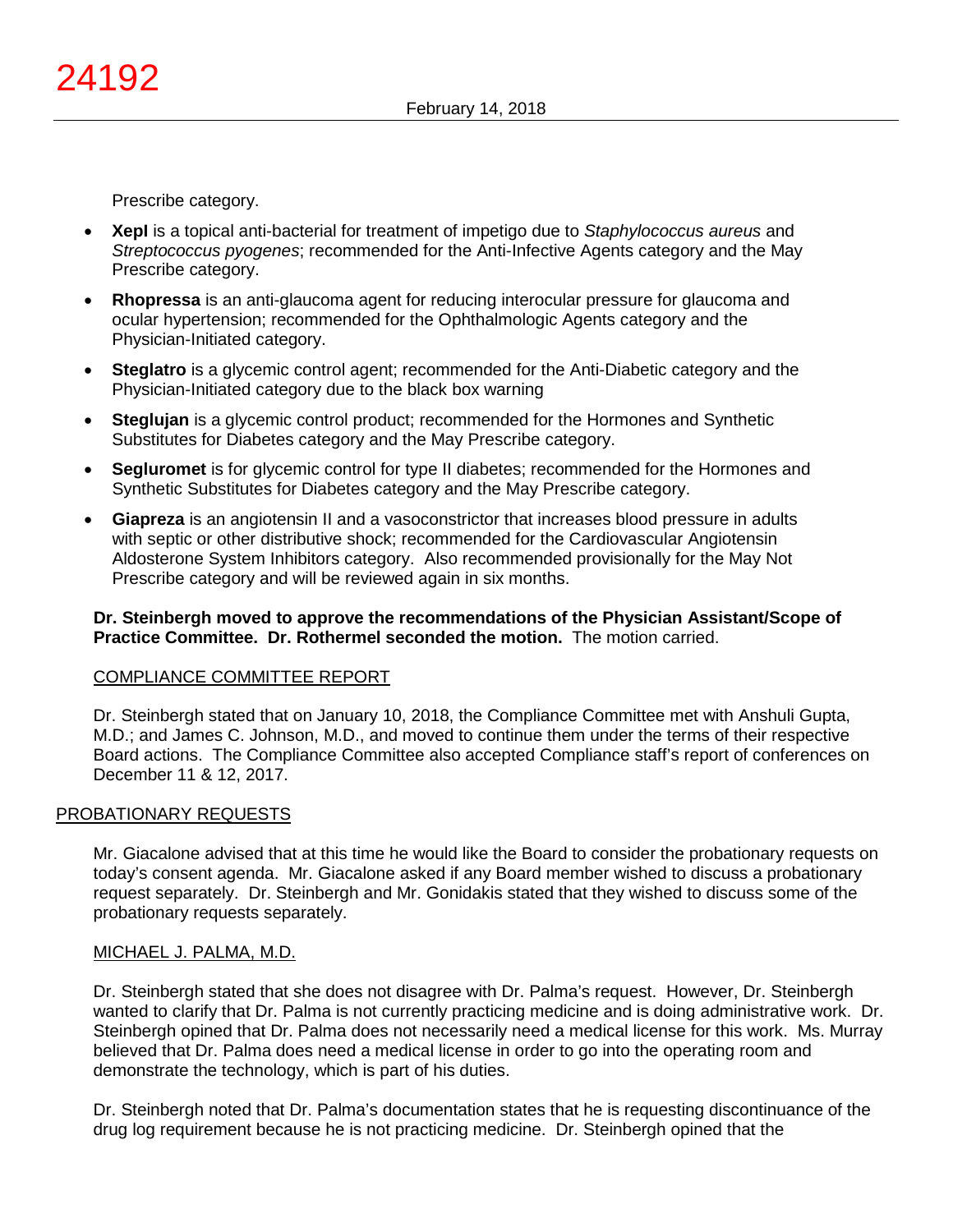Prescribe category.

- **Xepi** is a topical anti-bacterial for treatment of impetigo due to *Staphylococcus aureus* and *Streptococcus pyogenes*; recommended for the Anti-Infective Agents category and the May Prescribe category.
- **Rhopressa** is an anti-glaucoma agent for reducing interocular pressure for glaucoma and ocular hypertension; recommended for the Ophthalmologic Agents category and the Physician-Initiated category.
- **Steglatro** is a glycemic control agent; recommended for the Anti-Diabetic category and the Physician-Initiated category due to the black box warning
- **Steglujan** is a glycemic control product; recommended for the Hormones and Synthetic Substitutes for Diabetes category and the May Prescribe category.
- **Segluromet** is for glycemic control for type II diabetes; recommended for the Hormones and Synthetic Substitutes for Diabetes category and the May Prescribe category.
- **Giapreza** is an angiotensin II and a vasoconstrictor that increases blood pressure in adults with septic or other distributive shock; recommended for the Cardiovascular Angiotensin Aldosterone System Inhibitors category. Also recommended provisionally for the May Not Prescribe category and will be reviewed again in six months.

**Dr. Steinbergh moved to approve the recommendations of the Physician Assistant/Scope of Practice Committee. Dr. Rothermel seconded the motion.** The motion carried.

COMPLIANCE COMMITTEE REPORT

Dr. Steinbergh stated that on January 10, 2018, the Compliance Committee met with Anshuli Gupta, M.D.; and James C. Johnson, M.D., and moved to continue them under the terms of their respective Board actions. The Compliance Committee also accepted Compliance staff's report of conferences on December 11 & 12, 2017.

PROBATIONARY REQUESTS

Mr. Giacalone advised that at this time he would like the Board to consider the probationary requests on today's consent agenda. Mr. Giacalone asked if any Board member wished to discuss a probationary request separately. Dr. Steinbergh and Mr. Gonidakis stated that they wished to discuss some of the probationary requests separately.

MICHAEL J. PALMA, M.D.

Dr. Steinbergh stated that she does not disagree with Dr. Palma's request. However, Dr. Steinbergh wanted to clarify that Dr. Palma is not currently practicing medicine and is doing administrative work. Dr. Steinbergh opined that Dr. Palma does not necessarily need a medical license for this work. Ms. Murray believed that Dr. Palma does need a medical license in order to go into the operating room and demonstrate the technology, which is part of his duties.

Dr. Steinbergh noted that Dr. Palma's documentation states that he is requesting discontinuance of the drug log requirement because he is not practicing medicine. Dr. Steinbergh opined that the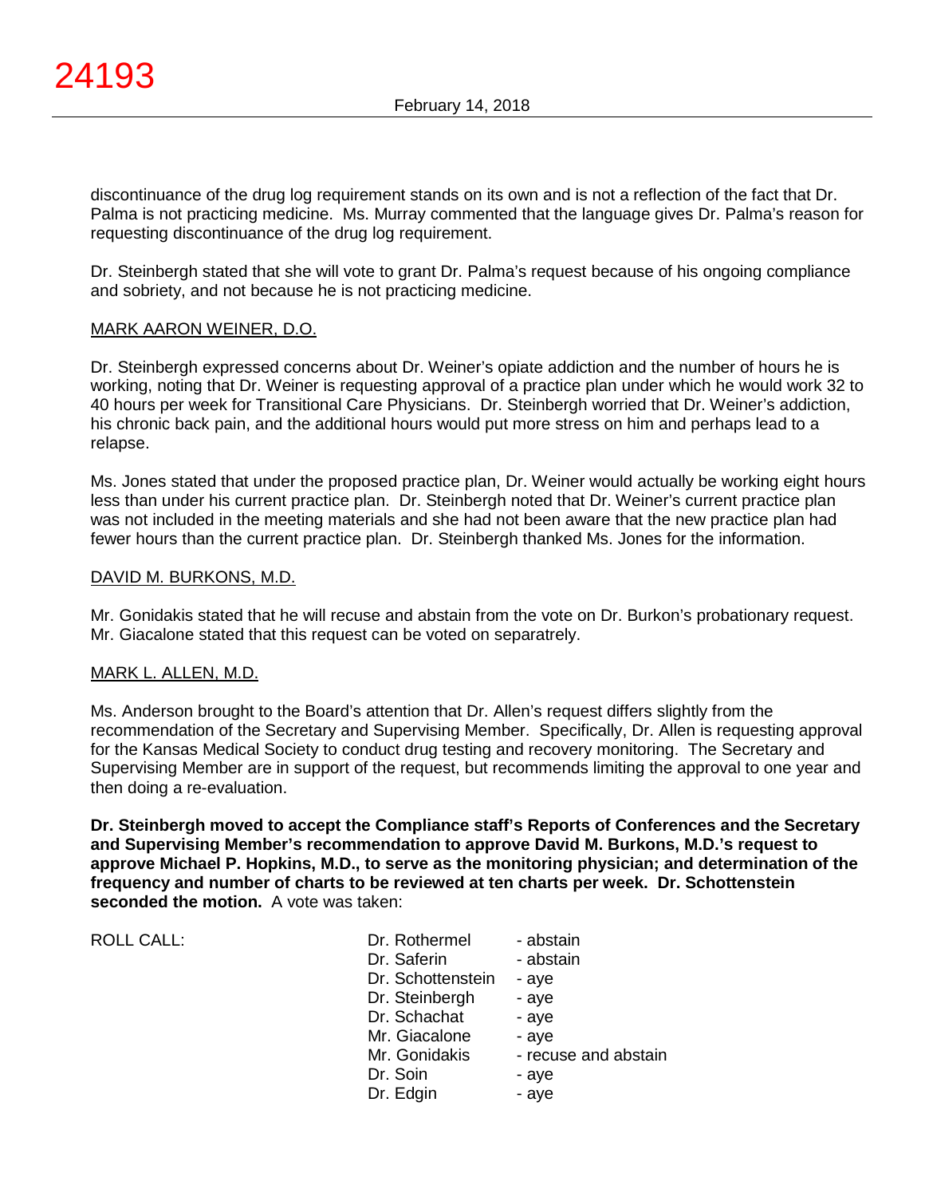discontinuance of the drug log requirement stands on its own and is not a reflection of the fact that Dr. Palma is not practicing medicine. Ms. Murray commented that the language gives Dr. Palma's reason for requesting discontinuance of the drug log requirement.

Dr. Steinbergh stated that she will vote to grant Dr. Palma's request because of his ongoing compliance and sobriety, and not because he is not practicing medicine.

MARK AARON WEINER, D.O.

Dr. Steinbergh expressed concerns about Dr. Weiner's opiate addiction and the number of hours he is working, noting that Dr. Weiner is requesting approval of a practice plan under which he would work 32 to 40 hours per week for Transitional Care Physicians. Dr. Steinbergh worried that Dr. Weiner's addiction, his chronic back pain, and the additional hours would put more stress on him and perhaps lead to a relapse.

Ms. Jones stated that under the proposed practice plan, Dr. Weiner would actually be working eight hours less than under his current practice plan. Dr. Steinbergh noted that Dr. Weiner's current practice plan was not included in the meeting materials and she had not been aware that the new practice plan had fewer hours than the current practice plan. Dr. Steinbergh thanked Ms. Jones for the information.

DAVID M. BURKONS, M.D.

Mr. Gonidakis stated that he will recuse and abstain from the vote on Dr. Burkon's probationary request. Mr. Giacalone stated that this request can be voted on separatrely.

MARK L. ALLEN, M.D.

Ms. Anderson brought to the Board's attention that Dr. Allen's request differs slightly from the recommendation of the Secretary and Supervising Member. Specifically, Dr. Allen is requesting approval for the Kansas Medical Society to conduct drug testing and recovery monitoring. The Secretary and Supervising Member are in support of the request, but recommends limiting the approval to one year and then doing a re-evaluation.

**Dr. Steinbergh moved to accept the Compliance staff's Reports of Conferences and the Secretary and Supervising Member's recommendation to approve David M. Burkons, M.D.'s request to approve Michael P. Hopkins, M.D., to serve as the monitoring physician; and determination of the frequency and number of charts to be reviewed at ten charts per week. Dr. Schottenstein seconded the motion.** A vote was taken:

| ROLL CALL: | | |
|---|---|---|
| | Dr. Rothermel | - abstain |
| | Dr. Saferin | - abstain |
| | Dr. Schottenstein | - aye |
| | Dr. Steinbergh | - aye |
| | Dr. Schachat | - aye |
| | Mr. Giacalone | - aye |
| | Mr. Gonidakis | - recuse and abstain |
| | Dr. Soin | - aye |
| | Dr. Edgin | - aye |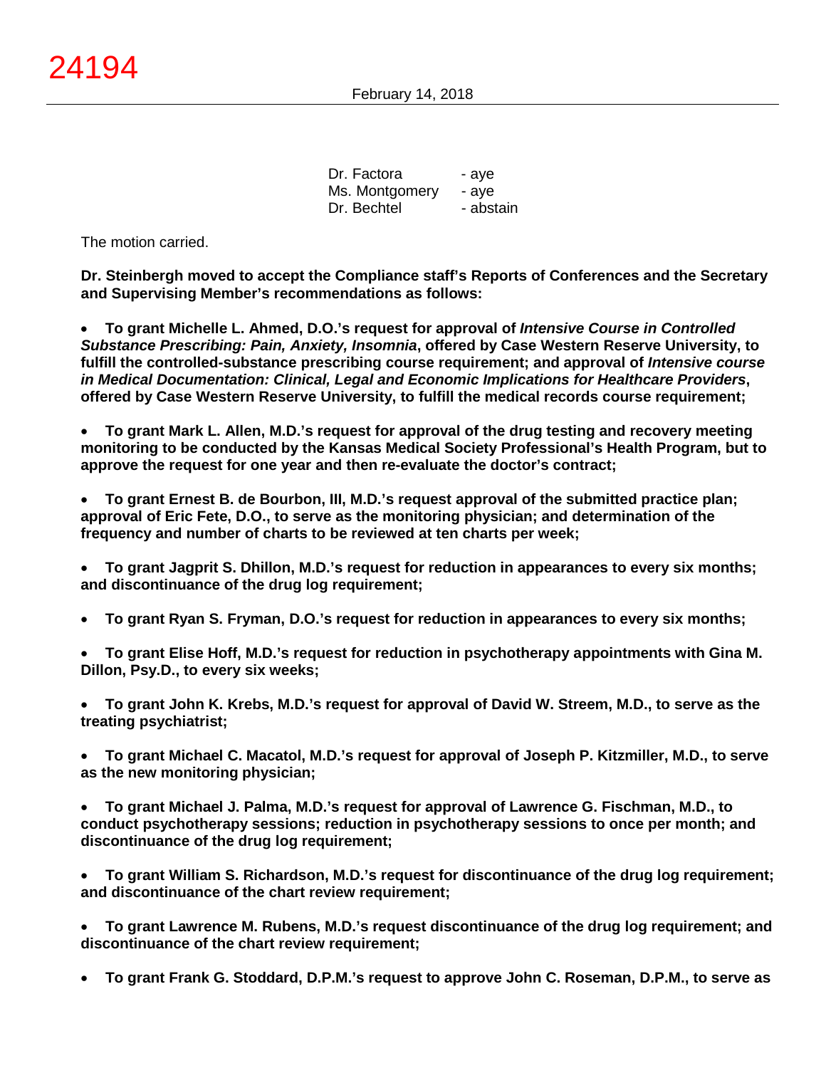| | |
|---|---|
| Dr. Factora | - aye |
| Ms. Montgomery | - aye |
| Dr. Bechtel | - abstain |

The motion carried.

**Dr. Steinbergh moved to accept the Compliance staff's Reports of Conferences and the Secretary and Supervising Member's recommendations as follows:**

- **To grant Michelle L. Ahmed, D.O.'s request for approval of *Intensive Course in Controlled Substance Prescribing: Pain, Anxiety, Insomnia*, offered by Case Western Reserve University, to fulfill the controlled-substance prescribing course requirement; and approval of *Intensive course in Medical Documentation: Clinical, Legal and Economic Implications for Healthcare Providers*, offered by Case Western Reserve University, to fulfill the medical records course requirement;**

- **To grant Mark L. Allen, M.D.'s request for approval of the drug testing and recovery meeting monitoring to be conducted by the Kansas Medical Society Professional's Health Program, but to approve the request for one year and then re-evaluate the doctor's contract;**

- **To grant Ernest B. de Bourbon, III, M.D.'s request approval of the submitted practice plan; approval of Eric Fete, D.O., to serve as the monitoring physician; and determination of the frequency and number of charts to be reviewed at ten charts per week;**

- **To grant Jagprit S. Dhillon, M.D.'s request for reduction in appearances to every six months; and discontinuance of the drug log requirement;**

- **To grant Ryan S. Fryman, D.O.'s request for reduction in appearances to every six months;**

- **To grant Elise Hoff, M.D.'s request for reduction in psychotherapy appointments with Gina M. Dillon, Psy.D., to every six weeks;**

- **To grant John K. Krebs, M.D.'s request for approval of David W. Streem, M.D., to serve as the treating psychiatrist;**

- **To grant Michael C. Macatol, M.D.'s request for approval of Joseph P. Kitzmiller, M.D., to serve as the new monitoring physician;**

- **To grant Michael J. Palma, M.D.'s request for approval of Lawrence G. Fischman, M.D., to conduct psychotherapy sessions; reduction in psychotherapy sessions to once per month; and discontinuance of the drug log requirement;**

- **To grant William S. Richardson, M.D.'s request for discontinuance of the drug log requirement; and discontinuance of the chart review requirement;**

- **To grant Lawrence M. Rubens, M.D.'s request discontinuance of the drug log requirement; and discontinuance of the chart review requirement;**

- **To grant Frank G. Stoddard, D.P.M.'s request to approve John C. Roseman, D.P.M., to serve as**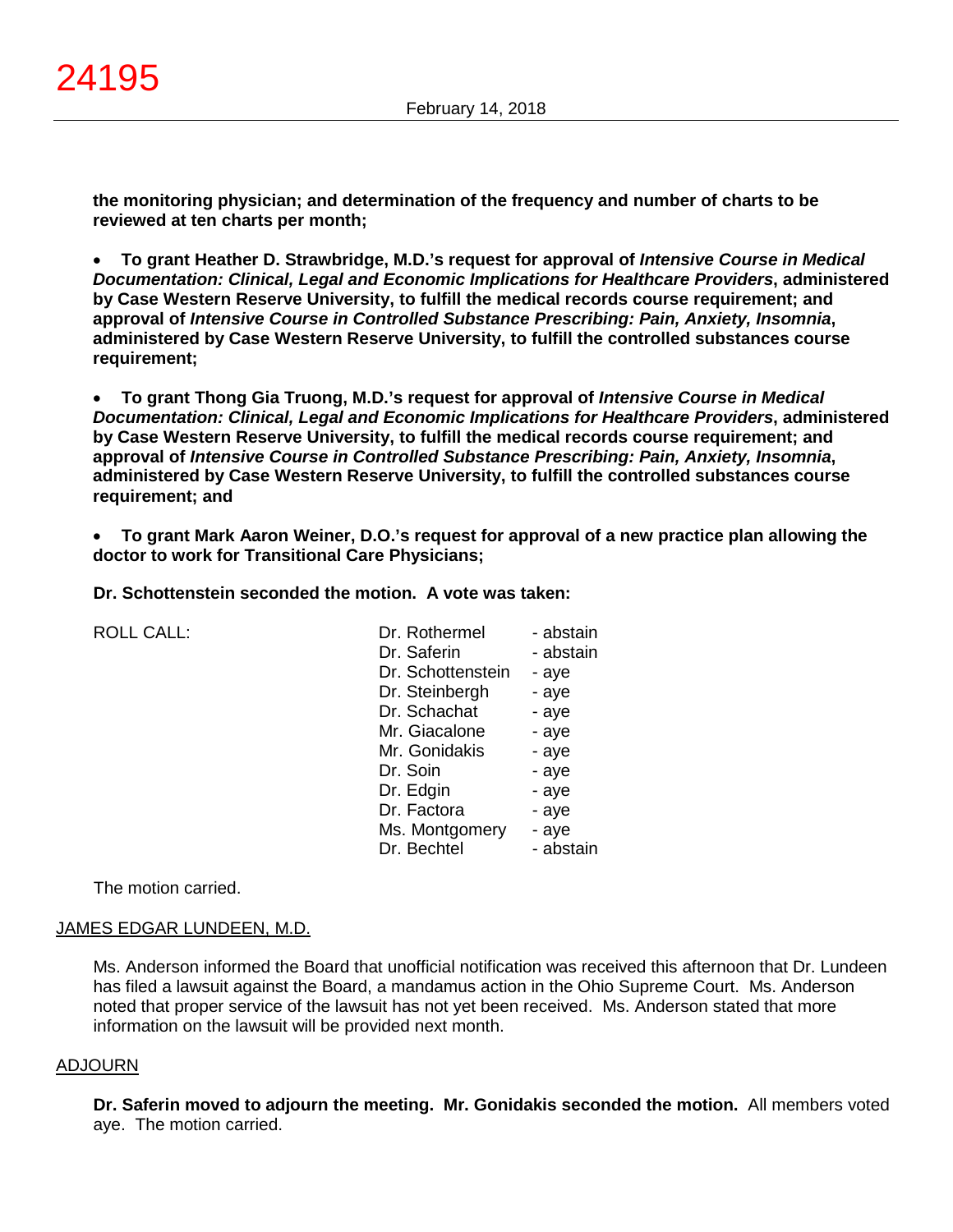**the monitoring physician; and determination of the frequency and number of charts to be reviewed at ten charts per month;**

- **To grant Heather D. Strawbridge, M.D.'s request for approval of *Intensive Course in Medical Documentation: Clinical, Legal and Economic Implications for Healthcare Providers*, administered by Case Western Reserve University, to fulfill the medical records course requirement; and approval of *Intensive Course in Controlled Substance Prescribing: Pain, Anxiety, Insomnia*, administered by Case Western Reserve University, to fulfill the controlled substances course requirement;**

- **To grant Thong Gia Truong, M.D.'s request for approval of *Intensive Course in Medical Documentation: Clinical, Legal and Economic Implications for Healthcare Providers*, administered by Case Western Reserve University, to fulfill the medical records course requirement; and approval of *Intensive Course in Controlled Substance Prescribing: Pain, Anxiety, Insomnia*, administered by Case Western Reserve University, to fulfill the controlled substances course requirement; and**

- **To grant Mark Aaron Weiner, D.O.'s request for approval of a new practice plan allowing the doctor to work for Transitional Care Physicians;**

**Dr. Schottenstein seconded the motion. A vote was taken:**

| ROLL CALL: | | |
|---|---|---|
| | Dr. Rothermel | - abstain |
| | Dr. Saferin | - abstain |
| | Dr. Schottenstein | - aye |
| | Dr. Steinbergh | - aye |
| | Dr. Schachat | - aye |
| | Mr. Giacalone | - aye |
| | Mr. Gonidakis | - aye |
| | Dr. Soin | - aye |
| | Dr. Edgin | - aye |
| | Dr. Factora | - aye |
| | Ms. Montgomery | - aye |
| | Dr. Bechtel | - abstain |

The motion carried.

## JAMES EDGAR LUNDEEN, M.D.

Ms. Anderson informed the Board that unofficial notification was received this afternoon that Dr. Lundeen has filed a lawsuit against the Board, a mandamus action in the Ohio Supreme Court. Ms. Anderson noted that proper service of the lawsuit has not yet been received. Ms. Anderson stated that more information on the lawsuit will be provided next month.

## ADJOURN

**Dr. Saferin moved to adjourn the meeting. Mr. Gonidakis seconded the motion.** All members voted aye. The motion carried.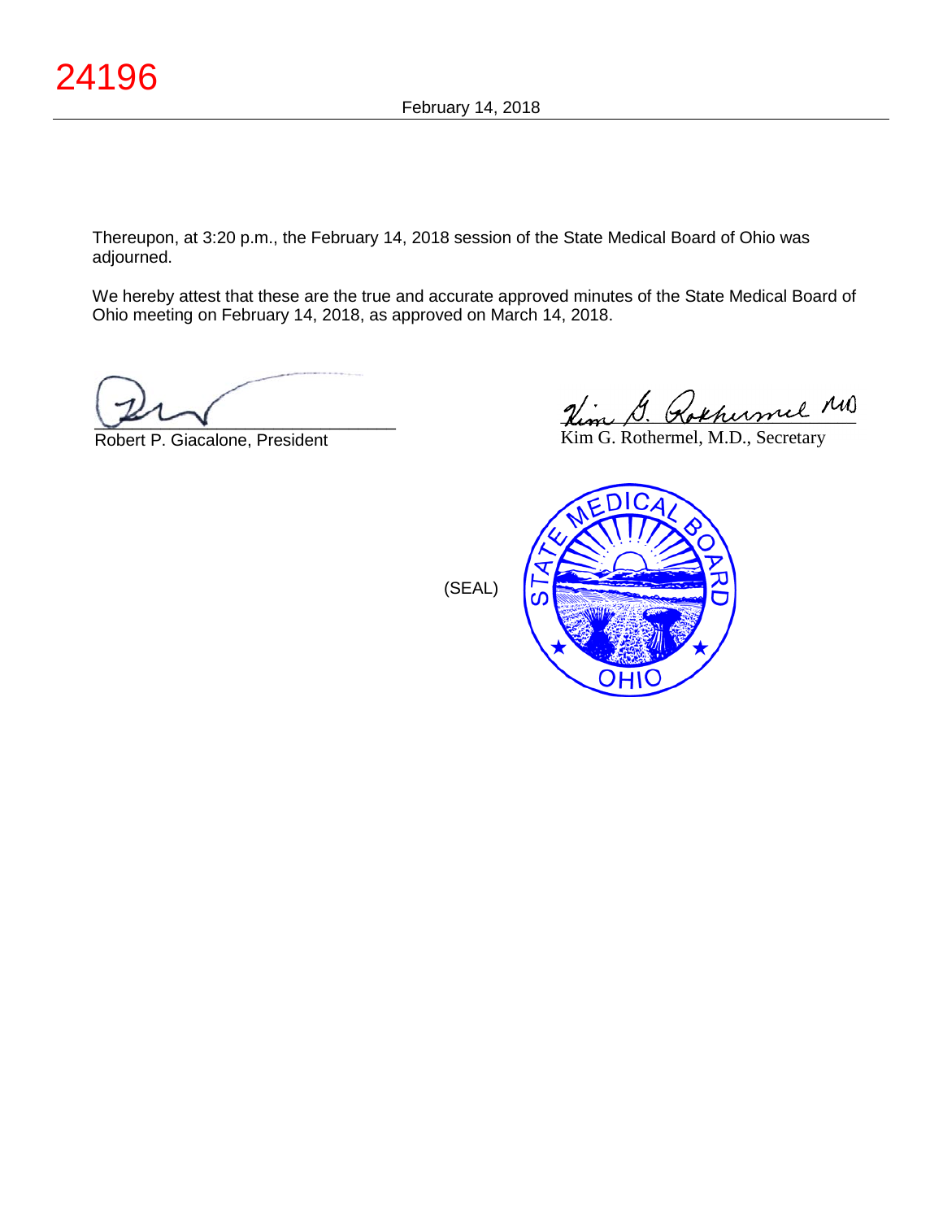Thereupon, at 3:20 p.m., the February 14, 2018 session of the State Medical Board of Ohio was adjourned.

We hereby attest that these are the true and accurate approved minutes of the State Medical Board of Ohio meeting on February 14, 2018, as approved on March 14, 2018.

Robert P. Giacalone, President

Kim G. Rothermel, M.D., Secretary

(SEAL)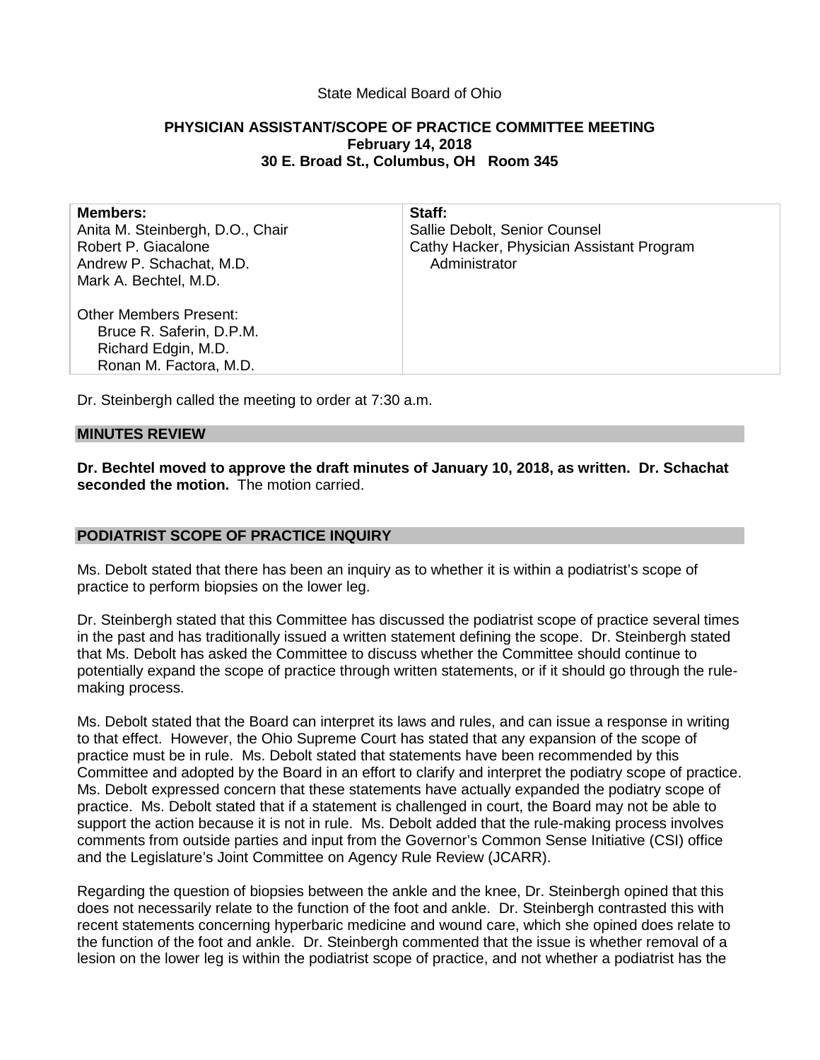State Medical Board of Ohio

**PHYSICIAN ASSISTANT/SCOPE OF PRACTICE COMMITTEE MEETING**
**February 14, 2018**
**30 E. Broad St., Columbus, OH Room 345**

| **Members:** | **Staff:** |
|---|---|
| Anita M. Steinbergh, D.O., Chair | Sallie Debolt, Senior Counsel |
| Robert P. Giacalone | Cathy Hacker, Physician Assistant Program Administrator |
| Andrew P. Schachat, M.D. | |
| Mark A. Bechtel, M.D. | |
| | |
| Other Members Present: | |
| Bruce R. Saferin, D.P.M. | |
| Richard Edgin, M.D. | |
| Ronan M. Factora, M.D. | |

Dr. Steinbergh called the meeting to order at 7:30 a.m.

## MINUTES REVIEW

**Dr. Bechtel moved to approve the draft minutes of January 10, 2018, as written. Dr. Schachat seconded the motion.** The motion carried.

## PODIATRIST SCOPE OF PRACTICE INQUIRY

Ms. Debolt stated that there has been an inquiry as to whether it is within a podiatrist's scope of practice to perform biopsies on the lower leg.

Dr. Steinbergh stated that this Committee has discussed the podiatrist scope of practice several times in the past and has traditionally issued a written statement defining the scope. Dr. Steinbergh stated that Ms. Debolt has asked the Committee to discuss whether the Committee should continue to potentially expand the scope of practice through written statements, or if it should go through the rule-making process.

Ms. Debolt stated that the Board can interpret its laws and rules, and can issue a response in writing to that effect. However, the Ohio Supreme Court has stated that any expansion of the scope of practice must be in rule. Ms. Debolt stated that statements have been recommended by this Committee and adopted by the Board in an effort to clarify and interpret the podiatry scope of practice. Ms. Debolt expressed concern that these statements have actually expanded the podiatry scope of practice. Ms. Debolt stated that if a statement is challenged in court, the Board may not be able to support the action because it is not in rule. Ms. Debolt added that the rule-making process involves comments from outside parties and input from the Governor's Common Sense Initiative (CSI) office and the Legislature's Joint Committee on Agency Rule Review (JCARR).

Regarding the question of biopsies between the ankle and the knee, Dr. Steinbergh opined that this does not necessarily relate to the function of the foot and ankle. Dr. Steinbergh contrasted this with recent statements concerning hyperbaric medicine and wound care, which she opined does relate to the function of the foot and ankle. Dr. Steinbergh commented that the issue is whether removal of a lesion on the lower leg is within the podiatrist scope of practice, and not whether a podiatrist has the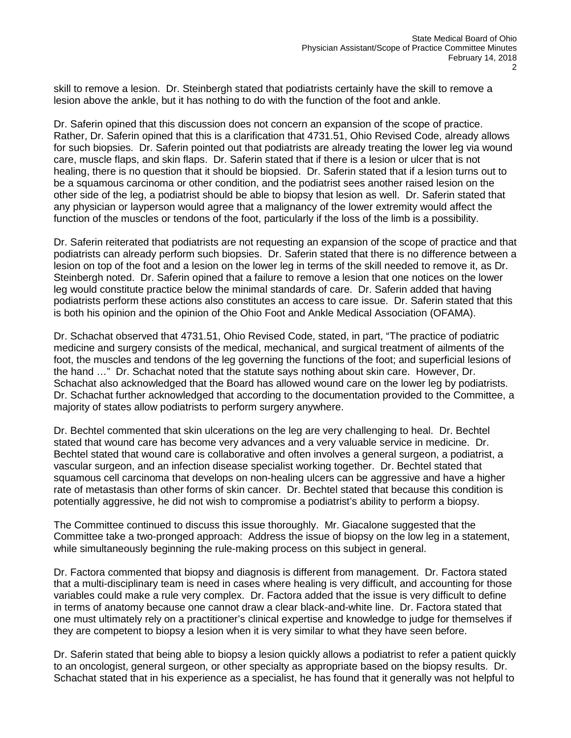skill to remove a lesion. Dr. Steinbergh stated that podiatrists certainly have the skill to remove a lesion above the ankle, but it has nothing to do with the function of the foot and ankle.

Dr. Saferin opined that this discussion does not concern an expansion of the scope of practice. Rather, Dr. Saferin opined that this is a clarification that 4731.51, Ohio Revised Code, already allows for such biopsies. Dr. Saferin pointed out that podiatrists are already treating the lower leg via wound care, muscle flaps, and skin flaps. Dr. Saferin stated that if there is a lesion or ulcer that is not healing, there is no question that it should be biopsied. Dr. Saferin stated that if a lesion turns out to be a squamous carcinoma or other condition, and the podiatrist sees another raised lesion on the other side of the leg, a podiatrist should be able to biopsy that lesion as well. Dr. Saferin stated that any physician or layperson would agree that a malignancy of the lower extremity would affect the function of the muscles or tendons of the foot, particularly if the loss of the limb is a possibility.

Dr. Saferin reiterated that podiatrists are not requesting an expansion of the scope of practice and that podiatrists can already perform such biopsies. Dr. Saferin stated that there is no difference between a lesion on top of the foot and a lesion on the lower leg in terms of the skill needed to remove it, as Dr. Steinbergh noted. Dr. Saferin opined that a failure to remove a lesion that one notices on the lower leg would constitute practice below the minimal standards of care. Dr. Saferin added that having podiatrists perform these actions also constitutes an access to care issue. Dr. Saferin stated that this is both his opinion and the opinion of the Ohio Foot and Ankle Medical Association (OFAMA).

Dr. Schachat observed that 4731.51, Ohio Revised Code, stated, in part, "The practice of podiatric medicine and surgery consists of the medical, mechanical, and surgical treatment of ailments of the foot, the muscles and tendons of the leg governing the functions of the foot; and superficial lesions of the hand …" Dr. Schachat noted that the statute says nothing about skin care. However, Dr. Schachat also acknowledged that the Board has allowed wound care on the lower leg by podiatrists. Dr. Schachat further acknowledged that according to the documentation provided to the Committee, a majority of states allow podiatrists to perform surgery anywhere.

Dr. Bechtel commented that skin ulcerations on the leg are very challenging to heal. Dr. Bechtel stated that wound care has become very advances and a very valuable service in medicine. Dr. Bechtel stated that wound care is collaborative and often involves a general surgeon, a podiatrist, a vascular surgeon, and an infection disease specialist working together. Dr. Bechtel stated that squamous cell carcinoma that develops on non-healing ulcers can be aggressive and have a higher rate of metastasis than other forms of skin cancer. Dr. Bechtel stated that because this condition is potentially aggressive, he did not wish to compromise a podiatrist's ability to perform a biopsy.

The Committee continued to discuss this issue thoroughly. Mr. Giacalone suggested that the Committee take a two-pronged approach: Address the issue of biopsy on the low leg in a statement, while simultaneously beginning the rule-making process on this subject in general.

Dr. Factora commented that biopsy and diagnosis is different from management. Dr. Factora stated that a multi-disciplinary team is need in cases where healing is very difficult, and accounting for those variables could make a rule very complex. Dr. Factora added that the issue is very difficult to define in terms of anatomy because one cannot draw a clear black-and-white line. Dr. Factora stated that one must ultimately rely on a practitioner's clinical expertise and knowledge to judge for themselves if they are competent to biopsy a lesion when it is very similar to what they have seen before.

Dr. Saferin stated that being able to biopsy a lesion quickly allows a podiatrist to refer a patient quickly to an oncologist, general surgeon, or other specialty as appropriate based on the biopsy results. Dr. Schachat stated that in his experience as a specialist, he has found that it generally was not helpful to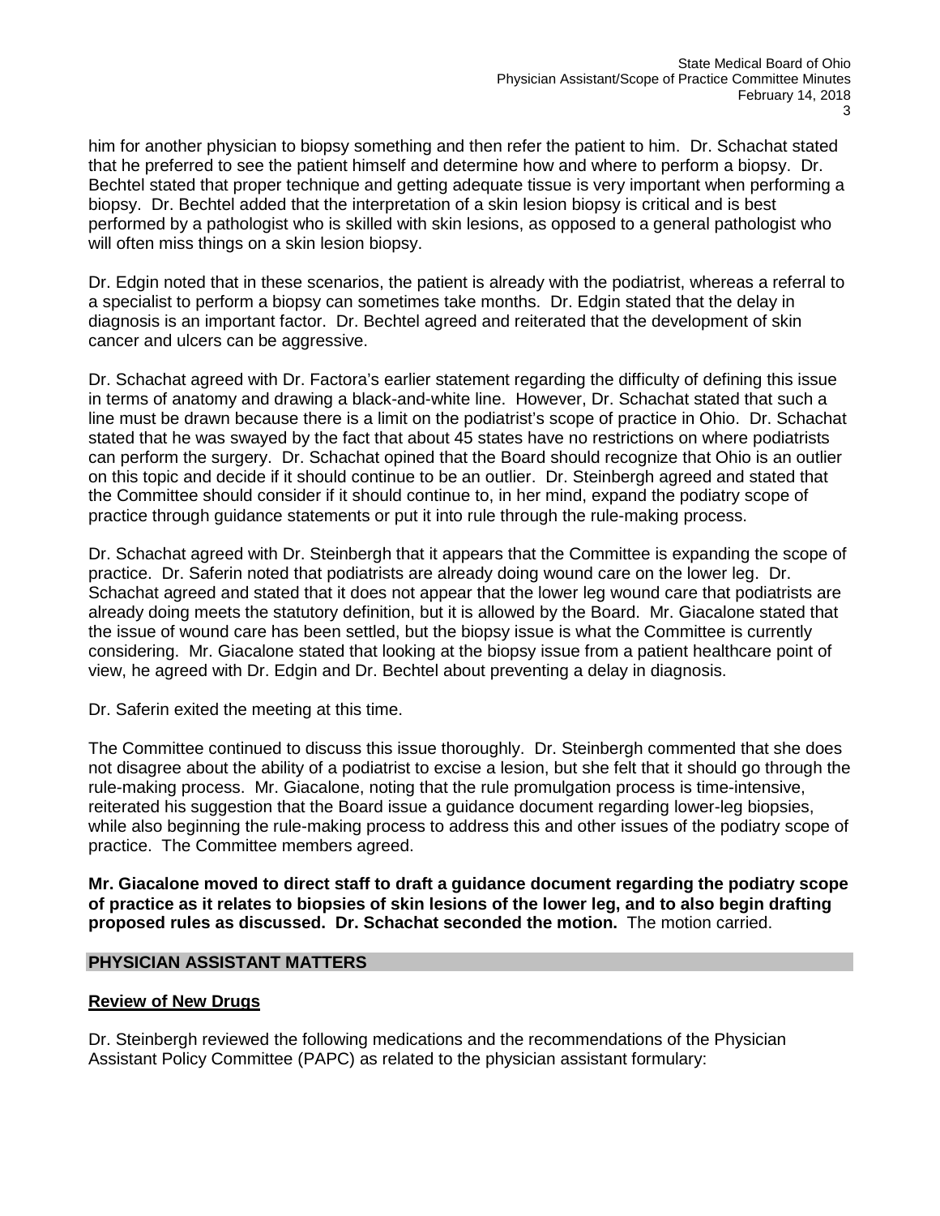him for another physician to biopsy something and then refer the patient to him. Dr. Schachat stated that he preferred to see the patient himself and determine how and where to perform a biopsy. Dr. Bechtel stated that proper technique and getting adequate tissue is very important when performing a biopsy. Dr. Bechtel added that the interpretation of a skin lesion biopsy is critical and is best performed by a pathologist who is skilled with skin lesions, as opposed to a general pathologist who will often miss things on a skin lesion biopsy.

Dr. Edgin noted that in these scenarios, the patient is already with the podiatrist, whereas a referral to a specialist to perform a biopsy can sometimes take months. Dr. Edgin stated that the delay in diagnosis is an important factor. Dr. Bechtel agreed and reiterated that the development of skin cancer and ulcers can be aggressive.

Dr. Schachat agreed with Dr. Factora's earlier statement regarding the difficulty of defining this issue in terms of anatomy and drawing a black-and-white line. However, Dr. Schachat stated that such a line must be drawn because there is a limit on the podiatrist's scope of practice in Ohio. Dr. Schachat stated that he was swayed by the fact that about 45 states have no restrictions on where podiatrists can perform the surgery. Dr. Schachat opined that the Board should recognize that Ohio is an outlier on this topic and decide if it should continue to be an outlier. Dr. Steinbergh agreed and stated that the Committee should consider if it should continue to, in her mind, expand the podiatry scope of practice through guidance statements or put it into rule through the rule-making process.

Dr. Schachat agreed with Dr. Steinbergh that it appears that the Committee is expanding the scope of practice. Dr. Saferin noted that podiatrists are already doing wound care on the lower leg. Dr. Schachat agreed and stated that it does not appear that the lower leg wound care that podiatrists are already doing meets the statutory definition, but it is allowed by the Board. Mr. Giacalone stated that the issue of wound care has been settled, but the biopsy issue is what the Committee is currently considering. Mr. Giacalone stated that looking at the biopsy issue from a patient healthcare point of view, he agreed with Dr. Edgin and Dr. Bechtel about preventing a delay in diagnosis.

Dr. Saferin exited the meeting at this time.

The Committee continued to discuss this issue thoroughly. Dr. Steinbergh commented that she does not disagree about the ability of a podiatrist to excise a lesion, but she felt that it should go through the rule-making process. Mr. Giacalone, noting that the rule promulgation process is time-intensive, reiterated his suggestion that the Board issue a guidance document regarding lower-leg biopsies, while also beginning the rule-making process to address this and other issues of the podiatry scope of practice. The Committee members agreed.

**Mr. Giacalone moved to direct staff to draft a guidance document regarding the podiatry scope of practice as it relates to biopsies of skin lesions of the lower leg, and to also begin drafting proposed rules as discussed. Dr. Schachat seconded the motion.** The motion carried.

## PHYSICIAN ASSISTANT MATTERS

### Review of New Drugs

Dr. Steinbergh reviewed the following medications and the recommendations of the Physician Assistant Policy Committee (PAPC) as related to the physician assistant formulary: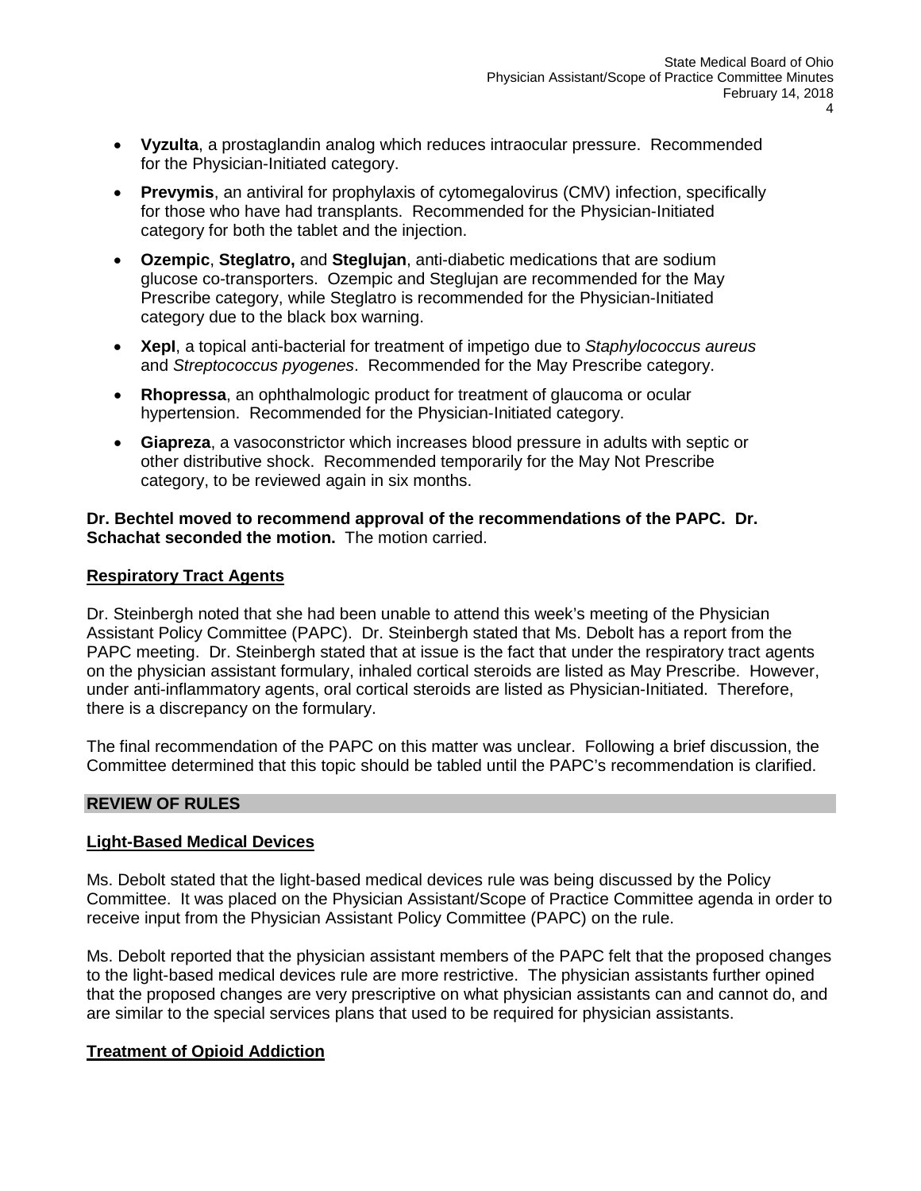- **Vyzulta**, a prostaglandin analog which reduces intraocular pressure. Recommended for the Physician-Initiated category.
- **Prevymis**, an antiviral for prophylaxis of cytomegalovirus (CMV) infection, specifically for those who have had transplants. Recommended for the Physician-Initiated category for both the tablet and the injection.
- **Ozempic**, **Steglatro,** and **Steglujan**, anti-diabetic medications that are sodium glucose co-transporters. Ozempic and Steglujan are recommended for the May Prescribe category, while Steglatro is recommended for the Physician-Initiated category due to the black box warning.
- **Xepl**, a topical anti-bacterial for treatment of impetigo due to *Staphylococcus aureus* and *Streptococcus pyogenes*. Recommended for the May Prescribe category.
- **Rhopressa**, an ophthalmologic product for treatment of glaucoma or ocular hypertension. Recommended for the Physician-Initiated category.
- **Giapreza**, a vasoconstrictor which increases blood pressure in adults with septic or other distributive shock. Recommended temporarily for the May Not Prescribe category, to be reviewed again in six months.

**Dr. Bechtel moved to recommend approval of the recommendations of the PAPC. Dr. Schachat seconded the motion.** The motion carried.

## Respiratory Tract Agents

Dr. Steinbergh noted that she had been unable to attend this week's meeting of the Physician Assistant Policy Committee (PAPC). Dr. Steinbergh stated that Ms. Debolt has a report from the PAPC meeting. Dr. Steinbergh stated that at issue is the fact that under the respiratory tract agents on the physician assistant formulary, inhaled cortical steroids are listed as May Prescribe. However, under anti-inflammatory agents, oral cortical steroids are listed as Physician-Initiated. Therefore, there is a discrepancy on the formulary.

The final recommendation of the PAPC on this matter was unclear. Following a brief discussion, the Committee determined that this topic should be tabled until the PAPC's recommendation is clarified.

# REVIEW OF RULES

## Light-Based Medical Devices

Ms. Debolt stated that the light-based medical devices rule was being discussed by the Policy Committee. It was placed on the Physician Assistant/Scope of Practice Committee agenda in order to receive input from the Physician Assistant Policy Committee (PAPC) on the rule.

Ms. Debolt reported that the physician assistant members of the PAPC felt that the proposed changes to the light-based medical devices rule are more restrictive. The physician assistants further opined that the proposed changes are very prescriptive on what physician assistants can and cannot do, and are similar to the special services plans that used to be required for physician assistants.

## Treatment of Opioid Addiction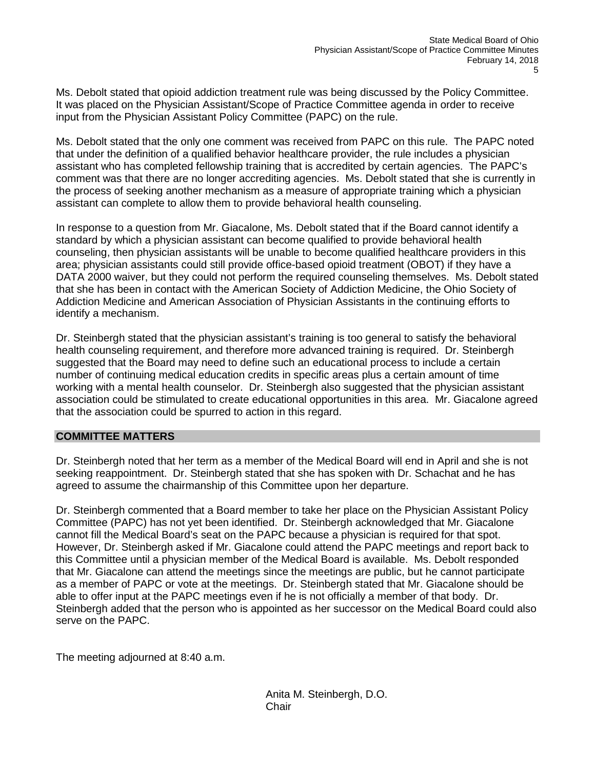Ms. Debolt stated that opioid addiction treatment rule was being discussed by the Policy Committee. It was placed on the Physician Assistant/Scope of Practice Committee agenda in order to receive input from the Physician Assistant Policy Committee (PAPC) on the rule.

Ms. Debolt stated that the only one comment was received from PAPC on this rule. The PAPC noted that under the definition of a qualified behavior healthcare provider, the rule includes a physician assistant who has completed fellowship training that is accredited by certain agencies. The PAPC's comment was that there are no longer accrediting agencies. Ms. Debolt stated that she is currently in the process of seeking another mechanism as a measure of appropriate training which a physician assistant can complete to allow them to provide behavioral health counseling.

In response to a question from Mr. Giacalone, Ms. Debolt stated that if the Board cannot identify a standard by which a physician assistant can become qualified to provide behavioral health counseling, then physician assistants will be unable to become qualified healthcare providers in this area; physician assistants could still provide office-based opioid treatment (OBOT) if they have a DATA 2000 waiver, but they could not perform the required counseling themselves. Ms. Debolt stated that she has been in contact with the American Society of Addiction Medicine, the Ohio Society of Addiction Medicine and American Association of Physician Assistants in the continuing efforts to identify a mechanism.

Dr. Steinbergh stated that the physician assistant's training is too general to satisfy the behavioral health counseling requirement, and therefore more advanced training is required. Dr. Steinbergh suggested that the Board may need to define such an educational process to include a certain number of continuing medical education credits in specific areas plus a certain amount of time working with a mental health counselor. Dr. Steinbergh also suggested that the physician assistant association could be stimulated to create educational opportunities in this area. Mr. Giacalone agreed that the association could be spurred to action in this regard.

## COMMITTEE MATTERS

Dr. Steinbergh noted that her term as a member of the Medical Board will end in April and she is not seeking reappointment. Dr. Steinbergh stated that she has spoken with Dr. Schachat and he has agreed to assume the chairmanship of this Committee upon her departure.

Dr. Steinbergh commented that a Board member to take her place on the Physician Assistant Policy Committee (PAPC) has not yet been identified. Dr. Steinbergh acknowledged that Mr. Giacalone cannot fill the Medical Board's seat on the PAPC because a physician is required for that spot. However, Dr. Steinbergh asked if Mr. Giacalone could attend the PAPC meetings and report back to this Committee until a physician member of the Medical Board is available. Ms. Debolt responded that Mr. Giacalone can attend the meetings since the meetings are public, but he cannot participate as a member of PAPC or vote at the meetings. Dr. Steinbergh stated that Mr. Giacalone should be able to offer input at the PAPC meetings even if he is not officially a member of that body. Dr. Steinbergh added that the person who is appointed as her successor on the Medical Board could also serve on the PAPC.

The meeting adjourned at 8:40 a.m.

Anita M. Steinbergh, D.O.
Chair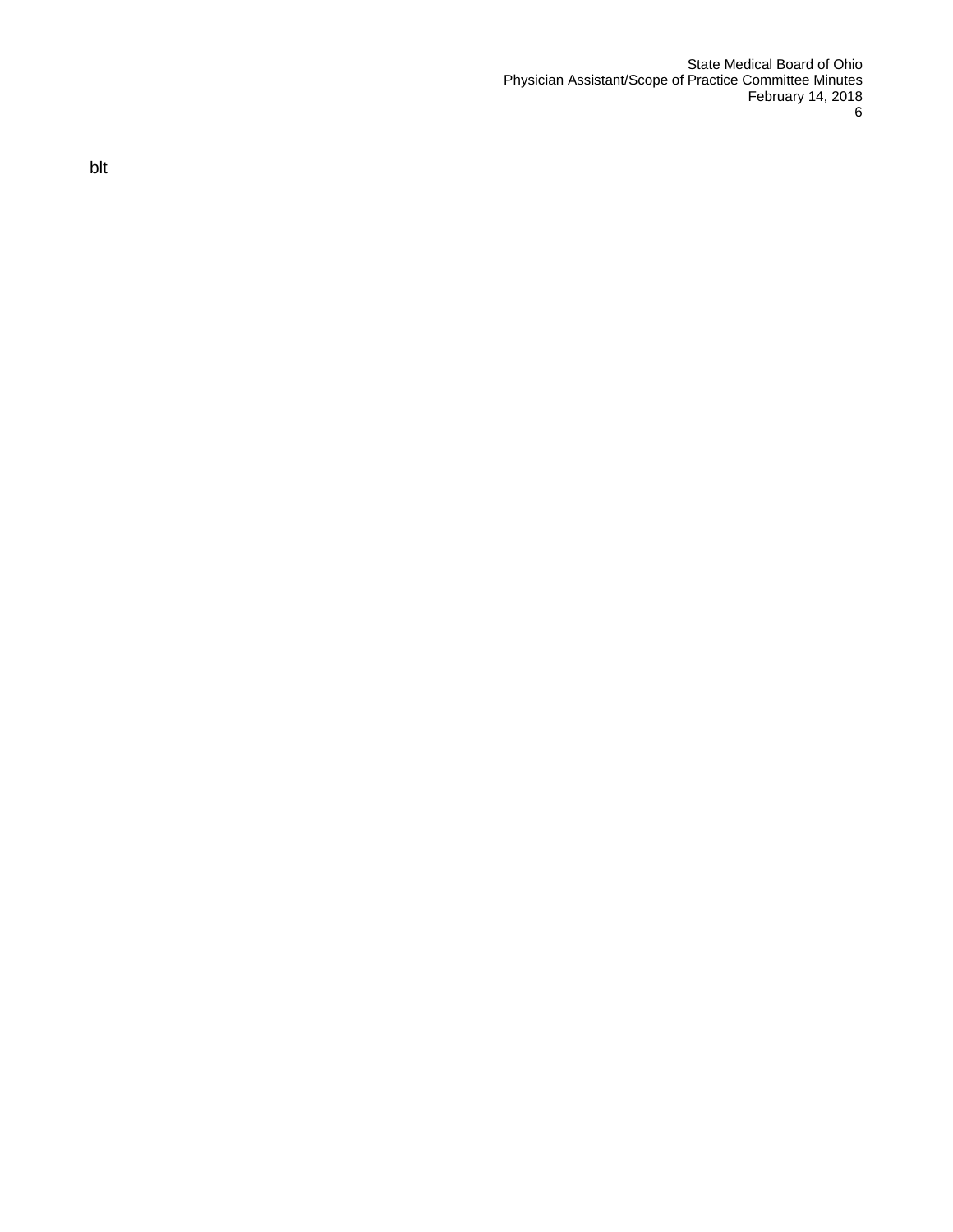blt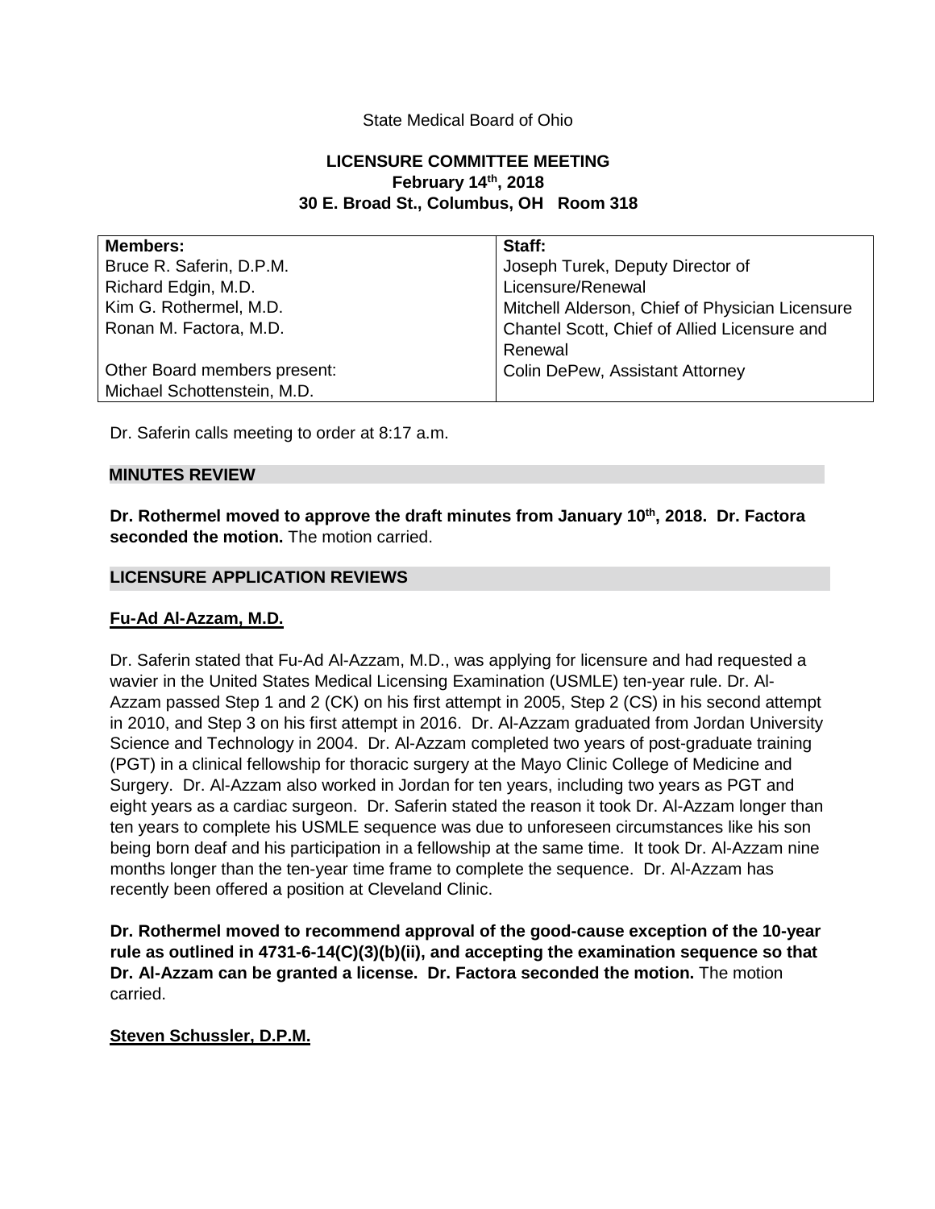State Medical Board of Ohio

**LICENSURE COMMITTEE MEETING**
**February 14th, 2018**
**30 E. Broad St., Columbus, OH Room 318**

| **Members:** | **Staff:** |
|---|---|
| Bruce R. Saferin, D.P.M. | Joseph Turek, Deputy Director of Licensure/Renewal |
| Richard Edgin, M.D. | Mitchell Alderson, Chief of Physician Licensure |
| Kim G. Rothermel, M.D. | Chantel Scott, Chief of Allied Licensure and Renewal |
| Ronan M. Factora, M.D. | Colin DePew, Assistant Attorney |
| Other Board members present: | |
| Michael Schottenstein, M.D. | |

Dr. Saferin calls meeting to order at 8:17 a.m.

## MINUTES REVIEW

**Dr. Rothermel moved to approve the draft minutes from January 10th, 2018. Dr. Factora seconded the motion.** The motion carried.

## LICENSURE APPLICATION REVIEWS

### Fu-Ad Al-Azzam, M.D.

Dr. Saferin stated that Fu-Ad Al-Azzam, M.D., was applying for licensure and had requested a wavier in the United States Medical Licensing Examination (USMLE) ten-year rule. Dr. Al-Azzam passed Step 1 and 2 (CK) on his first attempt in 2005, Step 2 (CS) in his second attempt in 2010, and Step 3 on his first attempt in 2016. Dr. Al-Azzam graduated from Jordan University Science and Technology in 2004. Dr. Al-Azzam completed two years of post-graduate training (PGT) in a clinical fellowship for thoracic surgery at the Mayo Clinic College of Medicine and Surgery. Dr. Al-Azzam also worked in Jordan for ten years, including two years as PGT and eight years as a cardiac surgeon. Dr. Saferin stated the reason it took Dr. Al-Azzam longer than ten years to complete his USMLE sequence was due to unforeseen circumstances like his son being born deaf and his participation in a fellowship at the same time. It took Dr. Al-Azzam nine months longer than the ten-year time frame to complete the sequence. Dr. Al-Azzam has recently been offered a position at Cleveland Clinic.

**Dr. Rothermel moved to recommend approval of the good-cause exception of the 10-year rule as outlined in 4731-6-14(C)(3)(b)(ii), and accepting the examination sequence so that Dr. Al-Azzam can be granted a license. Dr. Factora seconded the motion.** The motion carried.

### Steven Schussler, D.P.M.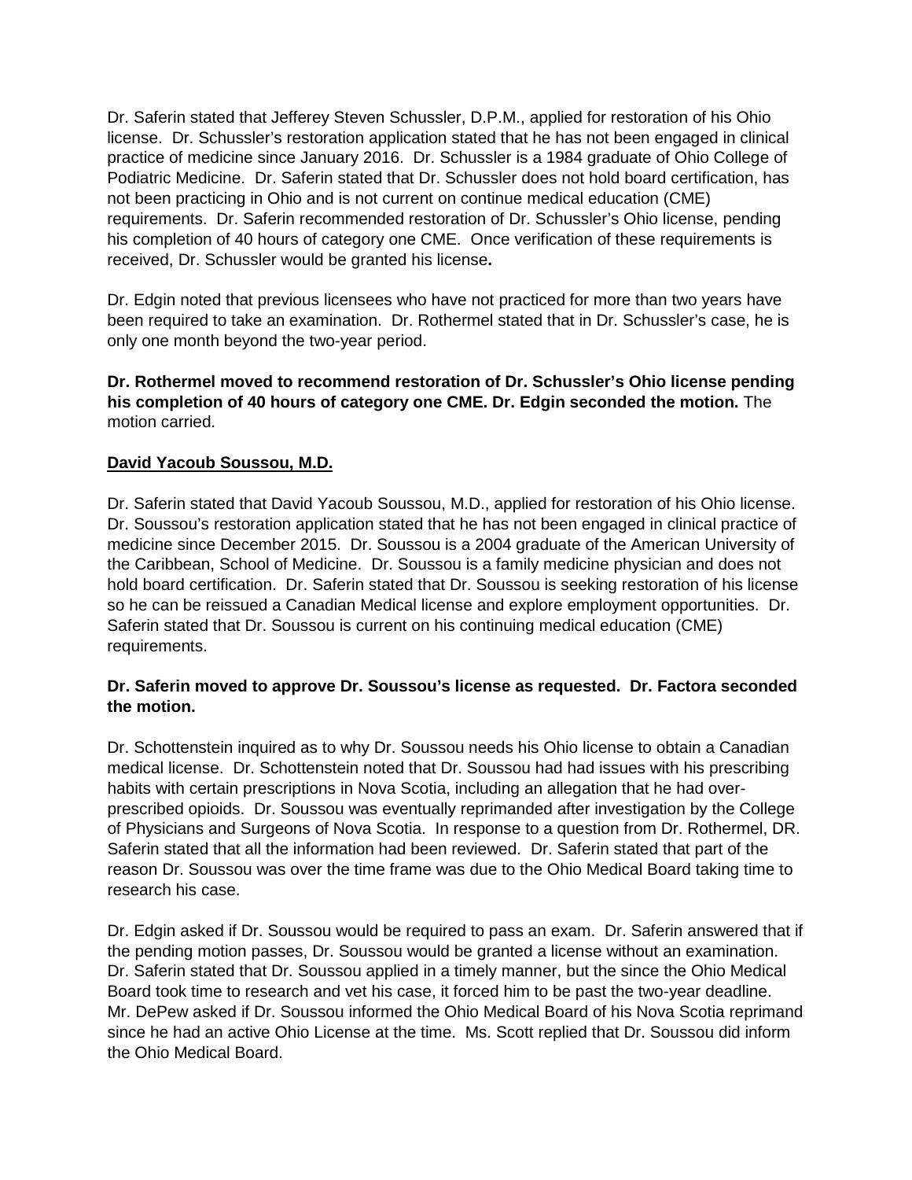Dr. Saferin stated that Jefferey Steven Schussler, D.P.M., applied for restoration of his Ohio license. Dr. Schussler's restoration application stated that he has not been engaged in clinical practice of medicine since January 2016. Dr. Schussler is a 1984 graduate of Ohio College of Podiatric Medicine. Dr. Saferin stated that Dr. Schussler does not hold board certification, has not been practicing in Ohio and is not current on continue medical education (CME) requirements. Dr. Saferin recommended restoration of Dr. Schussler's Ohio license, pending his completion of 40 hours of category one CME. Once verification of these requirements is received, Dr. Schussler would be granted his license**.**

Dr. Edgin noted that previous licensees who have not practiced for more than two years have been required to take an examination. Dr. Rothermel stated that in Dr. Schussler's case, he is only one month beyond the two-year period.

**Dr. Rothermel moved to recommend restoration of Dr. Schussler's Ohio license pending his completion of 40 hours of category one CME. Dr. Edgin seconded the motion.** The motion carried.

**David Yacoub Soussou, M.D.**

Dr. Saferin stated that David Yacoub Soussou, M.D., applied for restoration of his Ohio license. Dr. Soussou's restoration application stated that he has not been engaged in clinical practice of medicine since December 2015. Dr. Soussou is a 2004 graduate of the American University of the Caribbean, School of Medicine. Dr. Soussou is a family medicine physician and does not hold board certification. Dr. Saferin stated that Dr. Soussou is seeking restoration of his license so he can be reissued a Canadian Medical license and explore employment opportunities. Dr. Saferin stated that Dr. Soussou is current on his continuing medical education (CME) requirements.

**Dr. Saferin moved to approve Dr. Soussou's license as requested. Dr. Factora seconded the motion.**

Dr. Schottenstein inquired as to why Dr. Soussou needs his Ohio license to obtain a Canadian medical license. Dr. Schottenstein noted that Dr. Soussou had had issues with his prescribing habits with certain prescriptions in Nova Scotia, including an allegation that he had over-prescribed opioids. Dr. Soussou was eventually reprimanded after investigation by the College of Physicians and Surgeons of Nova Scotia. In response to a question from Dr. Rothermel, DR. Saferin stated that all the information had been reviewed. Dr. Saferin stated that part of the reason Dr. Soussou was over the time frame was due to the Ohio Medical Board taking time to research his case.

Dr. Edgin asked if Dr. Soussou would be required to pass an exam. Dr. Saferin answered that if the pending motion passes, Dr. Soussou would be granted a license without an examination. Dr. Saferin stated that Dr. Soussou applied in a timely manner, but the since the Ohio Medical Board took time to research and vet his case, it forced him to be past the two-year deadline. Mr. DePew asked if Dr. Soussou informed the Ohio Medical Board of his Nova Scotia reprimand since he had an active Ohio License at the time. Ms. Scott replied that Dr. Soussou did inform the Ohio Medical Board.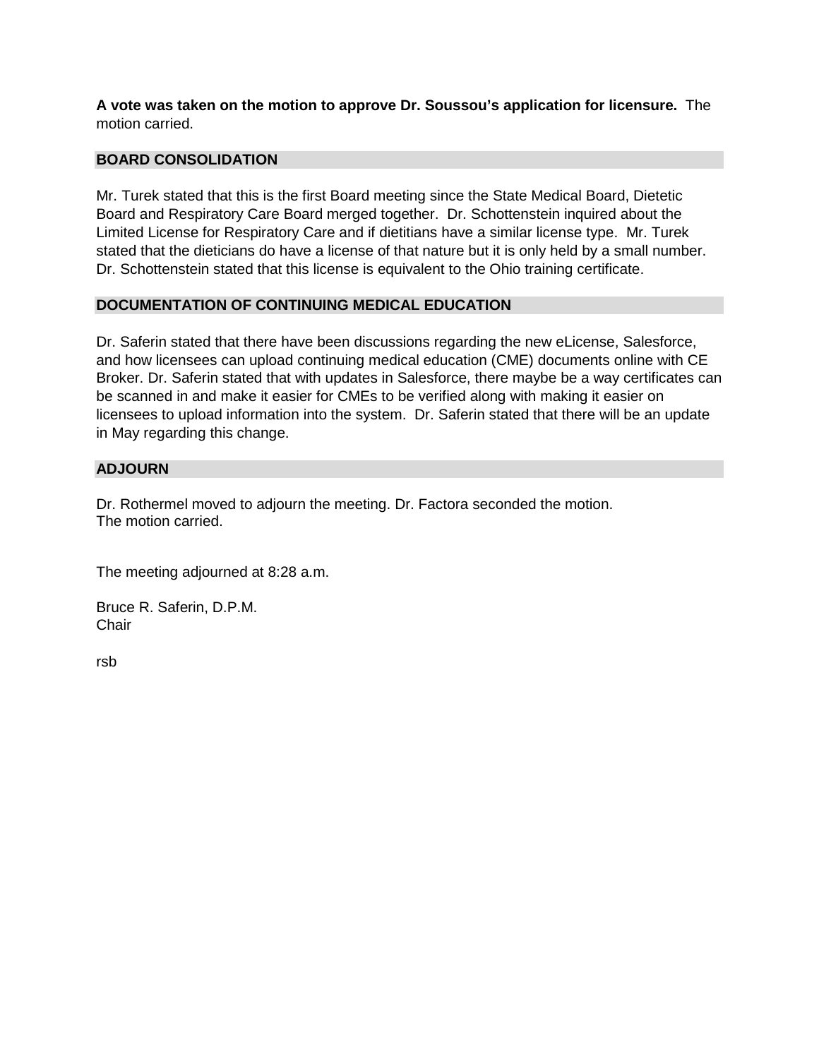**A vote was taken on the motion to approve Dr. Soussou's application for licensure.** The motion carried.

## BOARD CONSOLIDATION

Mr. Turek stated that this is the first Board meeting since the State Medical Board, Dietetic Board and Respiratory Care Board merged together. Dr. Schottenstein inquired about the Limited License for Respiratory Care and if dietitians have a similar license type. Mr. Turek stated that the dieticians do have a license of that nature but it is only held by a small number. Dr. Schottenstein stated that this license is equivalent to the Ohio training certificate.

## DOCUMENTATION OF CONTINUING MEDICAL EDUCATION

Dr. Saferin stated that there have been discussions regarding the new eLicense, Salesforce, and how licensees can upload continuing medical education (CME) documents online with CE Broker. Dr. Saferin stated that with updates in Salesforce, there maybe be a way certificates can be scanned in and make it easier for CMEs to be verified along with making it easier on licensees to upload information into the system. Dr. Saferin stated that there will be an update in May regarding this change.

## ADJOURN

Dr. Rothermel moved to adjourn the meeting. Dr. Factora seconded the motion.
The motion carried.

The meeting adjourned at 8:28 a.m.

Bruce R. Saferin, D.P.M.
Chair

rsb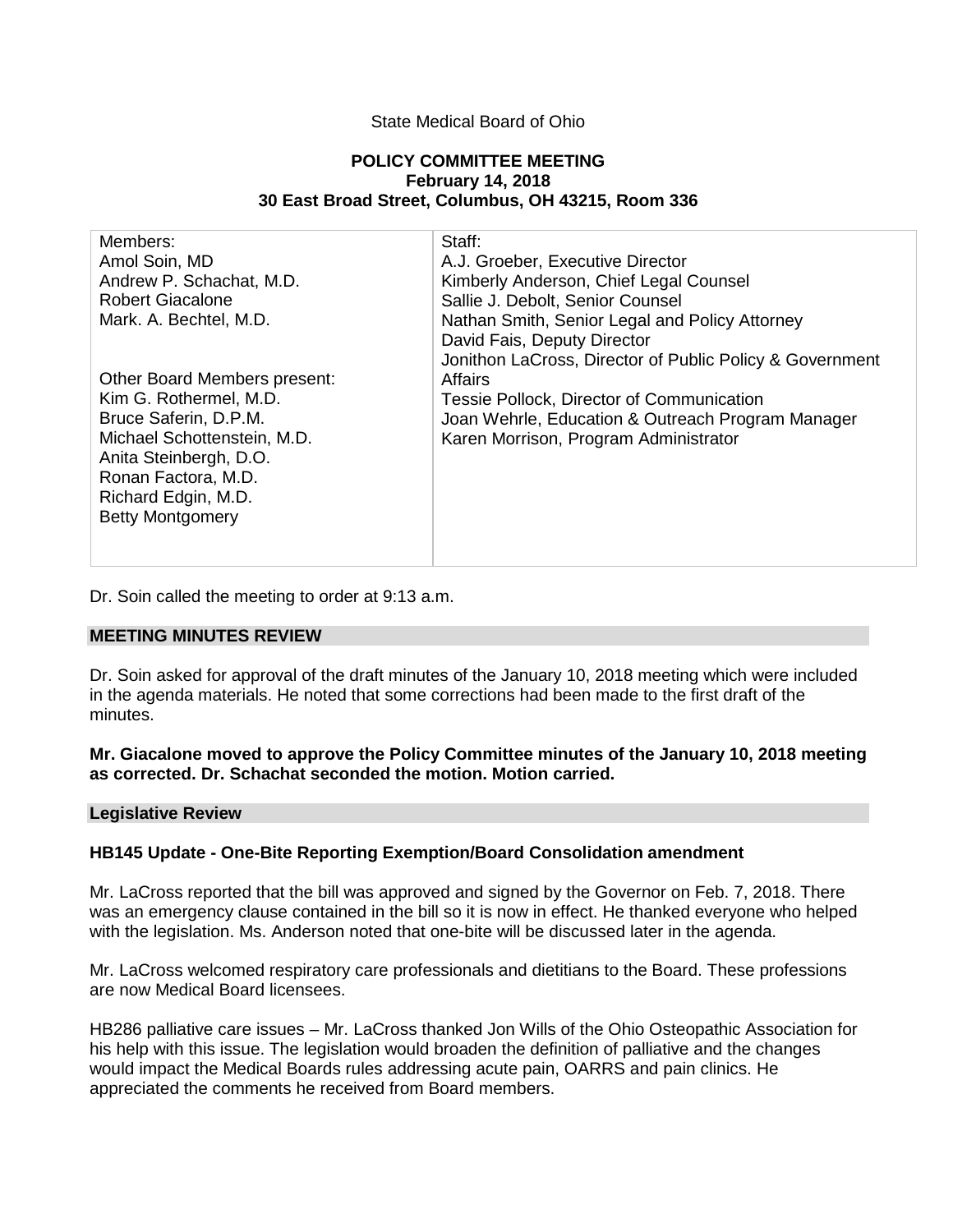State Medical Board of Ohio

**POLICY COMMITTEE MEETING**
**February 14, 2018**
**30 East Broad Street, Columbus, OH 43215, Room 336**

| Members: | Staff: |
|---|---|
| Amol Soin, MD<br>Andrew P. Schachat, M.D.<br>Robert Giacalone<br>Mark. A. Bechtel, M.D.<br><br>Other Board Members present:<br>Kim G. Rothermel, M.D.<br>Bruce Saferin, D.P.M.<br>Michael Schottenstein, M.D.<br>Anita Steinbergh, D.O.<br>Ronan Factora, M.D.<br>Richard Edgin, M.D.<br>Betty Montgomery | A.J. Groeber, Executive Director<br>Kimberly Anderson, Chief Legal Counsel<br>Sallie J. Debolt, Senior Counsel<br>Nathan Smith, Senior Legal and Policy Attorney<br>David Fais, Deputy Director<br>Jonithon LaCross, Director of Public Policy & Government Affairs<br>Tessie Pollock, Director of Communication<br>Joan Wehrle, Education & Outreach Program Manager<br>Karen Morrison, Program Administrator |

Dr. Soin called the meeting to order at 9:13 a.m.

## MEETING MINUTES REVIEW

Dr. Soin asked for approval of the draft minutes of the January 10, 2018 meeting which were included in the agenda materials. He noted that some corrections had been made to the first draft of the minutes.

**Mr. Giacalone moved to approve the Policy Committee minutes of the January 10, 2018 meeting as corrected. Dr. Schachat seconded the motion. Motion carried.**

## Legislative Review

### HB145 Update - One-Bite Reporting Exemption/Board Consolidation amendment

Mr. LaCross reported that the bill was approved and signed by the Governor on Feb. 7, 2018. There was an emergency clause contained in the bill so it is now in effect. He thanked everyone who helped with the legislation. Ms. Anderson noted that one-bite will be discussed later in the agenda.

Mr. LaCross welcomed respiratory care professionals and dietitians to the Board. These professions are now Medical Board licensees.

HB286 palliative care issues – Mr. LaCross thanked Jon Wills of the Ohio Osteopathic Association for his help with this issue. The legislation would broaden the definition of palliative and the changes would impact the Medical Boards rules addressing acute pain, OARRS and pain clinics. He appreciated the comments he received from Board members.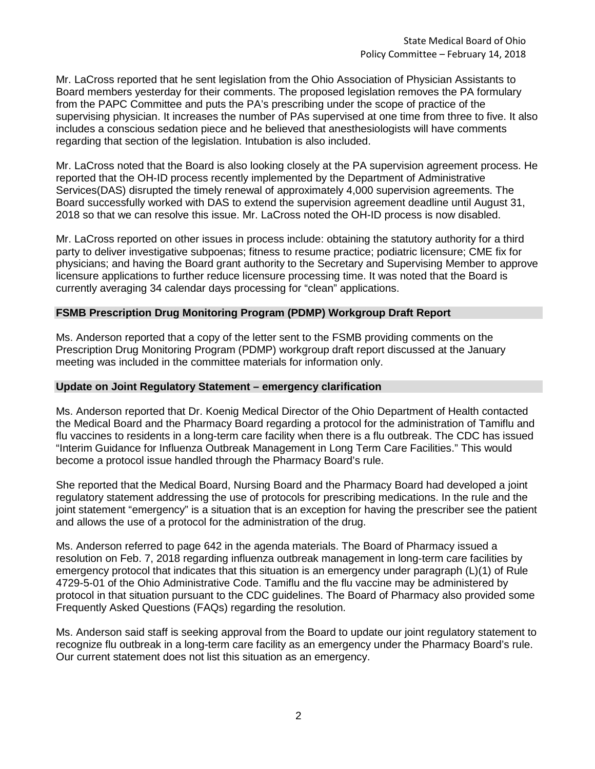Mr. LaCross reported that he sent legislation from the Ohio Association of Physician Assistants to Board members yesterday for their comments. The proposed legislation removes the PA formulary from the PAPC Committee and puts the PA's prescribing under the scope of practice of the supervising physician. It increases the number of PAs supervised at one time from three to five. It also includes a conscious sedation piece and he believed that anesthesiologists will have comments regarding that section of the legislation. Intubation is also included.

Mr. LaCross noted that the Board is also looking closely at the PA supervision agreement process. He reported that the OH-ID process recently implemented by the Department of Administrative Services(DAS) disrupted the timely renewal of approximately 4,000 supervision agreements. The Board successfully worked with DAS to extend the supervision agreement deadline until August 31, 2018 so that we can resolve this issue. Mr. LaCross noted the OH-ID process is now disabled.

Mr. LaCross reported on other issues in process include: obtaining the statutory authority for a third party to deliver investigative subpoenas; fitness to resume practice; podiatric licensure; CME fix for physicians; and having the Board grant authority to the Secretary and Supervising Member to approve licensure applications to further reduce licensure processing time. It was noted that the Board is currently averaging 34 calendar days processing for "clean" applications.

## FSMB Prescription Drug Monitoring Program (PDMP) Workgroup Draft Report

Ms. Anderson reported that a copy of the letter sent to the FSMB providing comments on the Prescription Drug Monitoring Program (PDMP) workgroup draft report discussed at the January meeting was included in the committee materials for information only.

## Update on Joint Regulatory Statement – emergency clarification

Ms. Anderson reported that Dr. Koenig Medical Director of the Ohio Department of Health contacted the Medical Board and the Pharmacy Board regarding a protocol for the administration of Tamiflu and flu vaccines to residents in a long-term care facility when there is a flu outbreak. The CDC has issued "Interim Guidance for Influenza Outbreak Management in Long Term Care Facilities." This would become a protocol issue handled through the Pharmacy Board's rule.

She reported that the Medical Board, Nursing Board and the Pharmacy Board had developed a joint regulatory statement addressing the use of protocols for prescribing medications. In the rule and the joint statement "emergency" is a situation that is an exception for having the prescriber see the patient and allows the use of a protocol for the administration of the drug.

Ms. Anderson referred to page 642 in the agenda materials. The Board of Pharmacy issued a resolution on Feb. 7, 2018 regarding influenza outbreak management in long-term care facilities by emergency protocol that indicates that this situation is an emergency under paragraph (L)(1) of Rule 4729-5-01 of the Ohio Administrative Code. Tamiflu and the flu vaccine may be administered by protocol in that situation pursuant to the CDC guidelines. The Board of Pharmacy also provided some Frequently Asked Questions (FAQs) regarding the resolution.

Ms. Anderson said staff is seeking approval from the Board to update our joint regulatory statement to recognize flu outbreak in a long-term care facility as an emergency under the Pharmacy Board's rule. Our current statement does not list this situation as an emergency.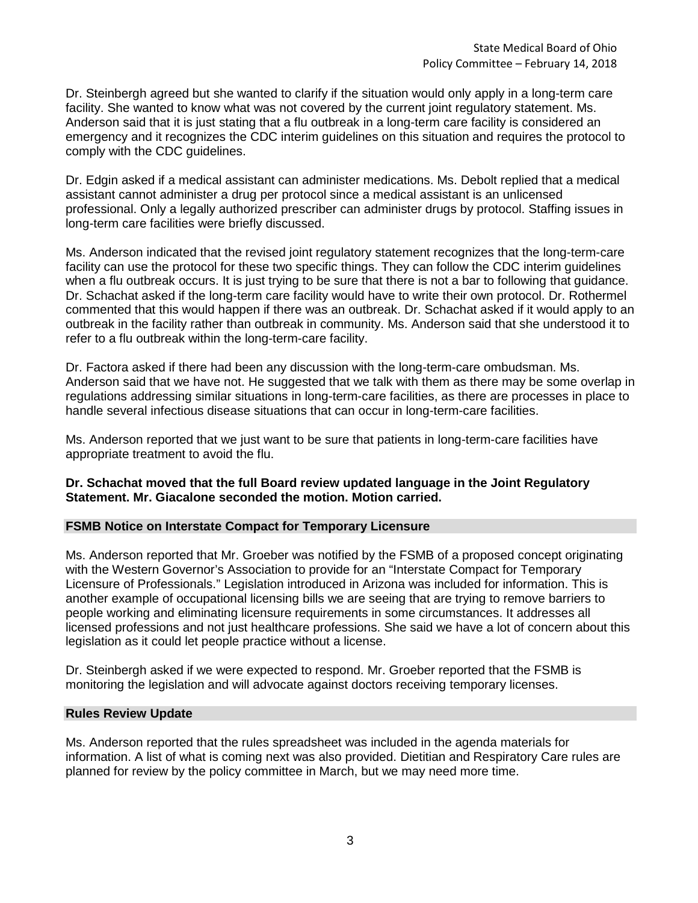Dr. Steinbergh agreed but she wanted to clarify if the situation would only apply in a long-term care facility. She wanted to know what was not covered by the current joint regulatory statement. Ms. Anderson said that it is just stating that a flu outbreak in a long-term care facility is considered an emergency and it recognizes the CDC interim guidelines on this situation and requires the protocol to comply with the CDC guidelines.

Dr. Edgin asked if a medical assistant can administer medications. Ms. Debolt replied that a medical assistant cannot administer a drug per protocol since a medical assistant is an unlicensed professional. Only a legally authorized prescriber can administer drugs by protocol. Staffing issues in long-term care facilities were briefly discussed.

Ms. Anderson indicated that the revised joint regulatory statement recognizes that the long-term-care facility can use the protocol for these two specific things. They can follow the CDC interim guidelines when a flu outbreak occurs. It is just trying to be sure that there is not a bar to following that guidance. Dr. Schachat asked if the long-term care facility would have to write their own protocol. Dr. Rothermel commented that this would happen if there was an outbreak. Dr. Schachat asked if it would apply to an outbreak in the facility rather than outbreak in community. Ms. Anderson said that she understood it to refer to a flu outbreak within the long-term-care facility.

Dr. Factora asked if there had been any discussion with the long-term-care ombudsman. Ms. Anderson said that we have not. He suggested that we talk with them as there may be some overlap in regulations addressing similar situations in long-term-care facilities, as there are processes in place to handle several infectious disease situations that can occur in long-term-care facilities.

Ms. Anderson reported that we just want to be sure that patients in long-term-care facilities have appropriate treatment to avoid the flu.

**Dr. Schachat moved that the full Board review updated language in the Joint Regulatory Statement. Mr. Giacalone seconded the motion. Motion carried.**

## FSMB Notice on Interstate Compact for Temporary Licensure

Ms. Anderson reported that Mr. Groeber was notified by the FSMB of a proposed concept originating with the Western Governor's Association to provide for an "Interstate Compact for Temporary Licensure of Professionals." Legislation introduced in Arizona was included for information. This is another example of occupational licensing bills we are seeing that are trying to remove barriers to people working and eliminating licensure requirements in some circumstances. It addresses all licensed professions and not just healthcare professions. She said we have a lot of concern about this legislation as it could let people practice without a license.

Dr. Steinbergh asked if we were expected to respond. Mr. Groeber reported that the FSMB is monitoring the legislation and will advocate against doctors receiving temporary licenses.

## Rules Review Update

Ms. Anderson reported that the rules spreadsheet was included in the agenda materials for information. A list of what is coming next was also provided. Dietitian and Respiratory Care rules are planned for review by the policy committee in March, but we may need more time.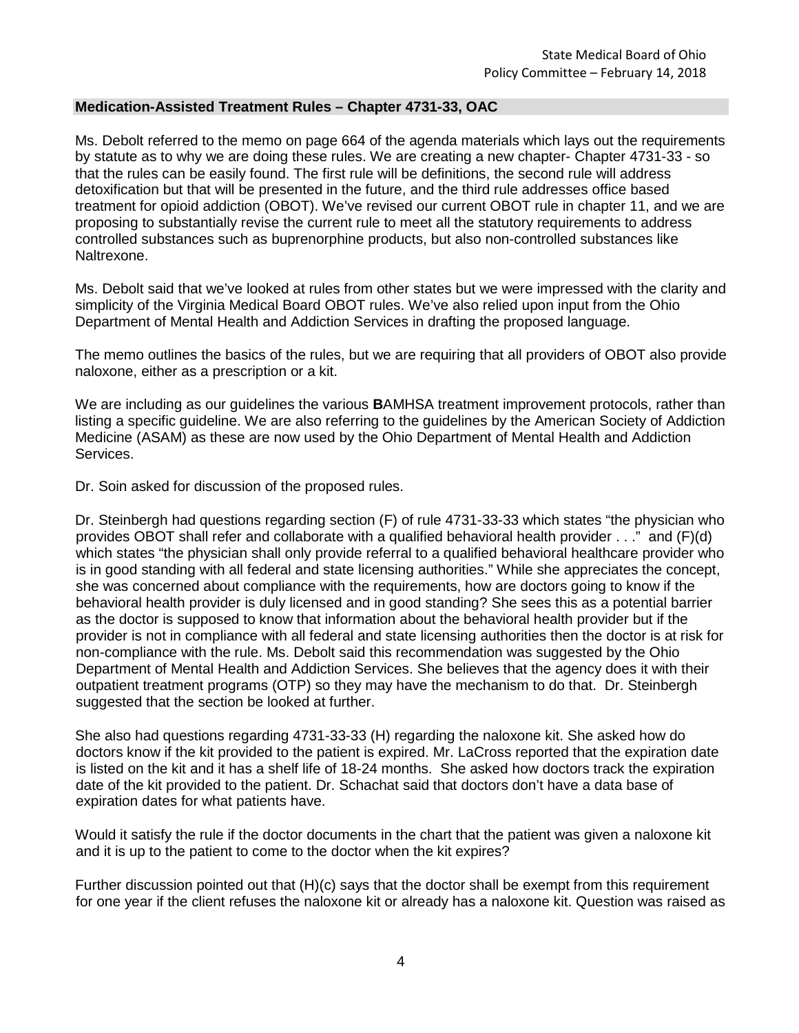## Medication-Assisted Treatment Rules – Chapter 4731-33, OAC

Ms. Debolt referred to the memo on page 664 of the agenda materials which lays out the requirements by statute as to why we are doing these rules. We are creating a new chapter- Chapter 4731-33 - so that the rules can be easily found. The first rule will be definitions, the second rule will address detoxification but that will be presented in the future, and the third rule addresses office based treatment for opioid addiction (OBOT). We've revised our current OBOT rule in chapter 11, and we are proposing to substantially revise the current rule to meet all the statutory requirements to address controlled substances such as buprenorphine products, but also non-controlled substances like Naltrexone.

Ms. Debolt said that we've looked at rules from other states but we were impressed with the clarity and simplicity of the Virginia Medical Board OBOT rules. We've also relied upon input from the Ohio Department of Mental Health and Addiction Services in drafting the proposed language.

The memo outlines the basics of the rules, but we are requiring that all providers of OBOT also provide naloxone, either as a prescription or a kit.

We are including as our guidelines the various **B**AMHSA treatment improvement protocols, rather than listing a specific guideline. We are also referring to the guidelines by the American Society of Addiction Medicine (ASAM) as these are now used by the Ohio Department of Mental Health and Addiction Services.

Dr. Soin asked for discussion of the proposed rules.

Dr. Steinbergh had questions regarding section (F) of rule 4731-33-33 which states "the physician who provides OBOT shall refer and collaborate with a qualified behavioral health provider . . ." and (F)(d) which states "the physician shall only provide referral to a qualified behavioral healthcare provider who is in good standing with all federal and state licensing authorities." While she appreciates the concept, she was concerned about compliance with the requirements, how are doctors going to know if the behavioral health provider is duly licensed and in good standing? She sees this as a potential barrier as the doctor is supposed to know that information about the behavioral health provider but if the provider is not in compliance with all federal and state licensing authorities then the doctor is at risk for non-compliance with the rule. Ms. Debolt said this recommendation was suggested by the Ohio Department of Mental Health and Addiction Services. She believes that the agency does it with their outpatient treatment programs (OTP) so they may have the mechanism to do that. Dr. Steinbergh suggested that the section be looked at further.

She also had questions regarding 4731-33-33 (H) regarding the naloxone kit. She asked how do doctors know if the kit provided to the patient is expired. Mr. LaCross reported that the expiration date is listed on the kit and it has a shelf life of 18-24 months. She asked how doctors track the expiration date of the kit provided to the patient. Dr. Schachat said that doctors don't have a data base of expiration dates for what patients have.

Would it satisfy the rule if the doctor documents in the chart that the patient was given a naloxone kit and it is up to the patient to come to the doctor when the kit expires?

Further discussion pointed out that (H)(c) says that the doctor shall be exempt from this requirement for one year if the client refuses the naloxone kit or already has a naloxone kit. Question was raised as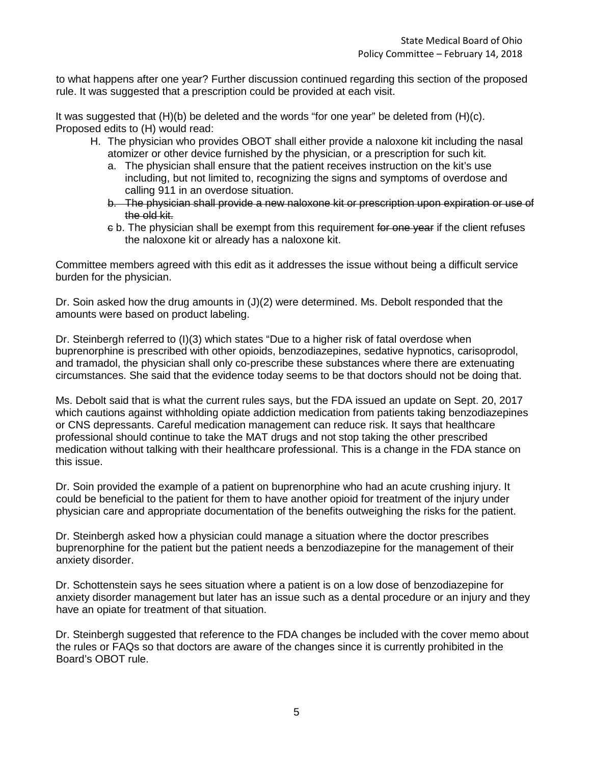to what happens after one year? Further discussion continued regarding this section of the proposed rule. It was suggested that a prescription could be provided at each visit.

It was suggested that (H)(b) be deleted and the words "for one year" be deleted from (H)(c). Proposed edits to (H) would read:

H. The physician who provides OBOT shall either provide a naloxone kit including the nasal atomizer or other device furnished by the physician, or a prescription for such kit.
   a. The physician shall ensure that the patient receives instruction on the kit's use including, but not limited to, recognizing the signs and symptoms of overdose and calling 911 in an overdose situation.
   b. ~~The physician shall provide a new naloxone kit or prescription upon expiration or use of the old kit.~~
   ~~c~~ b. The physician shall be exempt from this requirement ~~for one year~~ if the client refuses the naloxone kit or already has a naloxone kit.

Committee members agreed with this edit as it addresses the issue without being a difficult service burden for the physician.

Dr. Soin asked how the drug amounts in (J)(2) were determined. Ms. Debolt responded that the amounts were based on product labeling.

Dr. Steinbergh referred to (I)(3) which states "Due to a higher risk of fatal overdose when buprenorphine is prescribed with other opioids, benzodiazepines, sedative hypnotics, carisoprodol, and tramadol, the physician shall only co-prescribe these substances where there are extenuating circumstances. She said that the evidence today seems to be that doctors should not be doing that.

Ms. Debolt said that is what the current rules says, but the FDA issued an update on Sept. 20, 2017 which cautions against withholding opiate addiction medication from patients taking benzodiazepines or CNS depressants. Careful medication management can reduce risk. It says that healthcare professional should continue to take the MAT drugs and not stop taking the other prescribed medication without talking with their healthcare professional. This is a change in the FDA stance on this issue.

Dr. Soin provided the example of a patient on buprenorphine who had an acute crushing injury. It could be beneficial to the patient for them to have another opioid for treatment of the injury under physician care and appropriate documentation of the benefits outweighing the risks for the patient.

Dr. Steinbergh asked how a physician could manage a situation where the doctor prescribes buprenorphine for the patient but the patient needs a benzodiazepine for the management of their anxiety disorder.

Dr. Schottenstein says he sees situation where a patient is on a low dose of benzodiazepine for anxiety disorder management but later has an issue such as a dental procedure or an injury and they have an opiate for treatment of that situation.

Dr. Steinbergh suggested that reference to the FDA changes be included with the cover memo about the rules or FAQs so that doctors are aware of the changes since it is currently prohibited in the Board's OBOT rule.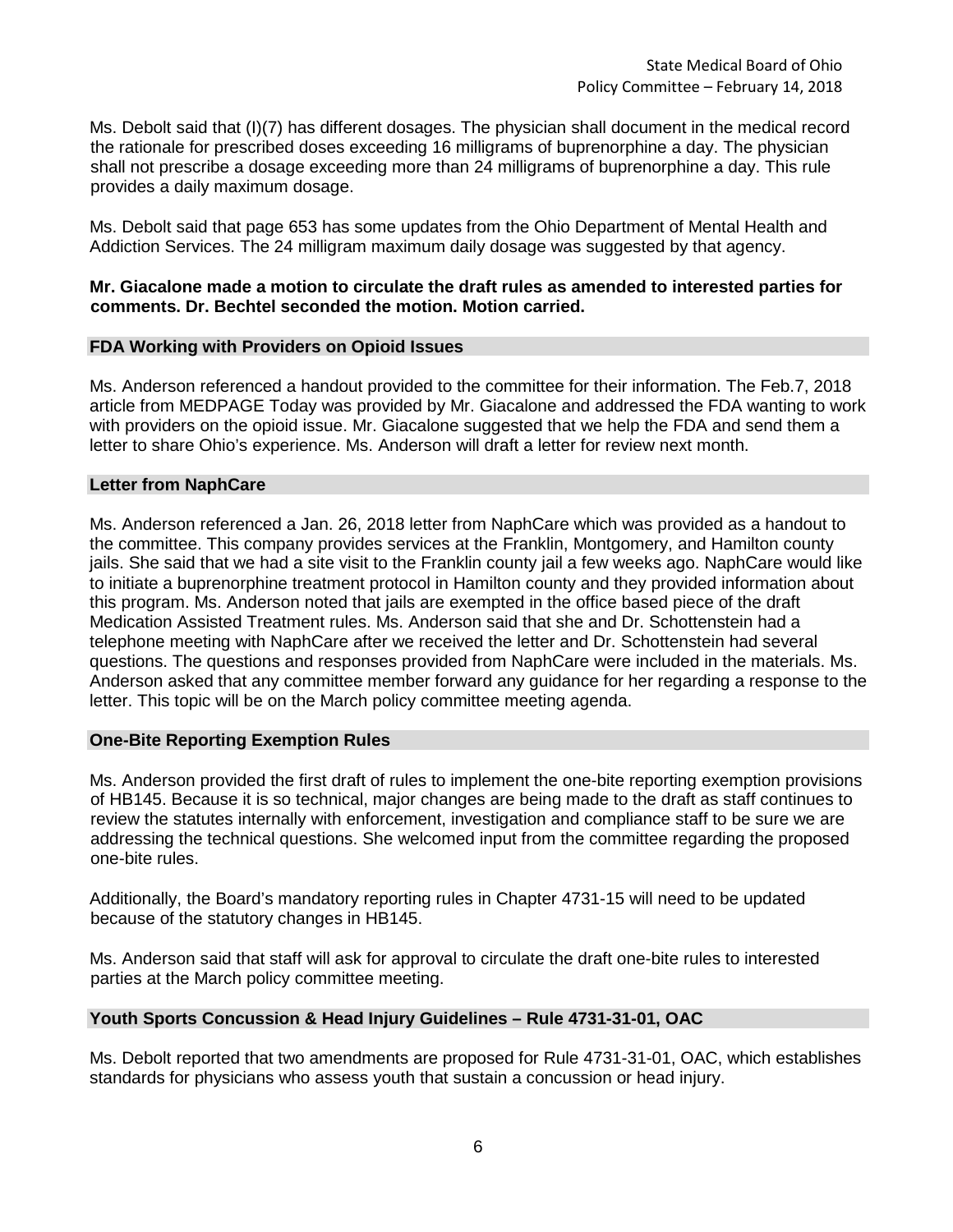Ms. Debolt said that (I)(7) has different dosages. The physician shall document in the medical record the rationale for prescribed doses exceeding 16 milligrams of buprenorphine a day. The physician shall not prescribe a dosage exceeding more than 24 milligrams of buprenorphine a day. This rule provides a daily maximum dosage.

Ms. Debolt said that page 653 has some updates from the Ohio Department of Mental Health and Addiction Services. The 24 milligram maximum daily dosage was suggested by that agency.

**Mr. Giacalone made a motion to circulate the draft rules as amended to interested parties for comments. Dr. Bechtel seconded the motion. Motion carried.**

### FDA Working with Providers on Opioid Issues

Ms. Anderson referenced a handout provided to the committee for their information. The Feb.7, 2018 article from MEDPAGE Today was provided by Mr. Giacalone and addressed the FDA wanting to work with providers on the opioid issue. Mr. Giacalone suggested that we help the FDA and send them a letter to share Ohio's experience. Ms. Anderson will draft a letter for review next month.

### Letter from NaphCare

Ms. Anderson referenced a Jan. 26, 2018 letter from NaphCare which was provided as a handout to the committee. This company provides services at the Franklin, Montgomery, and Hamilton county jails. She said that we had a site visit to the Franklin county jail a few weeks ago. NaphCare would like to initiate a buprenorphine treatment protocol in Hamilton county and they provided information about this program. Ms. Anderson noted that jails are exempted in the office based piece of the draft Medication Assisted Treatment rules. Ms. Anderson said that she and Dr. Schottenstein had a telephone meeting with NaphCare after we received the letter and Dr. Schottenstein had several questions. The questions and responses provided from NaphCare were included in the materials. Ms. Anderson asked that any committee member forward any guidance for her regarding a response to the letter. This topic will be on the March policy committee meeting agenda.

### One-Bite Reporting Exemption Rules

Ms. Anderson provided the first draft of rules to implement the one-bite reporting exemption provisions of HB145. Because it is so technical, major changes are being made to the draft as staff continues to review the statutes internally with enforcement, investigation and compliance staff to be sure we are addressing the technical questions. She welcomed input from the committee regarding the proposed one-bite rules.

Additionally, the Board's mandatory reporting rules in Chapter 4731-15 will need to be updated because of the statutory changes in HB145.

Ms. Anderson said that staff will ask for approval to circulate the draft one-bite rules to interested parties at the March policy committee meeting.

### Youth Sports Concussion & Head Injury Guidelines – Rule 4731-31-01, OAC

Ms. Debolt reported that two amendments are proposed for Rule 4731-31-01, OAC, which establishes standards for physicians who assess youth that sustain a concussion or head injury.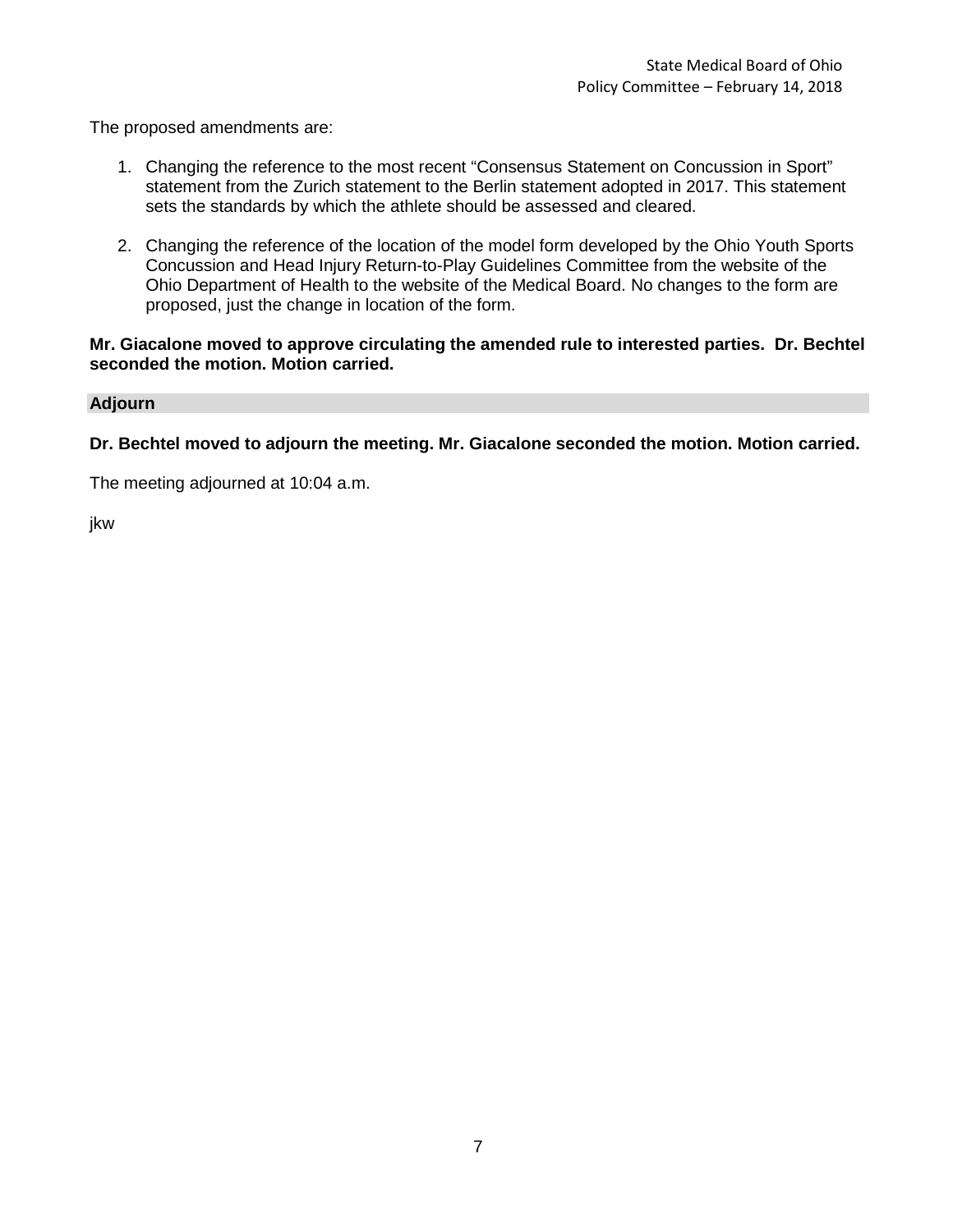The proposed amendments are:

1. Changing the reference to the most recent "Consensus Statement on Concussion in Sport" statement from the Zurich statement to the Berlin statement adopted in 2017. This statement sets the standards by which the athlete should be assessed and cleared.

2. Changing the reference of the location of the model form developed by the Ohio Youth Sports Concussion and Head Injury Return-to-Play Guidelines Committee from the website of the Ohio Department of Health to the website of the Medical Board. No changes to the form are proposed, just the change in location of the form.

**Mr. Giacalone moved to approve circulating the amended rule to interested parties. Dr. Bechtel seconded the motion. Motion carried.**

## Adjourn

**Dr. Bechtel moved to adjourn the meeting. Mr. Giacalone seconded the motion. Motion carried.**

The meeting adjourned at 10:04 a.m.

jkw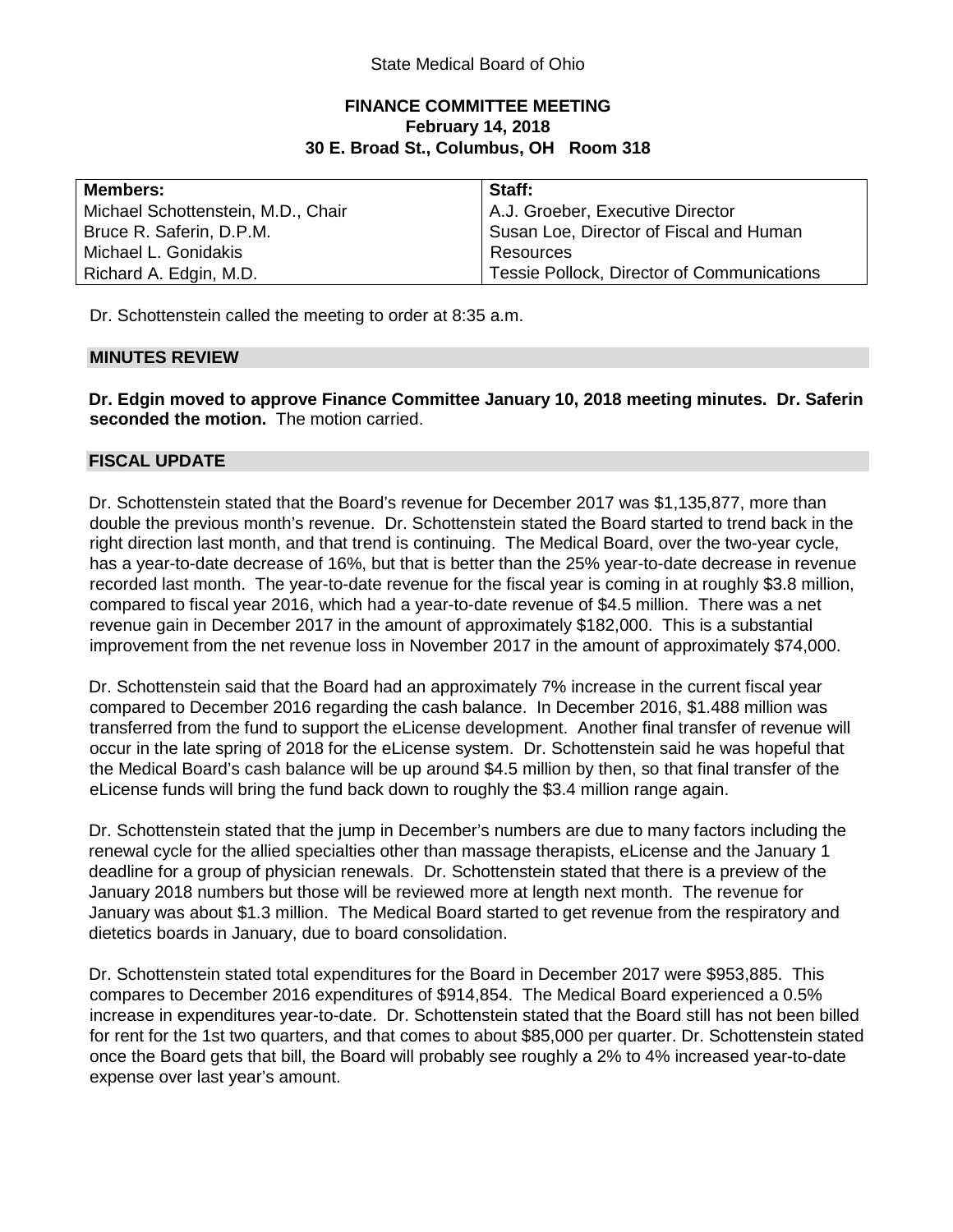State Medical Board of Ohio

**FINANCE COMMITTEE MEETING**
**February 14, 2018**
**30 E. Broad St., Columbus, OH Room 318**

| Members: | Staff: |
|---|---|
| Michael Schottenstein, M.D., Chair | A.J. Groeber, Executive Director |
| Bruce R. Saferin, D.P.M. | Susan Loe, Director of Fiscal and Human Resources |
| Michael L. Gonidakis | |
| Richard A. Edgin, M.D. | Tessie Pollock, Director of Communications |

Dr. Schottenstein called the meeting to order at 8:35 a.m.

## MINUTES REVIEW

**Dr. Edgin moved to approve Finance Committee January 10, 2018 meeting minutes. Dr. Saferin seconded the motion.** The motion carried.

## FISCAL UPDATE

Dr. Schottenstein stated that the Board's revenue for December 2017 was $1,135,877, more than double the previous month's revenue. Dr. Schottenstein stated the Board started to trend back in the right direction last month, and that trend is continuing. The Medical Board, over the two-year cycle, has a year-to-date decrease of 16%, but that is better than the 25% year-to-date decrease in revenue recorded last month. The year-to-date revenue for the fiscal year is coming in at roughly $3.8 million, compared to fiscal year 2016, which had a year-to-date revenue of $4.5 million. There was a net revenue gain in December 2017 in the amount of approximately $182,000. This is a substantial improvement from the net revenue loss in November 2017 in the amount of approximately $74,000.

Dr. Schottenstein said that the Board had an approximately 7% increase in the current fiscal year compared to December 2016 regarding the cash balance. In December 2016, $1.488 million was transferred from the fund to support the eLicense development. Another final transfer of revenue will occur in the late spring of 2018 for the eLicense system. Dr. Schottenstein said he was hopeful that the Medical Board's cash balance will be up around $4.5 million by then, so that final transfer of the eLicense funds will bring the fund back down to roughly the $3.4 million range again.

Dr. Schottenstein stated that the jump in December's numbers are due to many factors including the renewal cycle for the allied specialties other than massage therapists, eLicense and the January 1 deadline for a group of physician renewals. Dr. Schottenstein stated that there is a preview of the January 2018 numbers but those will be reviewed more at length next month. The revenue for January was about $1.3 million. The Medical Board started to get revenue from the respiratory and dietetics boards in January, due to board consolidation.

Dr. Schottenstein stated total expenditures for the Board in December 2017 were $953,885. This compares to December 2016 expenditures of $914,854. The Medical Board experienced a 0.5% increase in expenditures year-to-date. Dr. Schottenstein stated that the Board still has not been billed for rent for the 1st two quarters, and that comes to about $85,000 per quarter. Dr. Schottenstein stated once the Board gets that bill, the Board will probably see roughly a 2% to 4% increased year-to-date expense over last year's amount.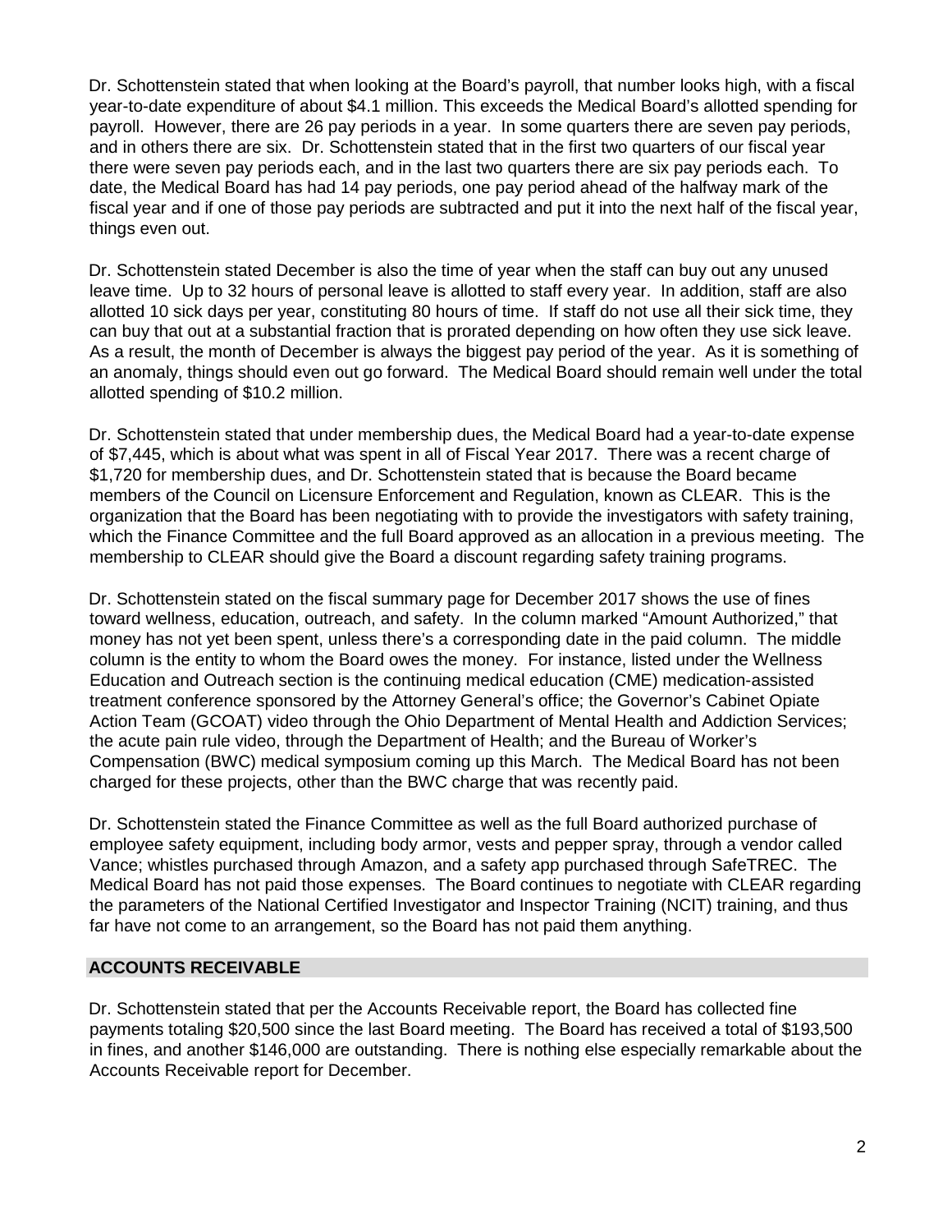Dr. Schottenstein stated that when looking at the Board's payroll, that number looks high, with a fiscal year-to-date expenditure of about $4.1 million. This exceeds the Medical Board's allotted spending for payroll. However, there are 26 pay periods in a year. In some quarters there are seven pay periods, and in others there are six. Dr. Schottenstein stated that in the first two quarters of our fiscal year there were seven pay periods each, and in the last two quarters there are six pay periods each. To date, the Medical Board has had 14 pay periods, one pay period ahead of the halfway mark of the fiscal year and if one of those pay periods are subtracted and put it into the next half of the fiscal year, things even out.

Dr. Schottenstein stated December is also the time of year when the staff can buy out any unused leave time. Up to 32 hours of personal leave is allotted to staff every year. In addition, staff are also allotted 10 sick days per year, constituting 80 hours of time. If staff do not use all their sick time, they can buy that out at a substantial fraction that is prorated depending on how often they use sick leave. As a result, the month of December is always the biggest pay period of the year. As it is something of an anomaly, things should even out go forward. The Medical Board should remain well under the total allotted spending of $10.2 million.

Dr. Schottenstein stated that under membership dues, the Medical Board had a year-to-date expense of $7,445, which is about what was spent in all of Fiscal Year 2017. There was a recent charge of $1,720 for membership dues, and Dr. Schottenstein stated that is because the Board became members of the Council on Licensure Enforcement and Regulation, known as CLEAR. This is the organization that the Board has been negotiating with to provide the investigators with safety training, which the Finance Committee and the full Board approved as an allocation in a previous meeting. The membership to CLEAR should give the Board a discount regarding safety training programs.

Dr. Schottenstein stated on the fiscal summary page for December 2017 shows the use of fines toward wellness, education, outreach, and safety. In the column marked "Amount Authorized," that money has not yet been spent, unless there's a corresponding date in the paid column. The middle column is the entity to whom the Board owes the money. For instance, listed under the Wellness Education and Outreach section is the continuing medical education (CME) medication-assisted treatment conference sponsored by the Attorney General's office; the Governor's Cabinet Opiate Action Team (GCOAT) video through the Ohio Department of Mental Health and Addiction Services; the acute pain rule video, through the Department of Health; and the Bureau of Worker's Compensation (BWC) medical symposium coming up this March. The Medical Board has not been charged for these projects, other than the BWC charge that was recently paid.

Dr. Schottenstein stated the Finance Committee as well as the full Board authorized purchase of employee safety equipment, including body armor, vests and pepper spray, through a vendor called Vance; whistles purchased through Amazon, and a safety app purchased through SafeTREC. The Medical Board has not paid those expenses. The Board continues to negotiate with CLEAR regarding the parameters of the National Certified Investigator and Inspector Training (NCIT) training, and thus far have not come to an arrangement, so the Board has not paid them anything.

## ACCOUNTS RECEIVABLE

Dr. Schottenstein stated that per the Accounts Receivable report, the Board has collected fine payments totaling $20,500 since the last Board meeting. The Board has received a total of $193,500 in fines, and another $146,000 are outstanding. There is nothing else especially remarkable about the Accounts Receivable report for December.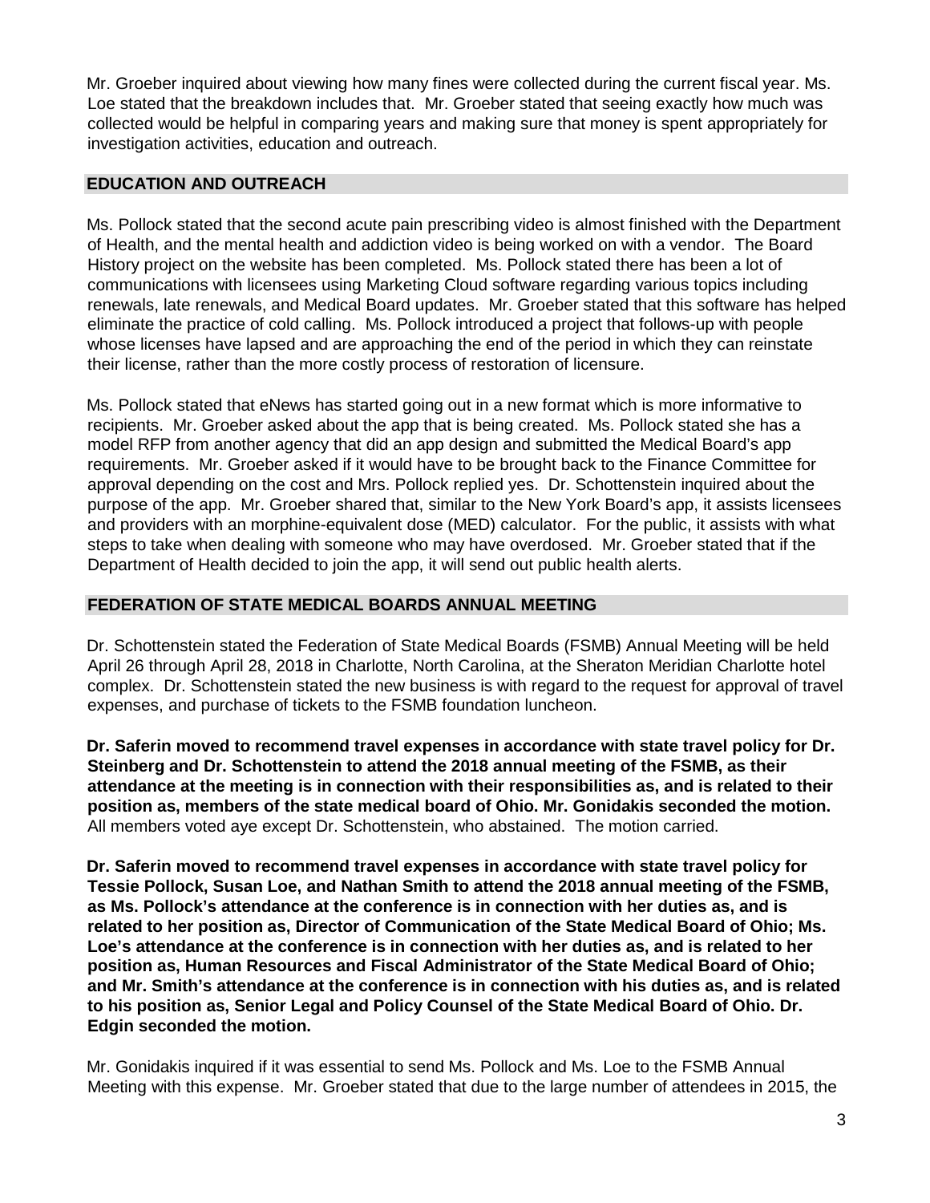Mr. Groeber inquired about viewing how many fines were collected during the current fiscal year. Ms. Loe stated that the breakdown includes that. Mr. Groeber stated that seeing exactly how much was collected would be helpful in comparing years and making sure that money is spent appropriately for investigation activities, education and outreach.

## EDUCATION AND OUTREACH

Ms. Pollock stated that the second acute pain prescribing video is almost finished with the Department of Health, and the mental health and addiction video is being worked on with a vendor. The Board History project on the website has been completed. Ms. Pollock stated there has been a lot of communications with licensees using Marketing Cloud software regarding various topics including renewals, late renewals, and Medical Board updates. Mr. Groeber stated that this software has helped eliminate the practice of cold calling. Ms. Pollock introduced a project that follows-up with people whose licenses have lapsed and are approaching the end of the period in which they can reinstate their license, rather than the more costly process of restoration of licensure.

Ms. Pollock stated that eNews has started going out in a new format which is more informative to recipients. Mr. Groeber asked about the app that is being created. Ms. Pollock stated she has a model RFP from another agency that did an app design and submitted the Medical Board's app requirements. Mr. Groeber asked if it would have to be brought back to the Finance Committee for approval depending on the cost and Mrs. Pollock replied yes. Dr. Schottenstein inquired about the purpose of the app. Mr. Groeber shared that, similar to the New York Board's app, it assists licensees and providers with an morphine-equivalent dose (MED) calculator. For the public, it assists with what steps to take when dealing with someone who may have overdosed. Mr. Groeber stated that if the Department of Health decided to join the app, it will send out public health alerts.

## FEDERATION OF STATE MEDICAL BOARDS ANNUAL MEETING

Dr. Schottenstein stated the Federation of State Medical Boards (FSMB) Annual Meeting will be held April 26 through April 28, 2018 in Charlotte, North Carolina, at the Sheraton Meridian Charlotte hotel complex. Dr. Schottenstein stated the new business is with regard to the request for approval of travel expenses, and purchase of tickets to the FSMB foundation luncheon.

**Dr. Saferin moved to recommend travel expenses in accordance with state travel policy for Dr. Steinberg and Dr. Schottenstein to attend the 2018 annual meeting of the FSMB, as their attendance at the meeting is in connection with their responsibilities as, and is related to their position as, members of the state medical board of Ohio. Mr. Gonidakis seconded the motion.** All members voted aye except Dr. Schottenstein, who abstained. The motion carried.

**Dr. Saferin moved to recommend travel expenses in accordance with state travel policy for Tessie Pollock, Susan Loe, and Nathan Smith to attend the 2018 annual meeting of the FSMB, as Ms. Pollock's attendance at the conference is in connection with her duties as, and is related to her position as, Director of Communication of the State Medical Board of Ohio; Ms. Loe's attendance at the conference is in connection with her duties as, and is related to her position as, Human Resources and Fiscal Administrator of the State Medical Board of Ohio; and Mr. Smith's attendance at the conference is in connection with his duties as, and is related to his position as, Senior Legal and Policy Counsel of the State Medical Board of Ohio. Dr. Edgin seconded the motion.**

Mr. Gonidakis inquired if it was essential to send Ms. Pollock and Ms. Loe to the FSMB Annual Meeting with this expense. Mr. Groeber stated that due to the large number of attendees in 2015, the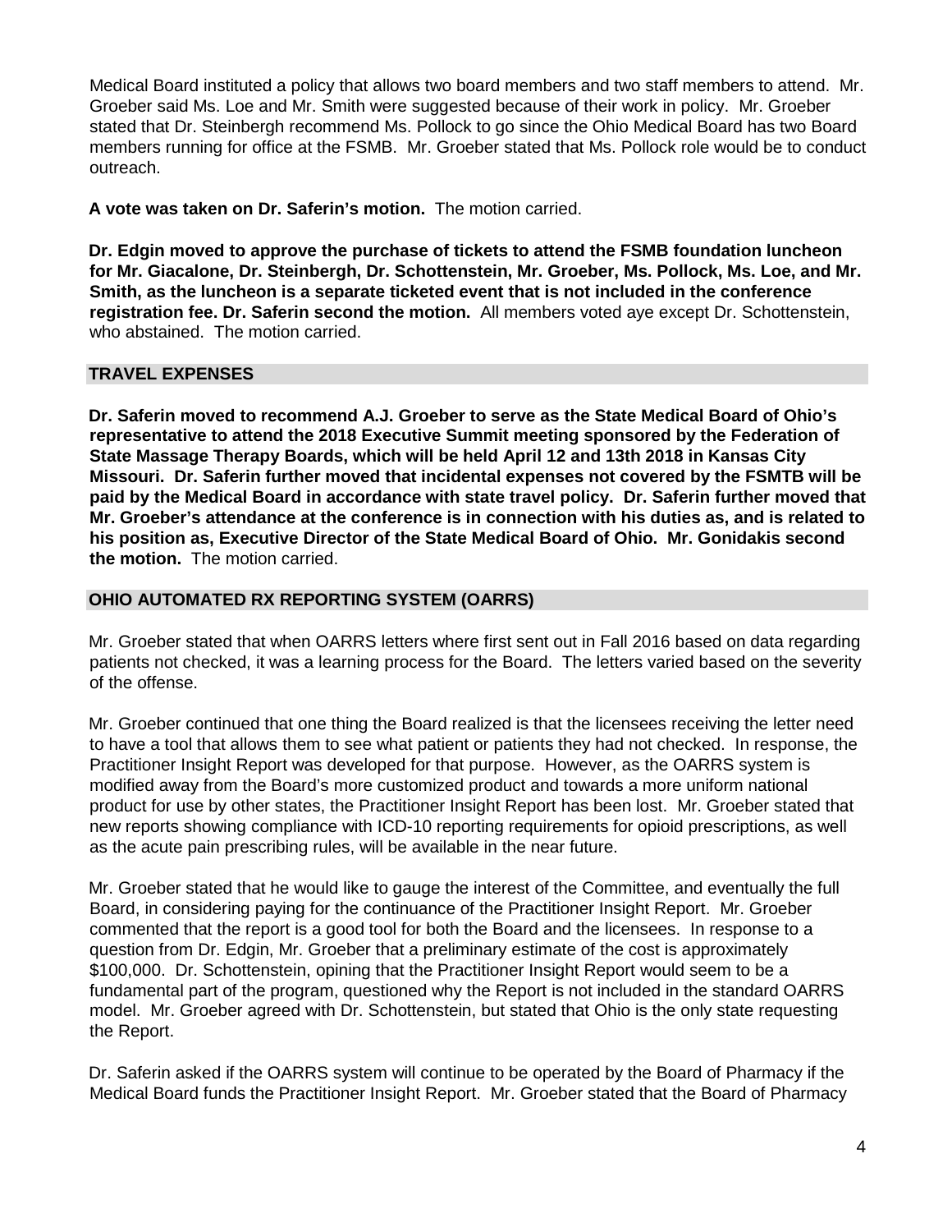Medical Board instituted a policy that allows two board members and two staff members to attend. Mr. Groeber said Ms. Loe and Mr. Smith were suggested because of their work in policy. Mr. Groeber stated that Dr. Steinbergh recommend Ms. Pollock to go since the Ohio Medical Board has two Board members running for office at the FSMB. Mr. Groeber stated that Ms. Pollock role would be to conduct outreach.

**A vote was taken on Dr. Saferin's motion.** The motion carried.

**Dr. Edgin moved to approve the purchase of tickets to attend the FSMB foundation luncheon for Mr. Giacalone, Dr. Steinbergh, Dr. Schottenstein, Mr. Groeber, Ms. Pollock, Ms. Loe, and Mr. Smith, as the luncheon is a separate ticketed event that is not included in the conference registration fee. Dr. Saferin second the motion.** All members voted aye except Dr. Schottenstein, who abstained. The motion carried.

## TRAVEL EXPENSES

**Dr. Saferin moved to recommend A.J. Groeber to serve as the State Medical Board of Ohio's representative to attend the 2018 Executive Summit meeting sponsored by the Federation of State Massage Therapy Boards, which will be held April 12 and 13th 2018 in Kansas City Missouri. Dr. Saferin further moved that incidental expenses not covered by the FSMTB will be paid by the Medical Board in accordance with state travel policy. Dr. Saferin further moved that Mr. Groeber's attendance at the conference is in connection with his duties as, and is related to his position as, Executive Director of the State Medical Board of Ohio. Mr. Gonidakis second the motion.** The motion carried.

## OHIO AUTOMATED RX REPORTING SYSTEM (OARRS)

Mr. Groeber stated that when OARRS letters where first sent out in Fall 2016 based on data regarding patients not checked, it was a learning process for the Board. The letters varied based on the severity of the offense.

Mr. Groeber continued that one thing the Board realized is that the licensees receiving the letter need to have a tool that allows them to see what patient or patients they had not checked. In response, the Practitioner Insight Report was developed for that purpose. However, as the OARRS system is modified away from the Board's more customized product and towards a more uniform national product for use by other states, the Practitioner Insight Report has been lost. Mr. Groeber stated that new reports showing compliance with ICD-10 reporting requirements for opioid prescriptions, as well as the acute pain prescribing rules, will be available in the near future.

Mr. Groeber stated that he would like to gauge the interest of the Committee, and eventually the full Board, in considering paying for the continuance of the Practitioner Insight Report. Mr. Groeber commented that the report is a good tool for both the Board and the licensees. In response to a question from Dr. Edgin, Mr. Groeber that a preliminary estimate of the cost is approximately $100,000. Dr. Schottenstein, opining that the Practitioner Insight Report would seem to be a fundamental part of the program, questioned why the Report is not included in the standard OARRS model. Mr. Groeber agreed with Dr. Schottenstein, but stated that Ohio is the only state requesting the Report.

Dr. Saferin asked if the OARRS system will continue to be operated by the Board of Pharmacy if the Medical Board funds the Practitioner Insight Report. Mr. Groeber stated that the Board of Pharmacy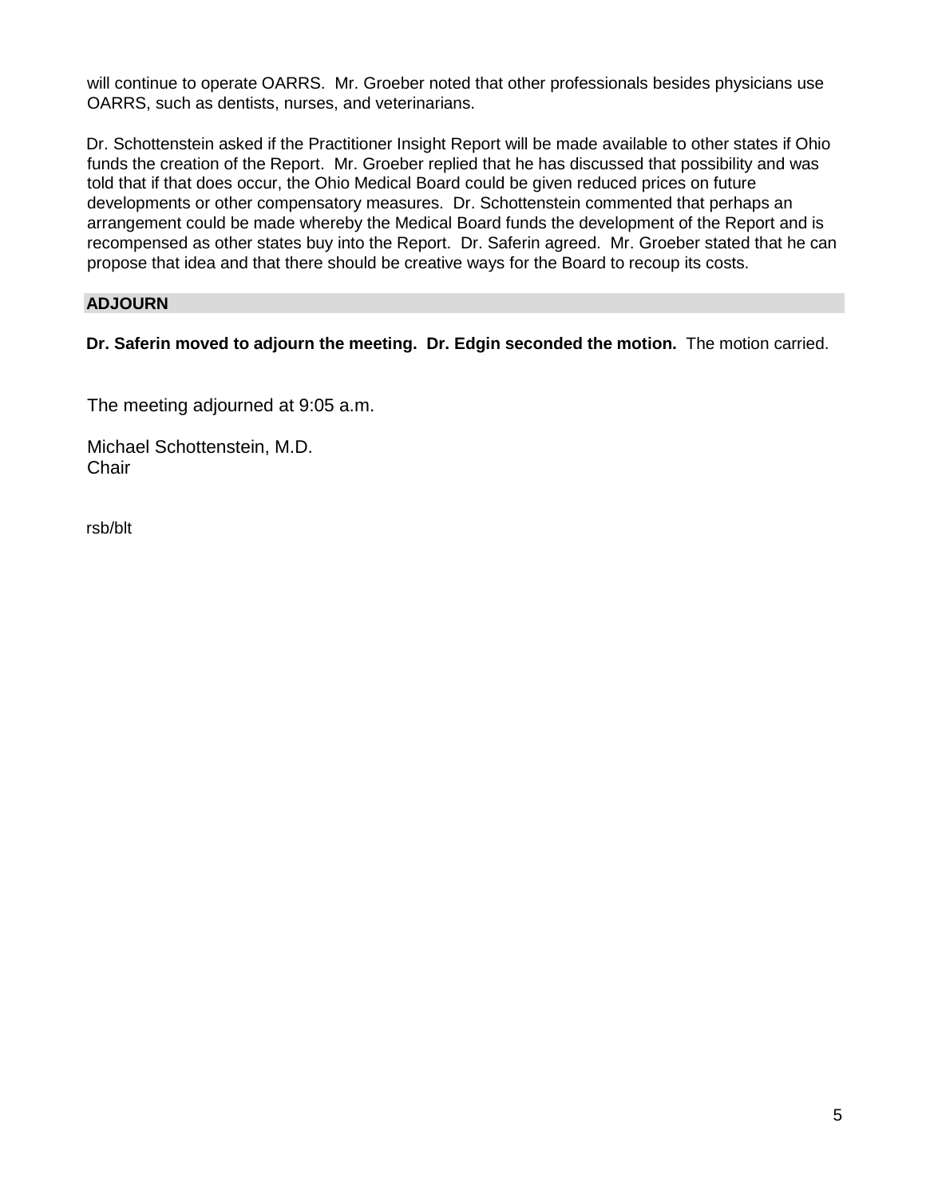will continue to operate OARRS. Mr. Groeber noted that other professionals besides physicians use OARRS, such as dentists, nurses, and veterinarians.

Dr. Schottenstein asked if the Practitioner Insight Report will be made available to other states if Ohio funds the creation of the Report. Mr. Groeber replied that he has discussed that possibility and was told that if that does occur, the Ohio Medical Board could be given reduced prices on future developments or other compensatory measures. Dr. Schottenstein commented that perhaps an arrangement could be made whereby the Medical Board funds the development of the Report and is recompensed as other states buy into the Report. Dr. Saferin agreed. Mr. Groeber stated that he can propose that idea and that there should be creative ways for the Board to recoup its costs.

## ADJOURN

**Dr. Saferin moved to adjourn the meeting. Dr. Edgin seconded the motion.** The motion carried.

The meeting adjourned at 9:05 a.m.

Michael Schottenstein, M.D.
Chair

rsb/blt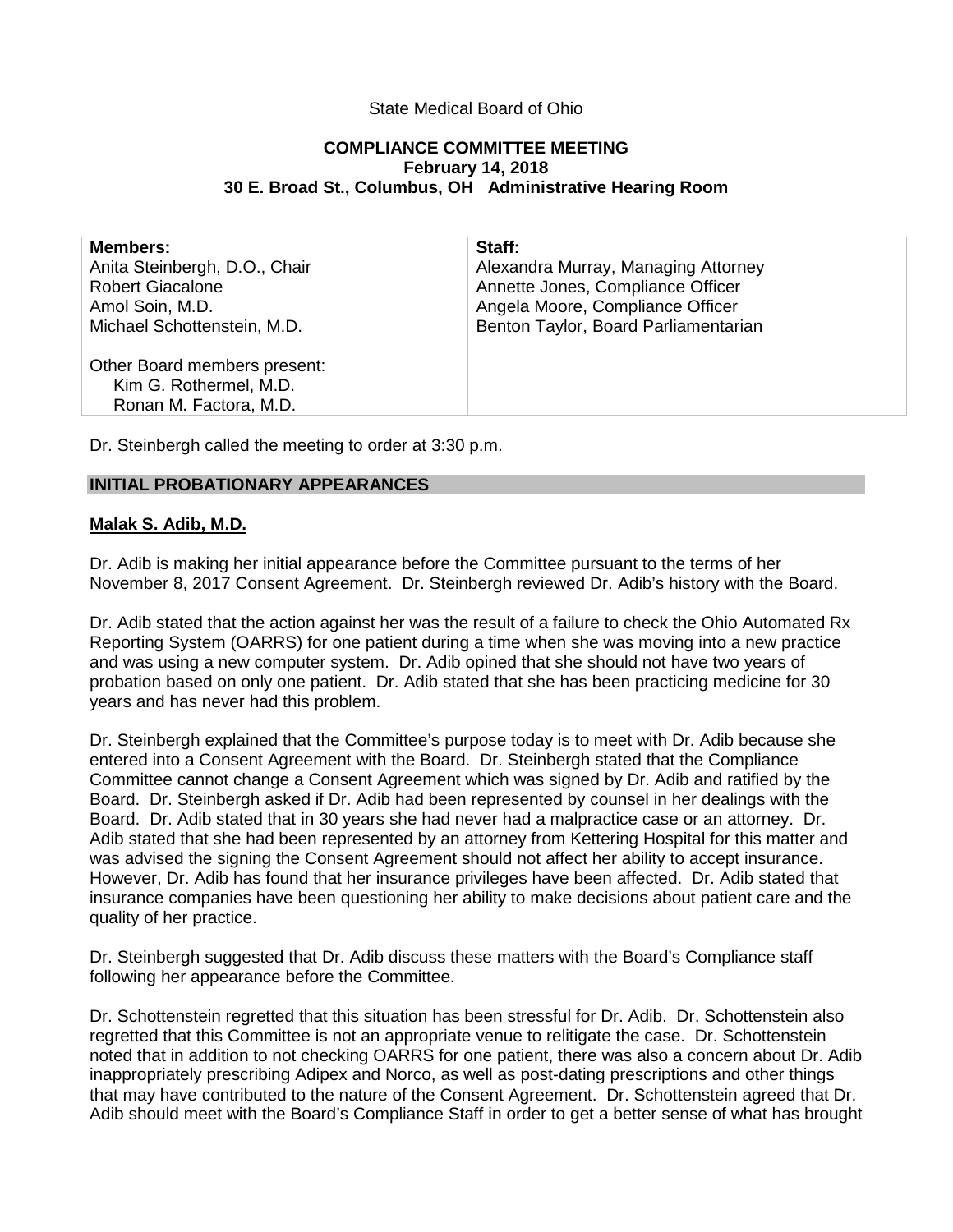State Medical Board of Ohio

**COMPLIANCE COMMITTEE MEETING**
**February 14, 2018**
**30 E. Broad St., Columbus, OH Administrative Hearing Room**

| Members: | Staff: |
|---|---|
| Anita Steinbergh, D.O., Chair | Alexandra Murray, Managing Attorney |
| Robert Giacalone | Annette Jones, Compliance Officer |
| Amol Soin, M.D. | Angela Moore, Compliance Officer |
| Michael Schottenstein, M.D. | Benton Taylor, Board Parliamentarian |
| Other Board members present: | |
| Kim G. Rothermel, M.D. | |
| Ronan M. Factora, M.D. | |

Dr. Steinbergh called the meeting to order at 3:30 p.m.

## INITIAL PROBATIONARY APPEARANCES

### Malak S. Adib, M.D.

Dr. Adib is making her initial appearance before the Committee pursuant to the terms of her November 8, 2017 Consent Agreement. Dr. Steinbergh reviewed Dr. Adib's history with the Board.

Dr. Adib stated that the action against her was the result of a failure to check the Ohio Automated Rx Reporting System (OARRS) for one patient during a time when she was moving into a new practice and was using a new computer system. Dr. Adib opined that she should not have two years of probation based on only one patient. Dr. Adib stated that she has been practicing medicine for 30 years and has never had this problem.

Dr. Steinbergh explained that the Committee's purpose today is to meet with Dr. Adib because she entered into a Consent Agreement with the Board. Dr. Steinbergh stated that the Compliance Committee cannot change a Consent Agreement which was signed by Dr. Adib and ratified by the Board. Dr. Steinbergh asked if Dr. Adib had been represented by counsel in her dealings with the Board. Dr. Adib stated that in 30 years she had never had a malpractice case or an attorney. Dr. Adib stated that she had been represented by an attorney from Kettering Hospital for this matter and was advised the signing the Consent Agreement should not affect her ability to accept insurance. However, Dr. Adib has found that her insurance privileges have been affected. Dr. Adib stated that insurance companies have been questioning her ability to make decisions about patient care and the quality of her practice.

Dr. Steinbergh suggested that Dr. Adib discuss these matters with the Board's Compliance staff following her appearance before the Committee.

Dr. Schottenstein regretted that this situation has been stressful for Dr. Adib. Dr. Schottenstein also regretted that this Committee is not an appropriate venue to relitigate the case. Dr. Schottenstein noted that in addition to not checking OARRS for one patient, there was also a concern about Dr. Adib inappropriately prescribing Adipex and Norco, as well as post-dating prescriptions and other things that may have contributed to the nature of the Consent Agreement. Dr. Schottenstein agreed that Dr. Adib should meet with the Board's Compliance Staff in order to get a better sense of what has brought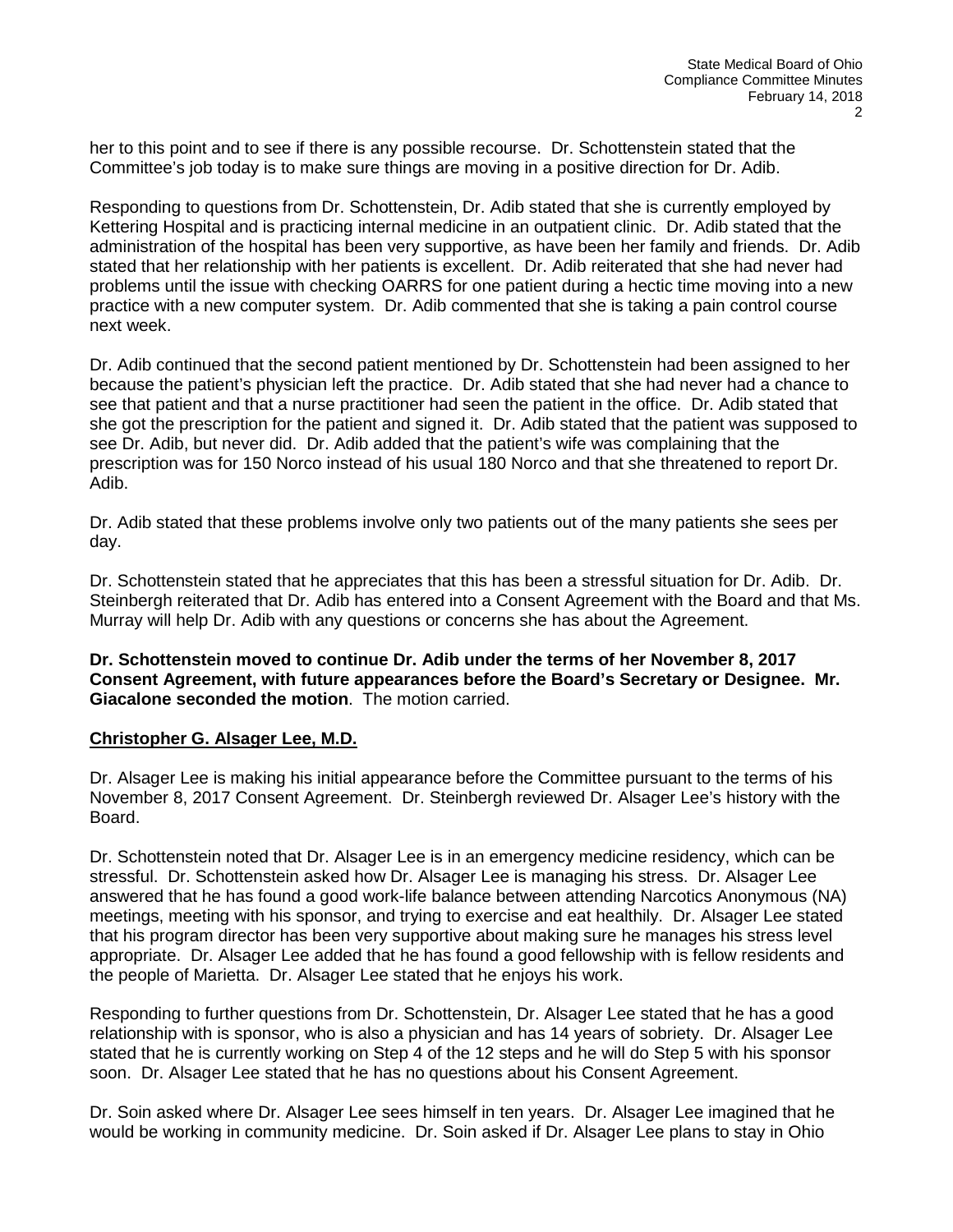her to this point and to see if there is any possible recourse. Dr. Schottenstein stated that the Committee's job today is to make sure things are moving in a positive direction for Dr. Adib.

Responding to questions from Dr. Schottenstein, Dr. Adib stated that she is currently employed by Kettering Hospital and is practicing internal medicine in an outpatient clinic. Dr. Adib stated that the administration of the hospital has been very supportive, as have been her family and friends. Dr. Adib stated that her relationship with her patients is excellent. Dr. Adib reiterated that she had never had problems until the issue with checking OARRS for one patient during a hectic time moving into a new practice with a new computer system. Dr. Adib commented that she is taking a pain control course next week.

Dr. Adib continued that the second patient mentioned by Dr. Schottenstein had been assigned to her because the patient's physician left the practice. Dr. Adib stated that she had never had a chance to see that patient and that a nurse practitioner had seen the patient in the office. Dr. Adib stated that she got the prescription for the patient and signed it. Dr. Adib stated that the patient was supposed to see Dr. Adib, but never did. Dr. Adib added that the patient's wife was complaining that the prescription was for 150 Norco instead of his usual 180 Norco and that she threatened to report Dr. Adib.

Dr. Adib stated that these problems involve only two patients out of the many patients she sees per day.

Dr. Schottenstein stated that he appreciates that this has been a stressful situation for Dr. Adib. Dr. Steinbergh reiterated that Dr. Adib has entered into a Consent Agreement with the Board and that Ms. Murray will help Dr. Adib with any questions or concerns she has about the Agreement.

**Dr. Schottenstein moved to continue Dr. Adib under the terms of her November 8, 2017 Consent Agreement, with future appearances before the Board's Secretary or Designee. Mr. Giacalone seconded the motion**. The motion carried.

## Christopher G. Alsager Lee, M.D.

Dr. Alsager Lee is making his initial appearance before the Committee pursuant to the terms of his November 8, 2017 Consent Agreement. Dr. Steinbergh reviewed Dr. Alsager Lee's history with the Board.

Dr. Schottenstein noted that Dr. Alsager Lee is in an emergency medicine residency, which can be stressful. Dr. Schottenstein asked how Dr. Alsager Lee is managing his stress. Dr. Alsager Lee answered that he has found a good work-life balance between attending Narcotics Anonymous (NA) meetings, meeting with his sponsor, and trying to exercise and eat healthily. Dr. Alsager Lee stated that his program director has been very supportive about making sure he manages his stress level appropriate. Dr. Alsager Lee added that he has found a good fellowship with is fellow residents and the people of Marietta. Dr. Alsager Lee stated that he enjoys his work.

Responding to further questions from Dr. Schottenstein, Dr. Alsager Lee stated that he has a good relationship with is sponsor, who is also a physician and has 14 years of sobriety. Dr. Alsager Lee stated that he is currently working on Step 4 of the 12 steps and he will do Step 5 with his sponsor soon. Dr. Alsager Lee stated that he has no questions about his Consent Agreement.

Dr. Soin asked where Dr. Alsager Lee sees himself in ten years. Dr. Alsager Lee imagined that he would be working in community medicine. Dr. Soin asked if Dr. Alsager Lee plans to stay in Ohio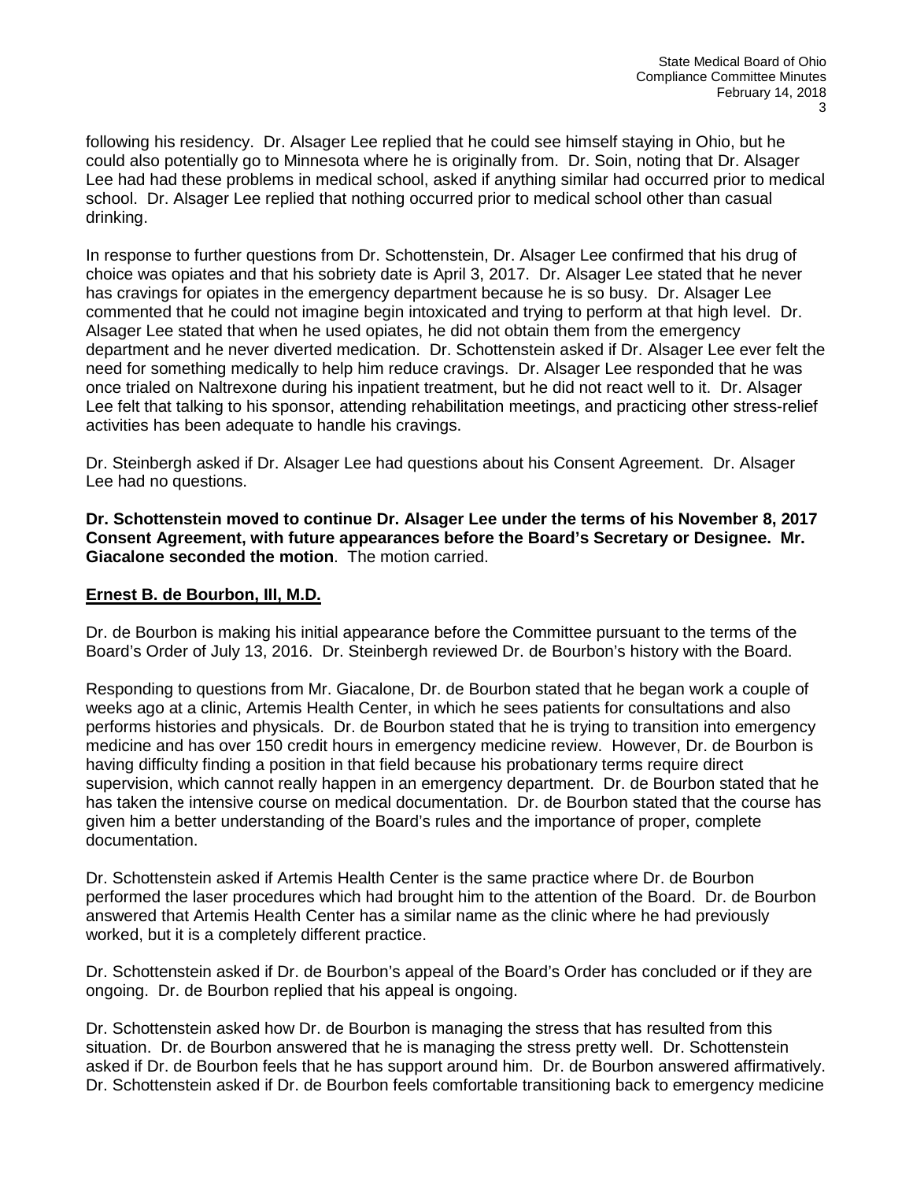following his residency. Dr. Alsager Lee replied that he could see himself staying in Ohio, but he could also potentially go to Minnesota where he is originally from. Dr. Soin, noting that Dr. Alsager Lee had had these problems in medical school, asked if anything similar had occurred prior to medical school. Dr. Alsager Lee replied that nothing occurred prior to medical school other than casual drinking.

In response to further questions from Dr. Schottenstein, Dr. Alsager Lee confirmed that his drug of choice was opiates and that his sobriety date is April 3, 2017. Dr. Alsager Lee stated that he never has cravings for opiates in the emergency department because he is so busy. Dr. Alsager Lee commented that he could not imagine begin intoxicated and trying to perform at that high level. Dr. Alsager Lee stated that when he used opiates, he did not obtain them from the emergency department and he never diverted medication. Dr. Schottenstein asked if Dr. Alsager Lee ever felt the need for something medically to help him reduce cravings. Dr. Alsager Lee responded that he was once trialed on Naltrexone during his inpatient treatment, but he did not react well to it. Dr. Alsager Lee felt that talking to his sponsor, attending rehabilitation meetings, and practicing other stress-relief activities has been adequate to handle his cravings.

Dr. Steinbergh asked if Dr. Alsager Lee had questions about his Consent Agreement. Dr. Alsager Lee had no questions.

**Dr. Schottenstein moved to continue Dr. Alsager Lee under the terms of his November 8, 2017 Consent Agreement, with future appearances before the Board's Secretary or Designee. Mr. Giacalone seconded the motion**. The motion carried.

**Ernest B. de Bourbon, III, M.D.**

Dr. de Bourbon is making his initial appearance before the Committee pursuant to the terms of the Board's Order of July 13, 2016. Dr. Steinbergh reviewed Dr. de Bourbon's history with the Board.

Responding to questions from Mr. Giacalone, Dr. de Bourbon stated that he began work a couple of weeks ago at a clinic, Artemis Health Center, in which he sees patients for consultations and also performs histories and physicals. Dr. de Bourbon stated that he is trying to transition into emergency medicine and has over 150 credit hours in emergency medicine review. However, Dr. de Bourbon is having difficulty finding a position in that field because his probationary terms require direct supervision, which cannot really happen in an emergency department. Dr. de Bourbon stated that he has taken the intensive course on medical documentation. Dr. de Bourbon stated that the course has given him a better understanding of the Board's rules and the importance of proper, complete documentation.

Dr. Schottenstein asked if Artemis Health Center is the same practice where Dr. de Bourbon performed the laser procedures which had brought him to the attention of the Board. Dr. de Bourbon answered that Artemis Health Center has a similar name as the clinic where he had previously worked, but it is a completely different practice.

Dr. Schottenstein asked if Dr. de Bourbon's appeal of the Board's Order has concluded or if they are ongoing. Dr. de Bourbon replied that his appeal is ongoing.

Dr. Schottenstein asked how Dr. de Bourbon is managing the stress that has resulted from this situation. Dr. de Bourbon answered that he is managing the stress pretty well. Dr. Schottenstein asked if Dr. de Bourbon feels that he has support around him. Dr. de Bourbon answered affirmatively. Dr. Schottenstein asked if Dr. de Bourbon feels comfortable transitioning back to emergency medicine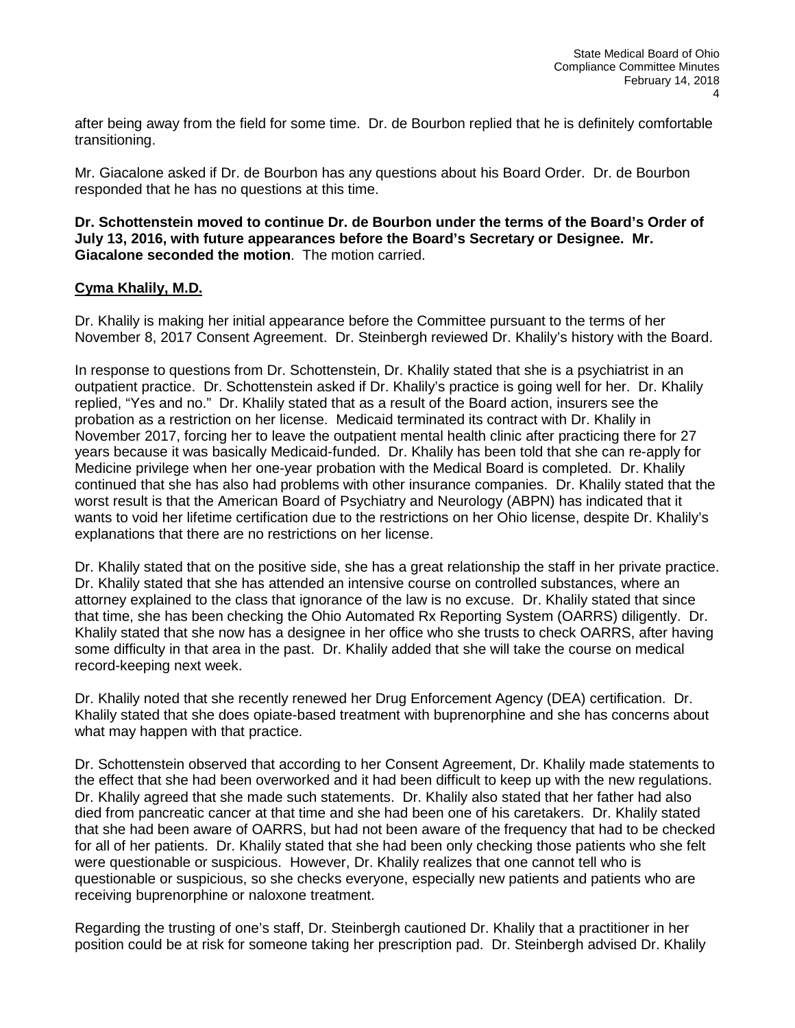after being away from the field for some time. Dr. de Bourbon replied that he is definitely comfortable transitioning.

Mr. Giacalone asked if Dr. de Bourbon has any questions about his Board Order. Dr. de Bourbon responded that he has no questions at this time.

**Dr. Schottenstein moved to continue Dr. de Bourbon under the terms of the Board's Order of July 13, 2016, with future appearances before the Board's Secretary or Designee. Mr. Giacalone seconded the motion**. The motion carried.

**Cyma Khalily, M.D.**

Dr. Khalily is making her initial appearance before the Committee pursuant to the terms of her November 8, 2017 Consent Agreement. Dr. Steinbergh reviewed Dr. Khalily's history with the Board.

In response to questions from Dr. Schottenstein, Dr. Khalily stated that she is a psychiatrist in an outpatient practice. Dr. Schottenstein asked if Dr. Khalily's practice is going well for her. Dr. Khalily replied, "Yes and no." Dr. Khalily stated that as a result of the Board action, insurers see the probation as a restriction on her license. Medicaid terminated its contract with Dr. Khalily in November 2017, forcing her to leave the outpatient mental health clinic after practicing there for 27 years because it was basically Medicaid-funded. Dr. Khalily has been told that she can re-apply for Medicine privilege when her one-year probation with the Medical Board is completed. Dr. Khalily continued that she has also had problems with other insurance companies. Dr. Khalily stated that the worst result is that the American Board of Psychiatry and Neurology (ABPN) has indicated that it wants to void her lifetime certification due to the restrictions on her Ohio license, despite Dr. Khalily's explanations that there are no restrictions on her license.

Dr. Khalily stated that on the positive side, she has a great relationship the staff in her private practice. Dr. Khalily stated that she has attended an intensive course on controlled substances, where an attorney explained to the class that ignorance of the law is no excuse. Dr. Khalily stated that since that time, she has been checking the Ohio Automated Rx Reporting System (OARRS) diligently. Dr. Khalily stated that she now has a designee in her office who she trusts to check OARRS, after having some difficulty in that area in the past. Dr. Khalily added that she will take the course on medical record-keeping next week.

Dr. Khalily noted that she recently renewed her Drug Enforcement Agency (DEA) certification. Dr. Khalily stated that she does opiate-based treatment with buprenorphine and she has concerns about what may happen with that practice.

Dr. Schottenstein observed that according to her Consent Agreement, Dr. Khalily made statements to the effect that she had been overworked and it had been difficult to keep up with the new regulations. Dr. Khalily agreed that she made such statements. Dr. Khalily also stated that her father had also died from pancreatic cancer at that time and she had been one of his caretakers. Dr. Khalily stated that she had been aware of OARRS, but had not been aware of the frequency that had to be checked for all of her patients. Dr. Khalily stated that she had been only checking those patients who she felt were questionable or suspicious. However, Dr. Khalily realizes that one cannot tell who is questionable or suspicious, so she checks everyone, especially new patients and patients who are receiving buprenorphine or naloxone treatment.

Regarding the trusting of one's staff, Dr. Steinbergh cautioned Dr. Khalily that a practitioner in her position could be at risk for someone taking her prescription pad. Dr. Steinbergh advised Dr. Khalily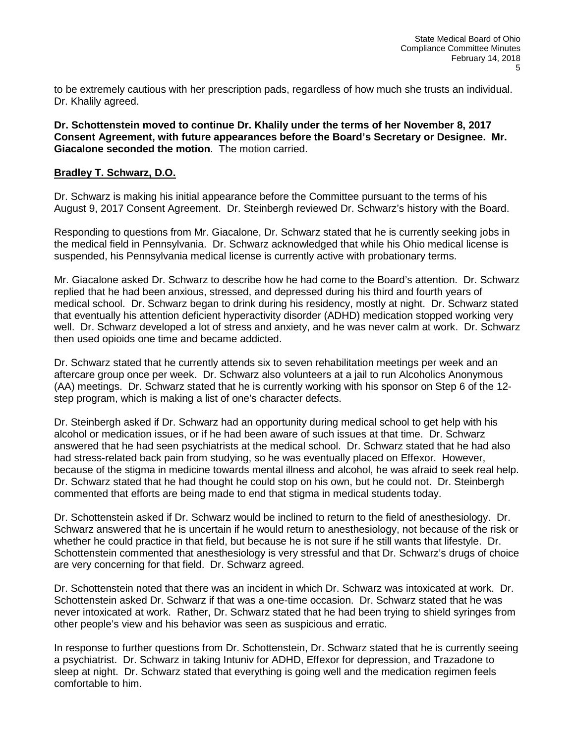to be extremely cautious with her prescription pads, regardless of how much she trusts an individual. Dr. Khalily agreed.

**Dr. Schottenstein moved to continue Dr. Khalily under the terms of her November 8, 2017 Consent Agreement, with future appearances before the Board's Secretary or Designee. Mr. Giacalone seconded the motion**. The motion carried.

**Bradley T. Schwarz, D.O.**

Dr. Schwarz is making his initial appearance before the Committee pursuant to the terms of his August 9, 2017 Consent Agreement. Dr. Steinbergh reviewed Dr. Schwarz's history with the Board.

Responding to questions from Mr. Giacalone, Dr. Schwarz stated that he is currently seeking jobs in the medical field in Pennsylvania. Dr. Schwarz acknowledged that while his Ohio medical license is suspended, his Pennsylvania medical license is currently active with probationary terms.

Mr. Giacalone asked Dr. Schwarz to describe how he had come to the Board's attention. Dr. Schwarz replied that he had been anxious, stressed, and depressed during his third and fourth years of medical school. Dr. Schwarz began to drink during his residency, mostly at night. Dr. Schwarz stated that eventually his attention deficient hyperactivity disorder (ADHD) medication stopped working very well. Dr. Schwarz developed a lot of stress and anxiety, and he was never calm at work. Dr. Schwarz then used opioids one time and became addicted.

Dr. Schwarz stated that he currently attends six to seven rehabilitation meetings per week and an aftercare group once per week. Dr. Schwarz also volunteers at a jail to run Alcoholics Anonymous (AA) meetings. Dr. Schwarz stated that he is currently working with his sponsor on Step 6 of the 12-step program, which is making a list of one's character defects.

Dr. Steinbergh asked if Dr. Schwarz had an opportunity during medical school to get help with his alcohol or medication issues, or if he had been aware of such issues at that time. Dr. Schwarz answered that he had seen psychiatrists at the medical school. Dr. Schwarz stated that he had also had stress-related back pain from studying, so he was eventually placed on Effexor. However, because of the stigma in medicine towards mental illness and alcohol, he was afraid to seek real help. Dr. Schwarz stated that he had thought he could stop on his own, but he could not. Dr. Steinbergh commented that efforts are being made to end that stigma in medical students today.

Dr. Schottenstein asked if Dr. Schwarz would be inclined to return to the field of anesthesiology. Dr. Schwarz answered that he is uncertain if he would return to anesthesiology, not because of the risk or whether he could practice in that field, but because he is not sure if he still wants that lifestyle. Dr. Schottenstein commented that anesthesiology is very stressful and that Dr. Schwarz's drugs of choice are very concerning for that field. Dr. Schwarz agreed.

Dr. Schottenstein noted that there was an incident in which Dr. Schwarz was intoxicated at work. Dr. Schottenstein asked Dr. Schwarz if that was a one-time occasion. Dr. Schwarz stated that he was never intoxicated at work. Rather, Dr. Schwarz stated that he had been trying to shield syringes from other people's view and his behavior was seen as suspicious and erratic.

In response to further questions from Dr. Schottenstein, Dr. Schwarz stated that he is currently seeing a psychiatrist. Dr. Schwarz in taking Intuniv for ADHD, Effexor for depression, and Trazadone to sleep at night. Dr. Schwarz stated that everything is going well and the medication regimen feels comfortable to him.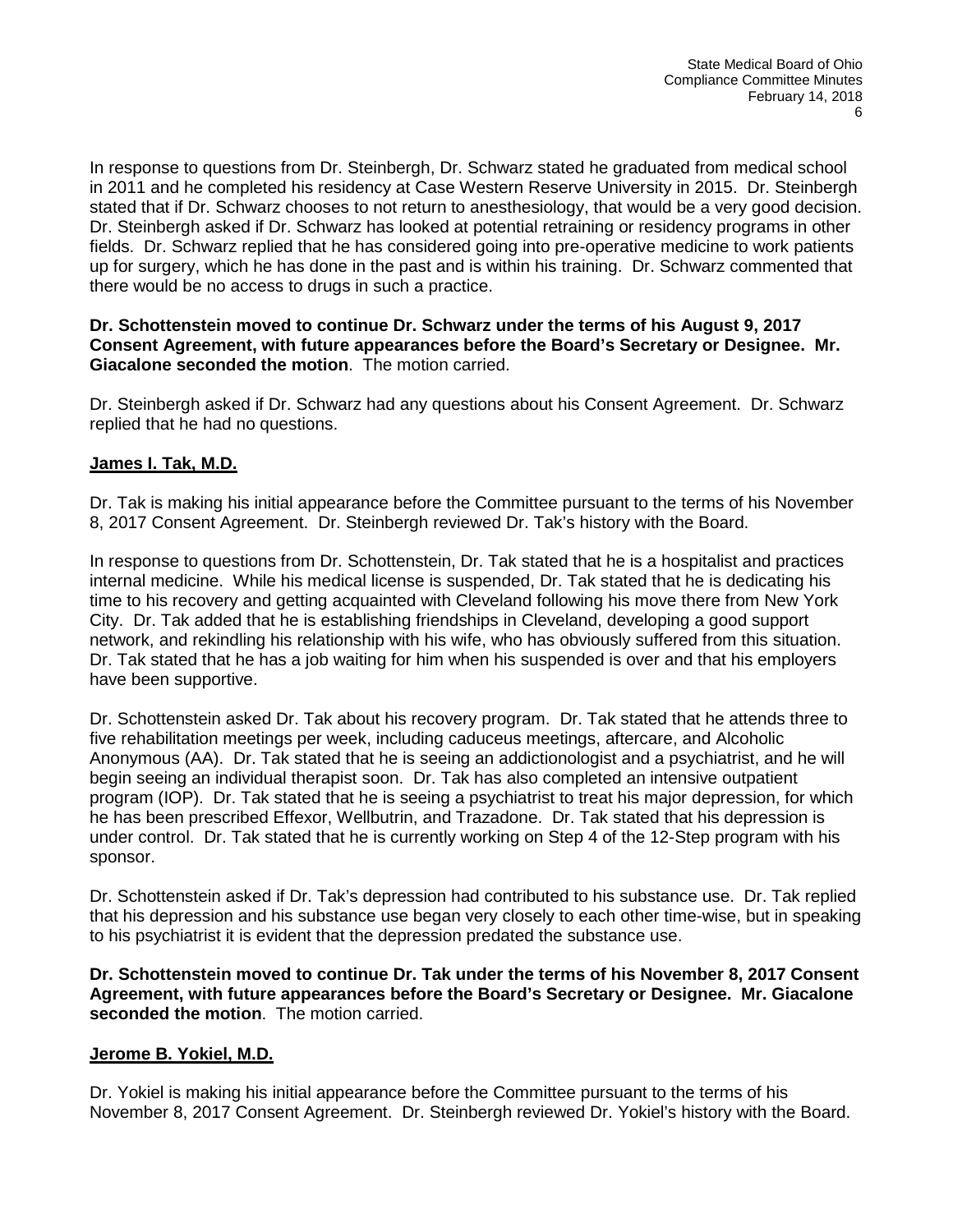In response to questions from Dr. Steinbergh, Dr. Schwarz stated he graduated from medical school in 2011 and he completed his residency at Case Western Reserve University in 2015. Dr. Steinbergh stated that if Dr. Schwarz chooses to not return to anesthesiology, that would be a very good decision. Dr. Steinbergh asked if Dr. Schwarz has looked at potential retraining or residency programs in other fields. Dr. Schwarz replied that he has considered going into pre-operative medicine to work patients up for surgery, which he has done in the past and is within his training. Dr. Schwarz commented that there would be no access to drugs in such a practice.

**Dr. Schottenstein moved to continue Dr. Schwarz under the terms of his August 9, 2017 Consent Agreement, with future appearances before the Board's Secretary or Designee. Mr. Giacalone seconded the motion**. The motion carried.

Dr. Steinbergh asked if Dr. Schwarz had any questions about his Consent Agreement. Dr. Schwarz replied that he had no questions.

**James I. Tak, M.D.**

Dr. Tak is making his initial appearance before the Committee pursuant to the terms of his November 8, 2017 Consent Agreement. Dr. Steinbergh reviewed Dr. Tak's history with the Board.

In response to questions from Dr. Schottenstein, Dr. Tak stated that he is a hospitalist and practices internal medicine. While his medical license is suspended, Dr. Tak stated that he is dedicating his time to his recovery and getting acquainted with Cleveland following his move there from New York City. Dr. Tak added that he is establishing friendships in Cleveland, developing a good support network, and rekindling his relationship with his wife, who has obviously suffered from this situation. Dr. Tak stated that he has a job waiting for him when his suspended is over and that his employers have been supportive.

Dr. Schottenstein asked Dr. Tak about his recovery program. Dr. Tak stated that he attends three to five rehabilitation meetings per week, including caduceus meetings, aftercare, and Alcoholic Anonymous (AA). Dr. Tak stated that he is seeing an addictionologist and a psychiatrist, and he will begin seeing an individual therapist soon. Dr. Tak has also completed an intensive outpatient program (IOP). Dr. Tak stated that he is seeing a psychiatrist to treat his major depression, for which he has been prescribed Effexor, Wellbutrin, and Trazadone. Dr. Tak stated that his depression is under control. Dr. Tak stated that he is currently working on Step 4 of the 12-Step program with his sponsor.

Dr. Schottenstein asked if Dr. Tak's depression had contributed to his substance use. Dr. Tak replied that his depression and his substance use began very closely to each other time-wise, but in speaking to his psychiatrist it is evident that the depression predated the substance use.

**Dr. Schottenstein moved to continue Dr. Tak under the terms of his November 8, 2017 Consent Agreement, with future appearances before the Board's Secretary or Designee. Mr. Giacalone seconded the motion**. The motion carried.

**Jerome B. Yokiel, M.D.**

Dr. Yokiel is making his initial appearance before the Committee pursuant to the terms of his November 8, 2017 Consent Agreement. Dr. Steinbergh reviewed Dr. Yokiel's history with the Board.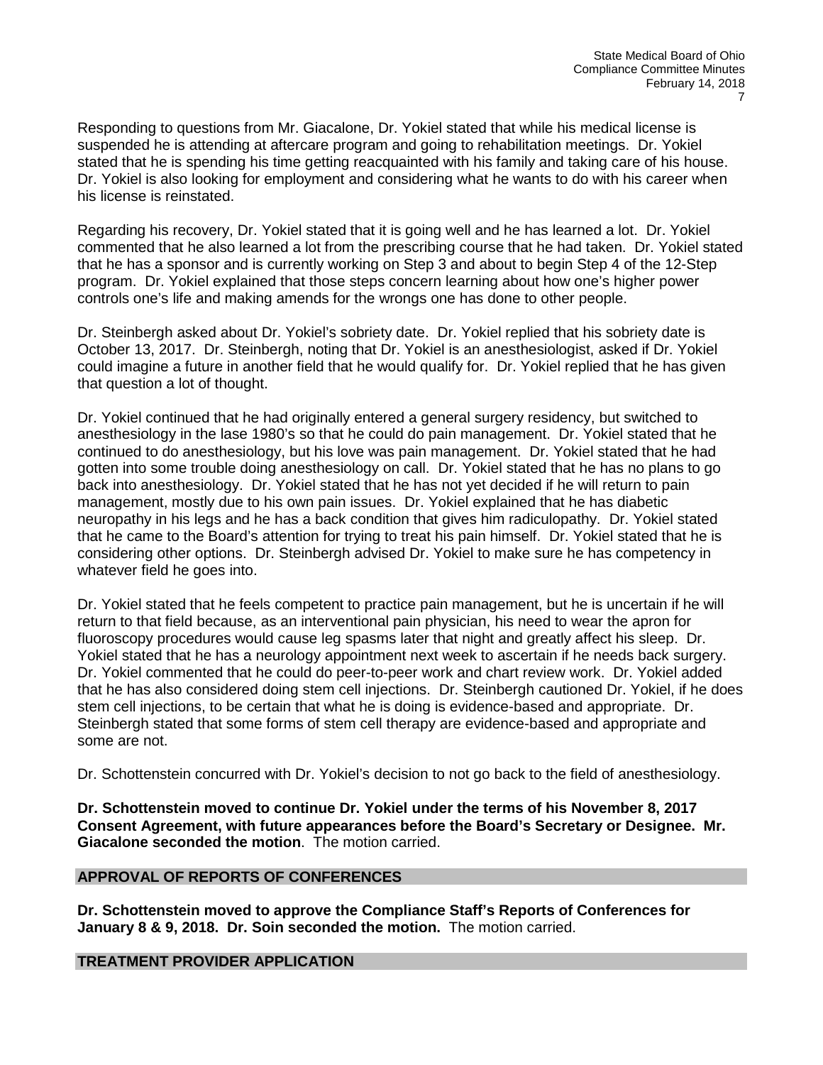Responding to questions from Mr. Giacalone, Dr. Yokiel stated that while his medical license is suspended he is attending at aftercare program and going to rehabilitation meetings. Dr. Yokiel stated that he is spending his time getting reacquainted with his family and taking care of his house. Dr. Yokiel is also looking for employment and considering what he wants to do with his career when his license is reinstated.

Regarding his recovery, Dr. Yokiel stated that it is going well and he has learned a lot. Dr. Yokiel commented that he also learned a lot from the prescribing course that he had taken. Dr. Yokiel stated that he has a sponsor and is currently working on Step 3 and about to begin Step 4 of the 12-Step program. Dr. Yokiel explained that those steps concern learning about how one's higher power controls one's life and making amends for the wrongs one has done to other people.

Dr. Steinbergh asked about Dr. Yokiel's sobriety date. Dr. Yokiel replied that his sobriety date is October 13, 2017. Dr. Steinbergh, noting that Dr. Yokiel is an anesthesiologist, asked if Dr. Yokiel could imagine a future in another field that he would qualify for. Dr. Yokiel replied that he has given that question a lot of thought.

Dr. Yokiel continued that he had originally entered a general surgery residency, but switched to anesthesiology in the lase 1980's so that he could do pain management. Dr. Yokiel stated that he continued to do anesthesiology, but his love was pain management. Dr. Yokiel stated that he had gotten into some trouble doing anesthesiology on call. Dr. Yokiel stated that he has no plans to go back into anesthesiology. Dr. Yokiel stated that he has not yet decided if he will return to pain management, mostly due to his own pain issues. Dr. Yokiel explained that he has diabetic neuropathy in his legs and he has a back condition that gives him radiculopathy. Dr. Yokiel stated that he came to the Board's attention for trying to treat his pain himself. Dr. Yokiel stated that he is considering other options. Dr. Steinbergh advised Dr. Yokiel to make sure he has competency in whatever field he goes into.

Dr. Yokiel stated that he feels competent to practice pain management, but he is uncertain if he will return to that field because, as an interventional pain physician, his need to wear the apron for fluoroscopy procedures would cause leg spasms later that night and greatly affect his sleep. Dr. Yokiel stated that he has a neurology appointment next week to ascertain if he needs back surgery. Dr. Yokiel commented that he could do peer-to-peer work and chart review work. Dr. Yokiel added that he has also considered doing stem cell injections. Dr. Steinbergh cautioned Dr. Yokiel, if he does stem cell injections, to be certain that what he is doing is evidence-based and appropriate. Dr. Steinbergh stated that some forms of stem cell therapy are evidence-based and appropriate and some are not.

Dr. Schottenstein concurred with Dr. Yokiel's decision to not go back to the field of anesthesiology.

**Dr. Schottenstein moved to continue Dr. Yokiel under the terms of his November 8, 2017 Consent Agreement, with future appearances before the Board's Secretary or Designee. Mr. Giacalone seconded the motion**. The motion carried.

## APPROVAL OF REPORTS OF CONFERENCES

**Dr. Schottenstein moved to approve the Compliance Staff's Reports of Conferences for January 8 & 9, 2018. Dr. Soin seconded the motion.** The motion carried.

## TREATMENT PROVIDER APPLICATION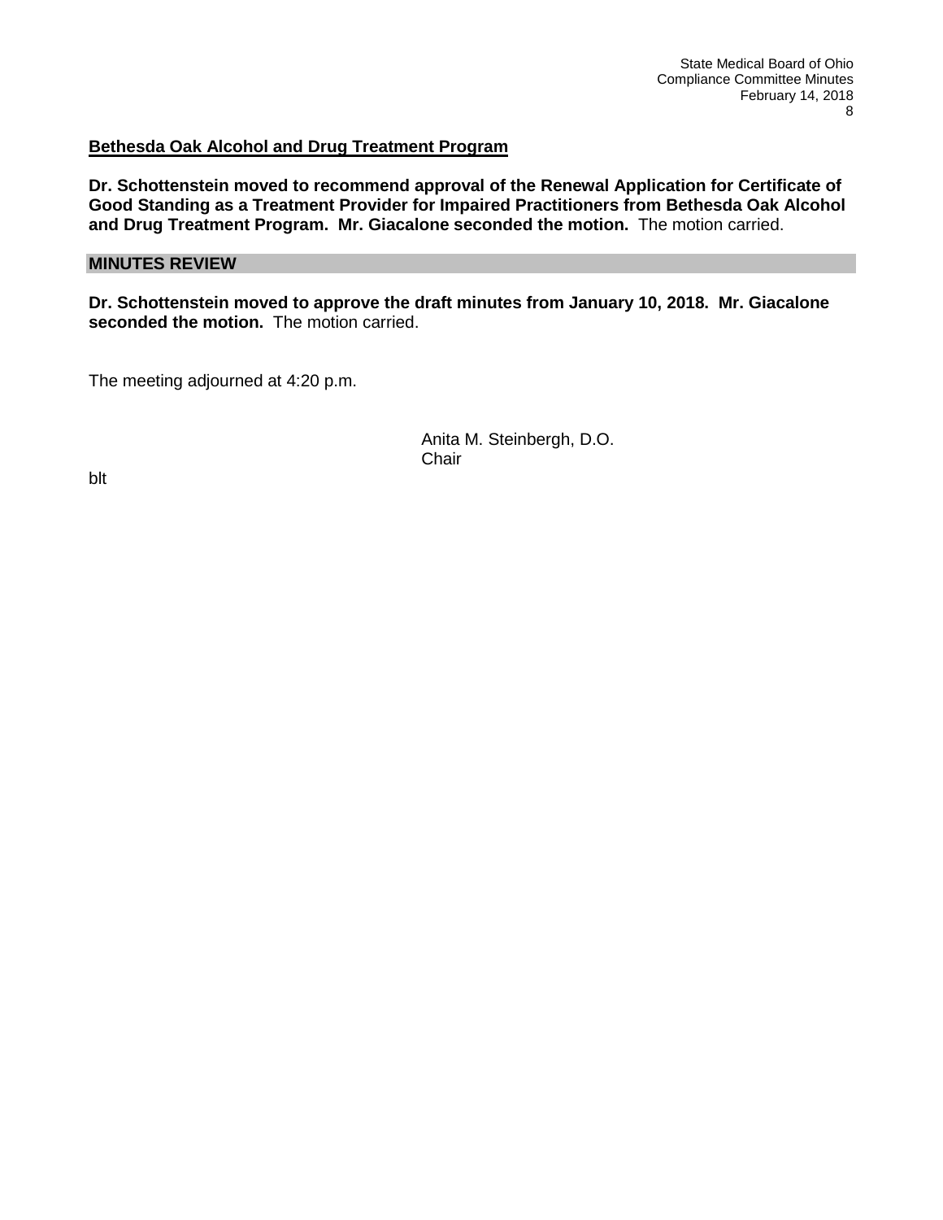**<u>Bethesda Oak Alcohol and Drug Treatment Program</u>**

**Dr. Schottenstein moved to recommend approval of the Renewal Application for Certificate of Good Standing as a Treatment Provider for Impaired Practitioners from Bethesda Oak Alcohol and Drug Treatment Program. Mr. Giacalone seconded the motion.** The motion carried.

## MINUTES REVIEW

**Dr. Schottenstein moved to approve the draft minutes from January 10, 2018. Mr. Giacalone seconded the motion.** The motion carried.

The meeting adjourned at 4:20 p.m.

Anita M. Steinbergh, D.O.
Chair

blt